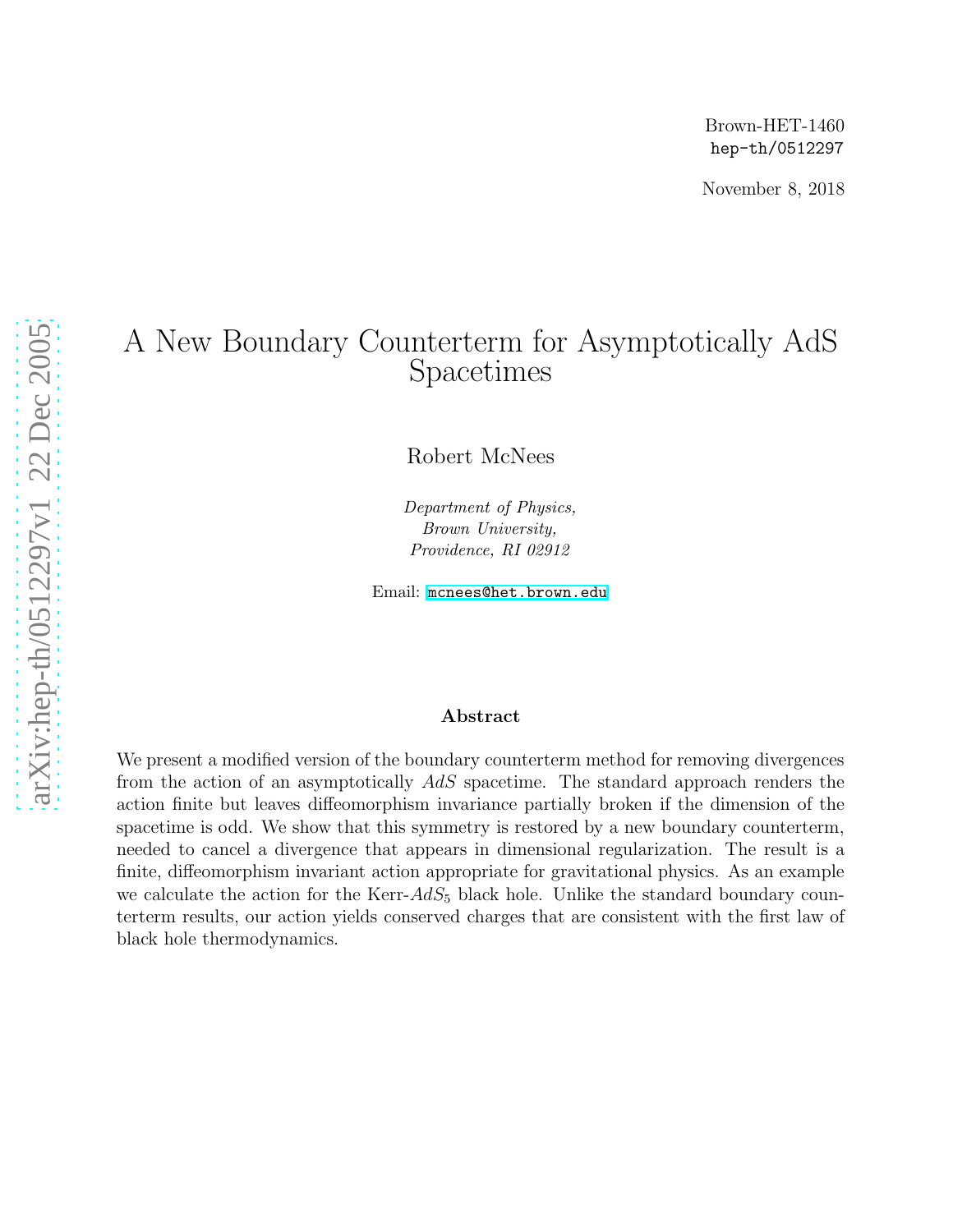Brown-HET-1460
hep-th/0512297

November 8, 2018

# A New Boundary Counterterm for Asymptotically AdS Spacetimes

Robert McNees

*Department of Physics,*
*Brown University,*
*Providence, RI 02912*

Email: mcnees@het.brown.edu

### Abstract

We present a modified version of the boundary counterterm method for removing divergences from the action of an asymptotically $AdS$ spacetime. The standard approach renders the action finite but leaves diffeomorphism invariance partially broken if the dimension of the spacetime is odd. We show that this symmetry is restored by a new boundary counterterm, needed to cancel a divergence that appears in dimensional regularization. The result is a finite, diffeomorphism invariant action appropriate for gravitational physics. As an example we calculate the action for the Kerr-$AdS_5$ black hole. Unlike the standard boundary counterterm results, our action yields conserved charges that are consistent with the first law of black hole thermodynamics.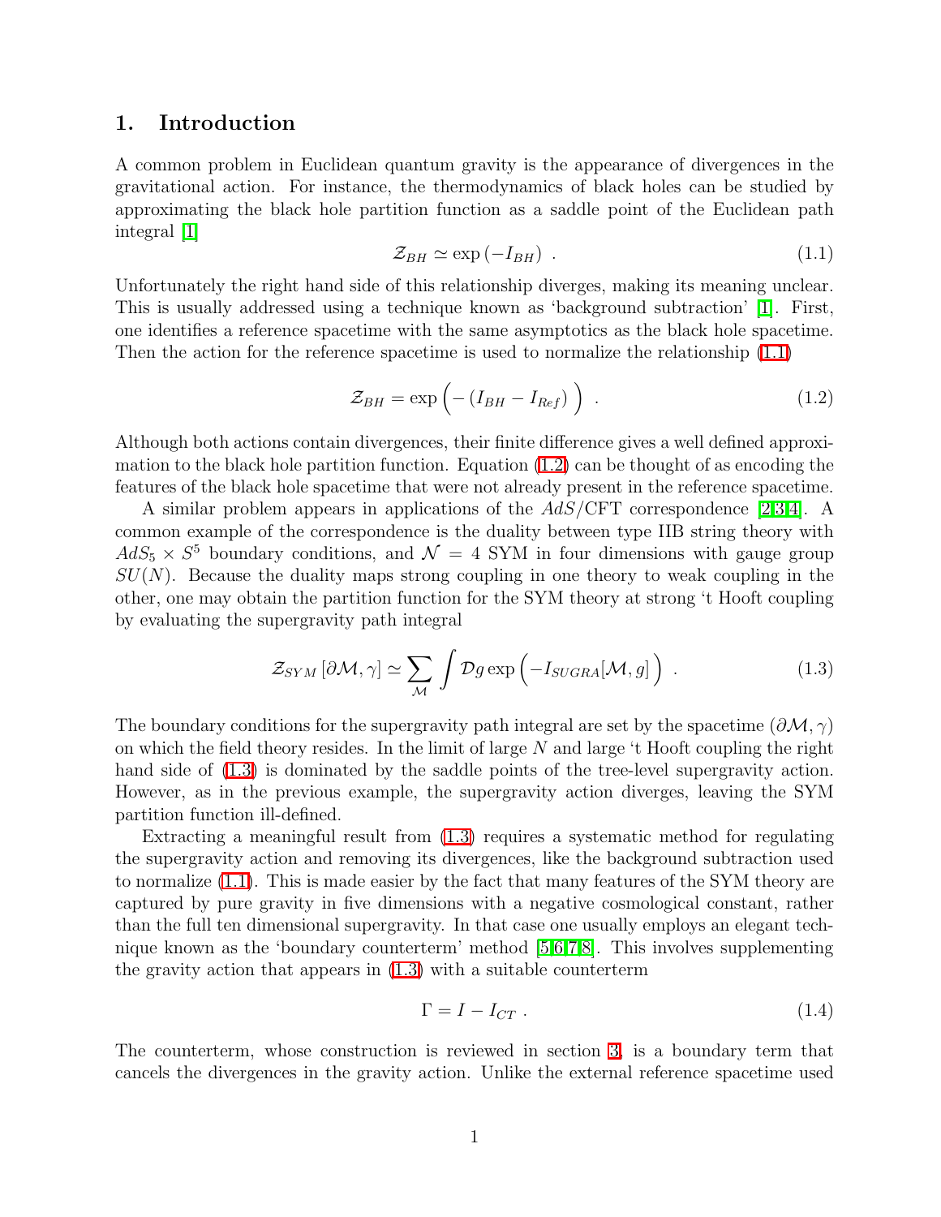## 1. Introduction

A common problem in Euclidean quantum gravity is the appearance of divergences in the gravitational action. For instance, the thermodynamics of black holes can be studied by approximating the black hole partition function as a saddle point of the Euclidean path integral [1]

$$\mathcal{Z}_{BH} \simeq \exp\left(-I_{BH}\right) \ . \tag{1.1}$$

Unfortunately the right hand side of this relationship diverges, making its meaning unclear. This is usually addressed using a technique known as 'background subtraction' [1]. First, one identifies a reference spacetime with the same asymptotics as the black hole spacetime. Then the action for the reference spacetime is used to normalize the relationship (1.1)

$$\mathcal{Z}_{BH} = \exp\Big(-\left(I_{BH} - I_{Ref}\right)\Big) \ . \tag{1.2}$$

Although both actions contain divergences, their finite difference gives a well defined approximation to the black hole partition function. Equation (1.2) can be thought of as encoding the features of the black hole spacetime that were not already present in the reference spacetime.

A similar problem appears in applications of the $AdS$/CFT correspondence [2,3,4]. A common example of the correspondence is the duality between type IIB string theory with $AdS_5 \times S^5$ boundary conditions, and $\mathcal{N} = 4$ SYM in four dimensions with gauge group $SU(N)$. Because the duality maps strong coupling in one theory to weak coupling in the other, one may obtain the partition function for the SYM theory at strong 't Hooft coupling by evaluating the supergravity path integral

$$\mathcal{Z}_{SYM}\left[\partial\mathcal{M},\gamma\right] \simeq \sum_{\mathcal{M}} \int \mathcal{D}g \exp\Big(-I_{SUGRA}[\mathcal{M},g]\Big) \ . \tag{1.3}$$

The boundary conditions for the supergravity path integral are set by the spacetime $(\partial\mathcal{M},\gamma)$ on which the field theory resides. In the limit of large $N$ and large 't Hooft coupling the right hand side of (1.3) is dominated by the saddle points of the tree-level supergravity action. However, as in the previous example, the supergravity action diverges, leaving the SYM partition function ill-defined.

Extracting a meaningful result from (1.3) requires a systematic method for regulating the supergravity action and removing its divergences, like the background subtraction used to normalize (1.1). This is made easier by the fact that many features of the SYM theory are captured by pure gravity in five dimensions with a negative cosmological constant, rather than the full ten dimensional supergravity. In that case one usually employs an elegant technique known as the 'boundary counterterm' method [5,6,7,8]. This involves supplementing the gravity action that appears in (1.3) with a suitable counterterm

$$\Gamma = I - I_{CT} \ . \tag{1.4}$$

The counterterm, whose construction is reviewed in section 3, is a boundary term that cancels the divergences in the gravity action. Unlike the external reference spacetime used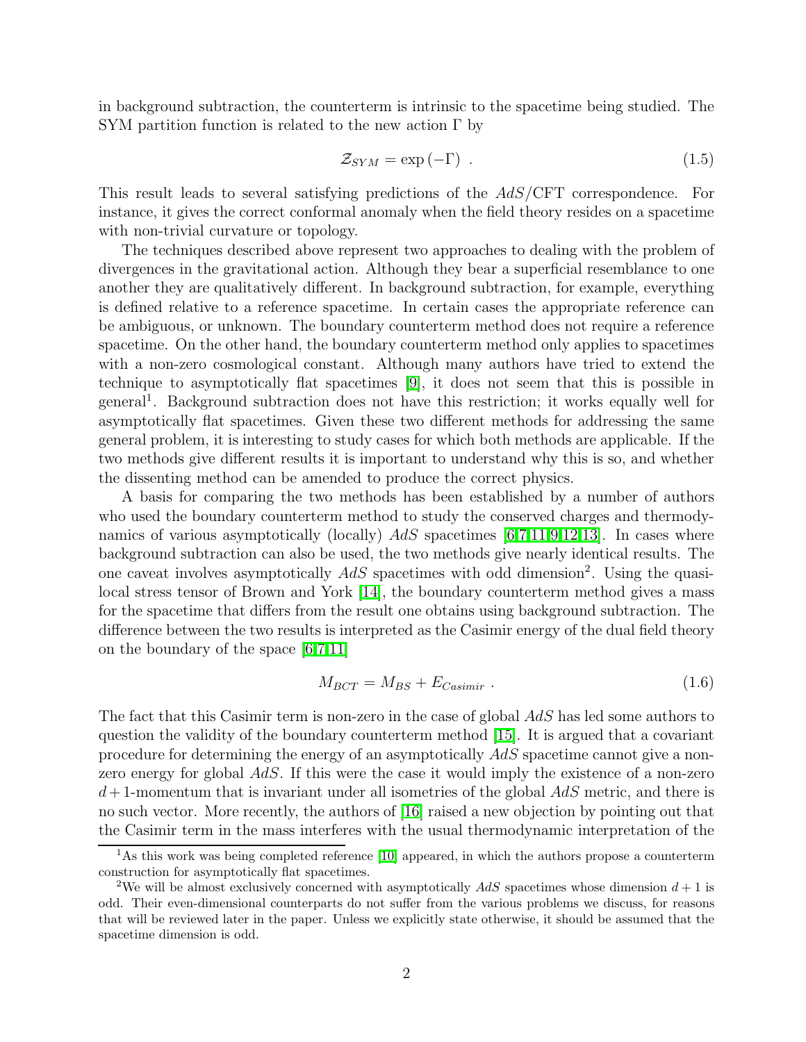in background subtraction, the counterterm is intrinsic to the spacetime being studied. The SYM partition function is related to the new action $\Gamma$ by

$$\mathcal{Z}_{SYM} = \exp\left(-\Gamma\right) \ . \tag{1.5}$$

This result leads to several satisfying predictions of the $AdS$/CFT correspondence. For instance, it gives the correct conformal anomaly when the field theory resides on a spacetime with non-trivial curvature or topology.

The techniques described above represent two approaches to dealing with the problem of divergences in the gravitational action. Although they bear a superficial resemblance to one another they are qualitatively different. In background subtraction, for example, everything is defined relative to a reference spacetime. In certain cases the appropriate reference can be ambiguous, or unknown. The boundary counterterm method does not require a reference spacetime. On the other hand, the boundary counterterm method only applies to spacetimes with a non-zero cosmological constant. Although many authors have tried to extend the technique to asymptotically flat spacetimes [9], it does not seem that this is possible in general[1]. Background subtraction does not have this restriction; it works equally well for asymptotically flat spacetimes. Given these two different methods for addressing the same general problem, it is interesting to study cases for which both methods are applicable. If the two methods give different results it is important to understand why this is so, and whether the dissenting method can be amended to produce the correct physics.

A basis for comparing the two methods has been established by a number of authors who used the boundary counterterm method to study the conserved charges and thermodynamics of various asymptotically (locally) $AdS$ spacetimes [6,7,11,9,12,13]. In cases where background subtraction can also be used, the two methods give nearly identical results. The one caveat involves asymptotically $AdS$ spacetimes with odd dimension[2]. Using the quasi-local stress tensor of Brown and York [14], the boundary counterterm method gives a mass for the spacetime that differs from the result one obtains using background subtraction. The difference between the two results is interpreted as the Casimir energy of the dual field theory on the boundary of the space [6,7,11]

$$M_{BCT} = M_{BS} + E_{Casimir} \ . \tag{1.6}$$

The fact that this Casimir term is non-zero in the case of global $AdS$ has led some authors to question the validity of the boundary counterterm method [15]. It is argued that a covariant procedure for determining the energy of an asymptotically $AdS$ spacetime cannot give a non-zero energy for global $AdS$. If this were the case it would imply the existence of a non-zero $d+1$-momentum that is invariant under all isometries of the global $AdS$ metric, and there is no such vector. More recently, the authors of [16] raised a new objection by pointing out that the Casimir term in the mass interferes with the usual thermodynamic interpretation of the

[1] As this work was being completed reference [10] appeared, in which the authors propose a counterterm construction for asymptotically flat spacetimes.

[2] We will be almost exclusively concerned with asymptotically $AdS$ spacetimes whose dimension $d+1$ is odd. Their even-dimensional counterparts do not suffer from the various problems we discuss, for reasons that will be reviewed later in the paper. Unless we explicitly state otherwise, it should be assumed that the spacetime dimension is odd.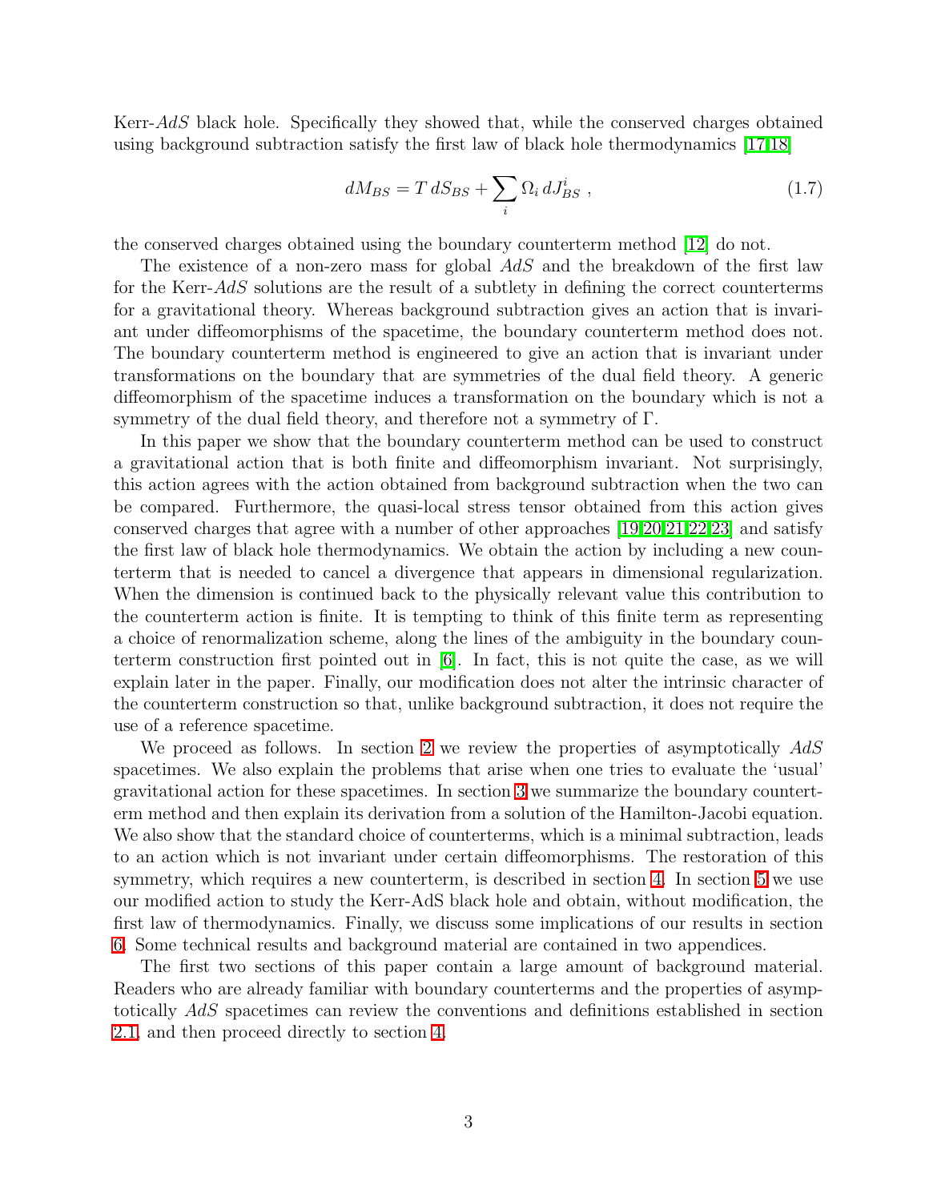Kerr-$AdS$ black hole. Specifically they showed that, while the conserved charges obtained using background subtraction satisfy the first law of black hole thermodynamics [17,18]

$$dM_{BS} = T\, dS_{BS} + \sum_i \Omega_i\, dJ^i_{BS}\ , \tag{1.7}$$

the conserved charges obtained using the boundary counterterm method [12] do not.

The existence of a non-zero mass for global $AdS$ and the breakdown of the first law for the Kerr-$AdS$ solutions are the result of a subtlety in defining the correct counterterms for a gravitational theory. Whereas background subtraction gives an action that is invariant under diffeomorphisms of the spacetime, the boundary counterterm method does not. The boundary counterterm method is engineered to give an action that is invariant under transformations on the boundary that are symmetries of the dual field theory. A generic diffeomorphism of the spacetime induces a transformation on the boundary which is not a symmetry of the dual field theory, and therefore not a symmetry of $\Gamma$.

In this paper we show that the boundary counterterm method can be used to construct a gravitational action that is both finite and diffeomorphism invariant. Not surprisingly, this action agrees with the action obtained from background subtraction when the two can be compared. Furthermore, the quasi-local stress tensor obtained from this action gives conserved charges that agree with a number of other approaches [19,20,21,22,23] and satisfy the first law of black hole thermodynamics. We obtain the action by including a new counterterm that is needed to cancel a divergence that appears in dimensional regularization. When the dimension is continued back to the physically relevant value this contribution to the counterterm action is finite. It is tempting to think of this finite term as representing a choice of renormalization scheme, along the lines of the ambiguity in the boundary counterterm construction first pointed out in [6]. In fact, this is not quite the case, as we will explain later in the paper. Finally, our modification does not alter the intrinsic character of the counterterm construction so that, unlike background subtraction, it does not require the use of a reference spacetime.

We proceed as follows. In section 2 we review the properties of asymptotically $AdS$ spacetimes. We also explain the problems that arise when one tries to evaluate the 'usual' gravitational action for these spacetimes. In section 3 we summarize the boundary counterterm method and then explain its derivation from a solution of the Hamilton-Jacobi equation. We also show that the standard choice of counterterms, which is a minimal subtraction, leads to an action which is not invariant under certain diffeomorphisms. The restoration of this symmetry, which requires a new counterterm, is described in section 4. In section 5 we use our modified action to study the Kerr-AdS black hole and obtain, without modification, the first law of thermodynamics. Finally, we discuss some implications of our results in section 6. Some technical results and background material are contained in two appendices.

The first two sections of this paper contain a large amount of background material. Readers who are already familiar with boundary counterterms and the properties of asymptotically $AdS$ spacetimes can review the conventions and definitions established in section 2.1, and then proceed directly to section 4.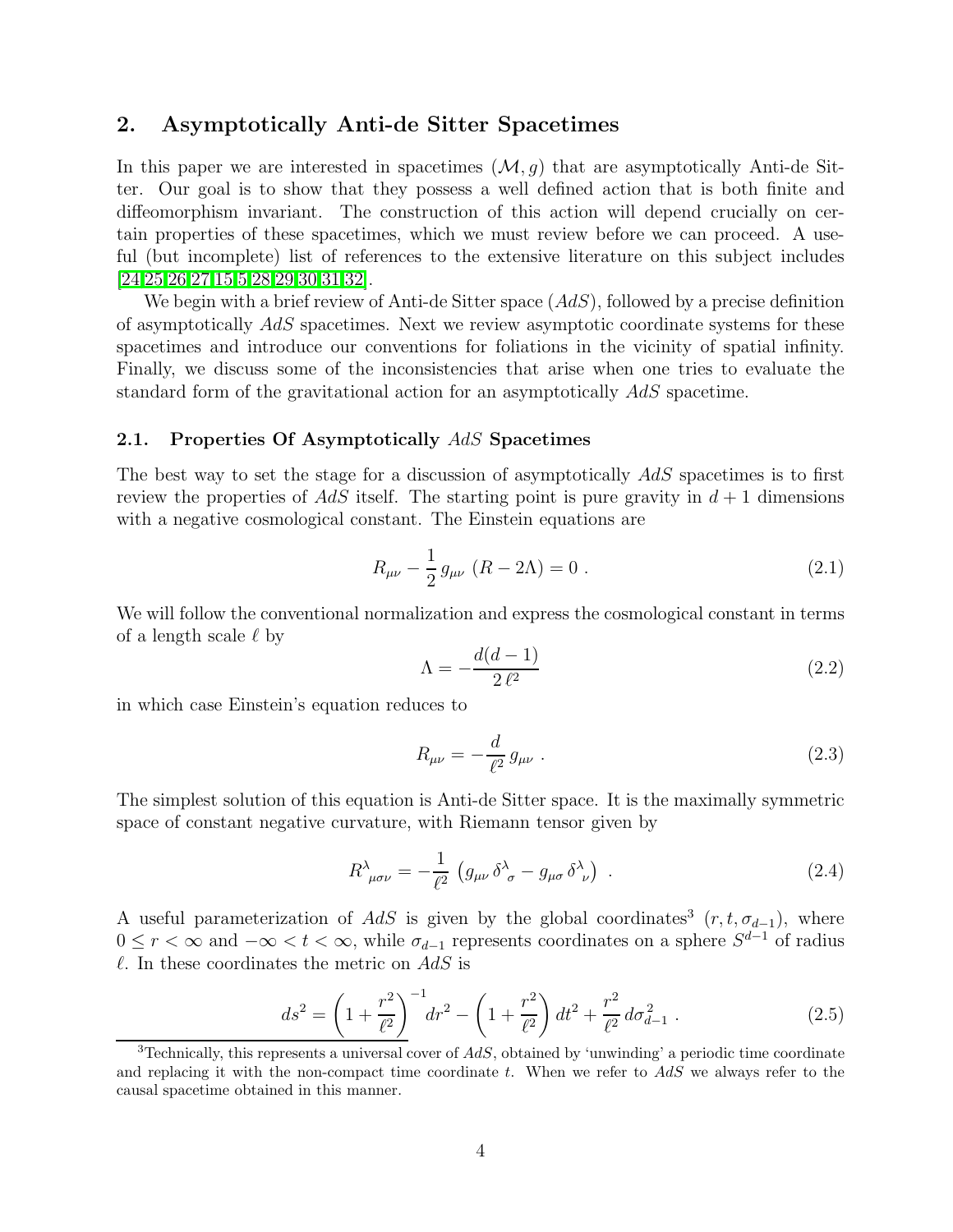## 2. Asymptotically Anti-de Sitter Spacetimes

In this paper we are interested in spacetimes $(\mathcal{M}, g)$ that are asymptotically Anti-de Sitter. Our goal is to show that they possess a well defined action that is both finite and diffeomorphism invariant. The construction of this action will depend crucially on certain properties of these spacetimes, which we must review before we can proceed. A useful (but incomplete) list of references to the extensive literature on this subject includes [24,25,26,27,15,5,28,29,30,31,32].

We begin with a brief review of Anti-de Sitter space ($AdS$), followed by a precise definition of asymptotically $AdS$ spacetimes. Next we review asymptotic coordinate systems for these spacetimes and introduce our conventions for foliations in the vicinity of spatial infinity. Finally, we discuss some of the inconsistencies that arise when one tries to evaluate the standard form of the gravitational action for an asymptotically $AdS$ spacetime.

### 2.1. Properties Of Asymptotically $AdS$ Spacetimes

The best way to set the stage for a discussion of asymptotically $AdS$ spacetimes is to first review the properties of $AdS$ itself. The starting point is pure gravity in $d+1$ dimensions with a negative cosmological constant. The Einstein equations are

$$R_{\mu\nu} - \frac{1}{2}\, g_{\mu\nu}\, (R - 2\Lambda) = 0\ . \tag{2.1}$$

We will follow the conventional normalization and express the cosmological constant in terms of a length scale $\ell$ by

$$\Lambda = -\frac{d(d-1)}{2\,\ell^2} \tag{2.2}$$

in which case Einstein's equation reduces to

$$R_{\mu\nu} = -\frac{d}{\ell^2}\, g_{\mu\nu}\ . \tag{2.3}$$

The simplest solution of this equation is Anti-de Sitter space. It is the maximally symmetric space of constant negative curvature, with Riemann tensor given by

$$R^{\lambda}{}_{\mu\sigma\nu} = -\frac{1}{\ell^2}\, \left( g_{\mu\nu}\, \delta^{\lambda}{}_{\sigma} - g_{\mu\sigma}\, \delta^{\lambda}{}_{\nu} \right)\ . \tag{2.4}$$

A useful parameterization of $AdS$ is given by the global coordinates[3] $(r, t, \sigma_{d-1})$, where $0 \le r < \infty$ and $-\infty < t < \infty$, while $\sigma_{d-1}$ represents coordinates on a sphere $S^{d-1}$ of radius $\ell$. In these coordinates the metric on $AdS$ is

$$ds^2 = \left(1 + \frac{r^2}{\ell^2}\right)^{-1} dr^2 - \left(1 + \frac{r^2}{\ell^2}\right) dt^2 + \frac{r^2}{\ell^2}\, d\sigma_{d-1}^2\ . \tag{2.5}$$

[3] Technically, this represents a universal cover of $AdS$, obtained by 'unwinding' a periodic time coordinate and replacing it with the non-compact time coordinate $t$. When we refer to $AdS$ we always refer to the causal spacetime obtained in this manner.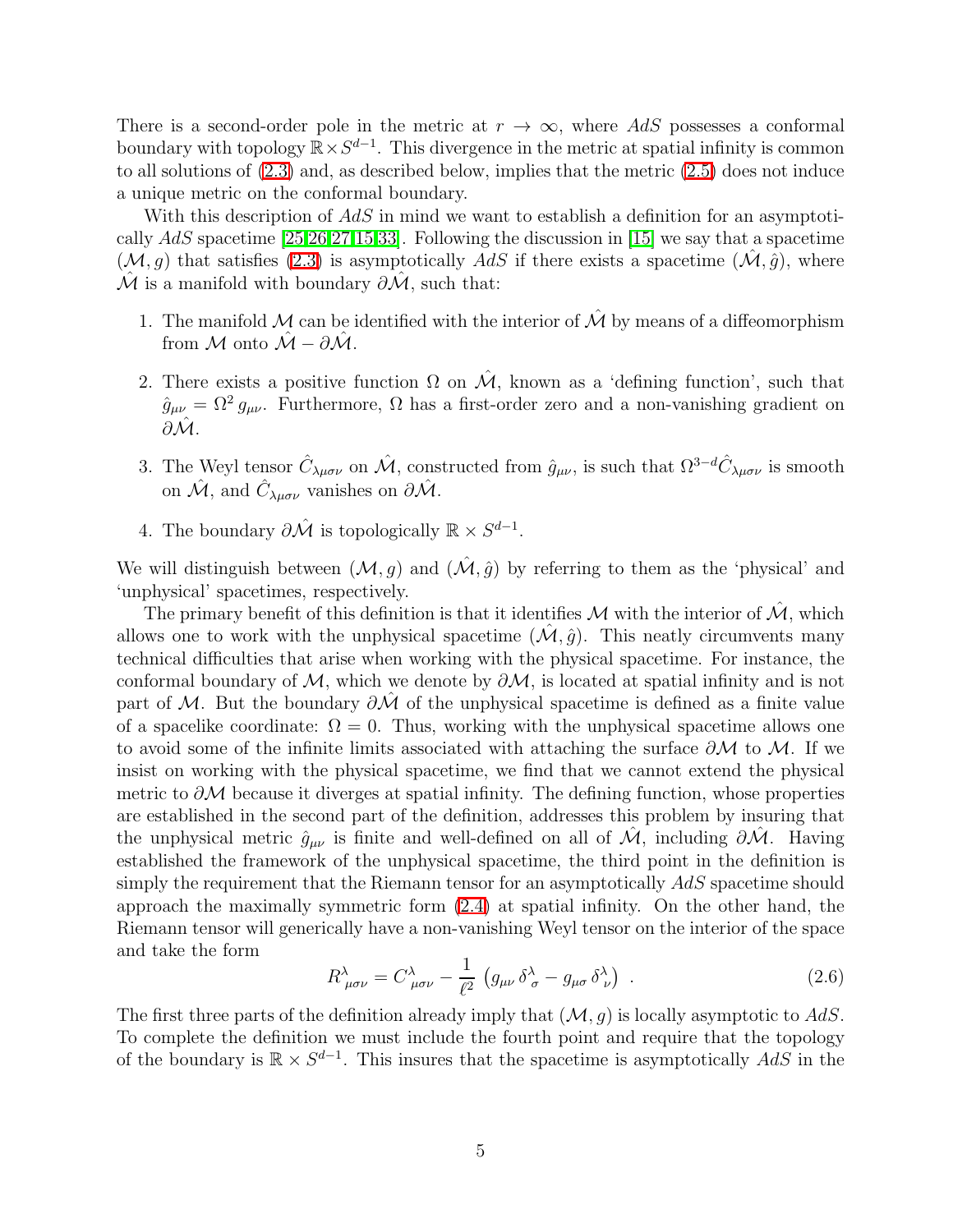There is a second-order pole in the metric at $r \to \infty$, where $AdS$ possesses a conformal boundary with topology $\mathbb{R} \times S^{d-1}$. This divergence in the metric at spatial infinity is common to all solutions of (2.3) and, as described below, implies that the metric (2.5) does not induce a unique metric on the conformal boundary.

With this description of $AdS$ in mind we want to establish a definition for an asymptotically $AdS$ spacetime [25,26,27,15,33]. Following the discussion in [15] we say that a spacetime $(\mathcal{M}, g)$ that satisfies (2.3) is asymptotically $AdS$ if there exists a spacetime $(\hat{\mathcal{M}}, \hat{g})$, where $\hat{\mathcal{M}}$ is a manifold with boundary $\partial\hat{\mathcal{M}}$, such that:

1. The manifold $\mathcal{M}$ can be identified with the interior of $\hat{\mathcal{M}}$ by means of a diffeomorphism from $\mathcal{M}$ onto $\hat{\mathcal{M}} - \partial\hat{\mathcal{M}}$.

2. There exists a positive function $\Omega$ on $\hat{\mathcal{M}}$, known as a 'defining function', such that $\hat{g}_{\mu\nu} = \Omega^2 \, g_{\mu\nu}$. Furthermore, $\Omega$ has a first-order zero and a non-vanishing gradient on $\partial\hat{\mathcal{M}}$.

3. The Weyl tensor $\hat{C}_{\lambda\mu\sigma\nu}$ on $\hat{\mathcal{M}}$, constructed from $\hat{g}_{\mu\nu}$, is such that $\Omega^{3-d}\hat{C}_{\lambda\mu\sigma\nu}$ is smooth on $\hat{\mathcal{M}}$, and $\hat{C}_{\lambda\mu\sigma\nu}$ vanishes on $\partial\hat{\mathcal{M}}$.

4. The boundary $\partial\hat{\mathcal{M}}$ is topologically $\mathbb{R} \times S^{d-1}$.

We will distinguish between $(\mathcal{M}, g)$ and $(\hat{\mathcal{M}}, \hat{g})$ by referring to them as the 'physical' and 'unphysical' spacetimes, respectively.

The primary benefit of this definition is that it identifies $\mathcal{M}$ with the interior of $\hat{\mathcal{M}}$, which allows one to work with the unphysical spacetime $(\hat{\mathcal{M}}, \hat{g})$. This neatly circumvents many technical difficulties that arise when working with the physical spacetime. For instance, the conformal boundary of $\mathcal{M}$, which we denote by $\partial\mathcal{M}$, is located at spatial infinity and is not part of $\mathcal{M}$. But the boundary $\partial\hat{\mathcal{M}}$ of the unphysical spacetime is defined as a finite value of a spacelike coordinate: $\Omega = 0$. Thus, working with the unphysical spacetime allows one to avoid some of the infinite limits associated with attaching the surface $\partial\mathcal{M}$ to $\mathcal{M}$. If we insist on working with the physical spacetime, we find that we cannot extend the physical metric to $\partial\mathcal{M}$ because it diverges at spatial infinity. The defining function, whose properties are established in the second part of the definition, addresses this problem by insuring that the unphysical metric $\hat{g}_{\mu\nu}$ is finite and well-defined on all of $\hat{\mathcal{M}}$, including $\partial\hat{\mathcal{M}}$. Having established the framework of the unphysical spacetime, the third point in the definition is simply the requirement that the Riemann tensor for an asymptotically $AdS$ spacetime should approach the maximally symmetric form (2.4) at spatial infinity. On the other hand, the Riemann tensor will generically have a non-vanishing Weyl tensor on the interior of the space and take the form

$$R^{\lambda}{}_{\mu\sigma\nu} = C^{\lambda}{}_{\mu\sigma\nu} - \frac{1}{\ell^2}\left(g_{\mu\nu}\,\delta^{\lambda}{}_{\sigma} - g_{\mu\sigma}\,\delta^{\lambda}{}_{\nu}\right) \ . \tag{2.6}$$

The first three parts of the definition already imply that $(\mathcal{M}, g)$ is locally asymptotic to $AdS$. To complete the definition we must include the fourth point and require that the topology of the boundary is $\mathbb{R} \times S^{d-1}$. This insures that the spacetime is asymptotically $AdS$ in the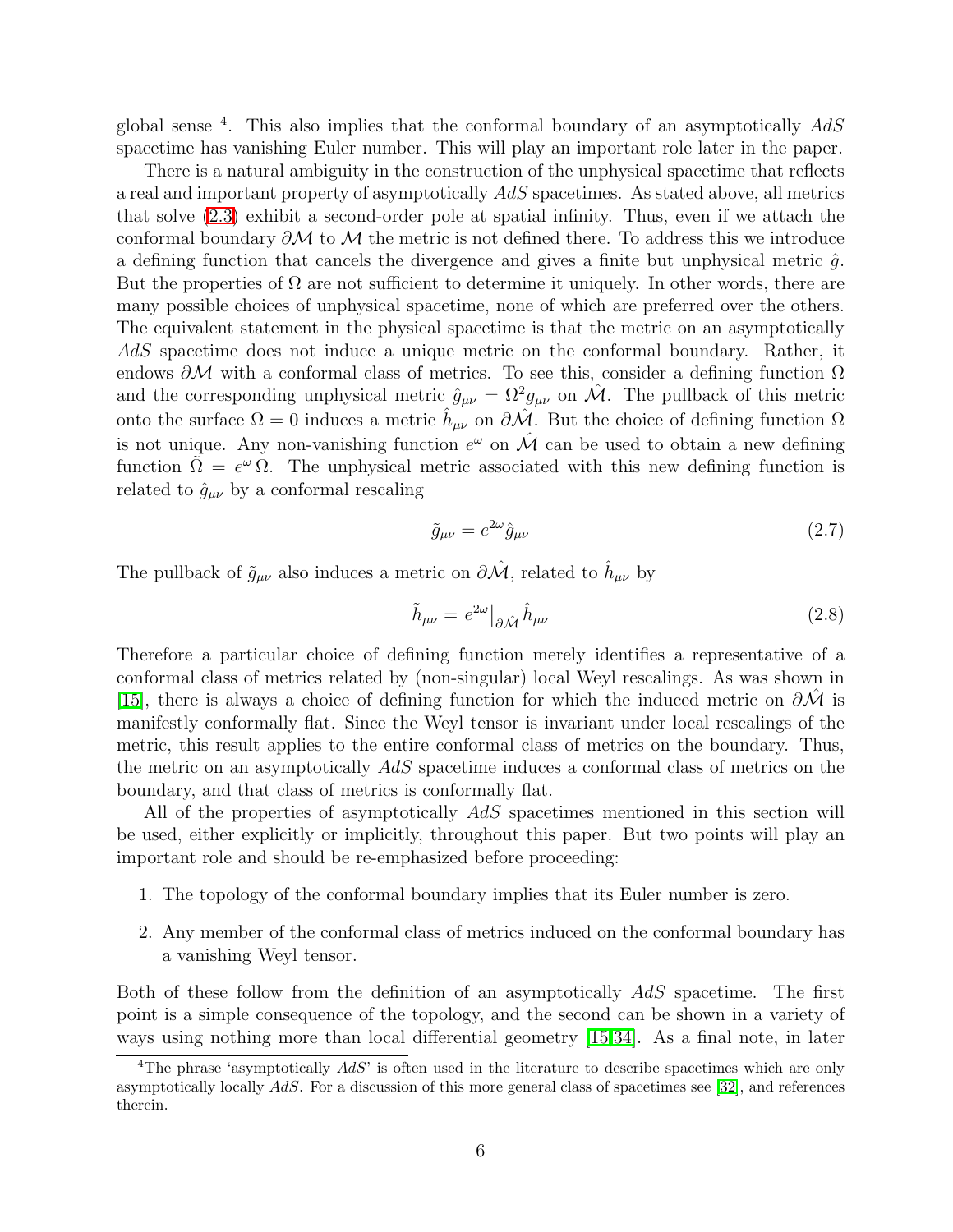global sense [4]. This also implies that the conformal boundary of an asymptotically $AdS$ spacetime has vanishing Euler number. This will play an important role later in the paper.

There is a natural ambiguity in the construction of the unphysical spacetime that reflects a real and important property of asymptotically $AdS$ spacetimes. As stated above, all metrics that solve (2.3) exhibit a second-order pole at spatial infinity. Thus, even if we attach the conformal boundary $\partial\mathcal{M}$ to $\mathcal{M}$ the metric is not defined there. To address this we introduce a defining function that cancels the divergence and gives a finite but unphysical metric $\hat{g}$. But the properties of $\Omega$ are not sufficient to determine it uniquely. In other words, there are many possible choices of unphysical spacetime, none of which are preferred over the others. The equivalent statement in the physical spacetime is that the metric on an asymptotically $AdS$ spacetime does not induce a unique metric on the conformal boundary. Rather, it endows $\partial\mathcal{M}$ with a conformal class of metrics. To see this, consider a defining function $\Omega$ and the corresponding unphysical metric $\hat{g}_{\mu\nu} = \Omega^2 g_{\mu\nu}$ on $\hat{\mathcal{M}}$. The pullback of this metric onto the surface $\Omega = 0$ induces a metric $\hat{h}_{\mu\nu}$ on $\partial\hat{\mathcal{M}}$. But the choice of defining function $\Omega$ is not unique. Any non-vanishing function $e^{\omega}$ on $\hat{\mathcal{M}}$ can be used to obtain a new defining function $\tilde{\Omega} = e^{\omega}\,\Omega$. The unphysical metric associated with this new defining function is related to $\hat{g}_{\mu\nu}$ by a conformal rescaling

$$\tilde{g}_{\mu\nu} = e^{2\omega}\hat{g}_{\mu\nu} \tag{2.7}$$

The pullback of $\tilde{g}_{\mu\nu}$ also induces a metric on $\partial\hat{\mathcal{M}}$, related to $\hat{h}_{\mu\nu}$ by

$$\tilde{h}_{\mu\nu} = e^{2\omega}\big|_{\partial\hat{\mathcal{M}}}\,\hat{h}_{\mu\nu} \tag{2.8}$$

Therefore a particular choice of defining function merely identifies a representative of a conformal class of metrics related by (non-singular) local Weyl rescalings. As was shown in [15], there is always a choice of defining function for which the induced metric on $\partial\hat{\mathcal{M}}$ is manifestly conformally flat. Since the Weyl tensor is invariant under local rescalings of the metric, this result applies to the entire conformal class of metrics on the boundary. Thus, the metric on an asymptotically $AdS$ spacetime induces a conformal class of metrics on the boundary, and that class of metrics is conformally flat.

All of the properties of asymptotically $AdS$ spacetimes mentioned in this section will be used, either explicitly or implicitly, throughout this paper. But two points will play an important role and should be re-emphasized before proceeding:

1. The topology of the conformal boundary implies that its Euler number is zero.
2. Any member of the conformal class of metrics induced on the conformal boundary has a vanishing Weyl tensor.

Both of these follow from the definition of an asymptotically $AdS$ spacetime. The first point is a simple consequence of the topology, and the second can be shown in a variety of ways using nothing more than local differential geometry [15,34]. As a final note, in later

[4] The phrase 'asymptotically $AdS$' is often used in the literature to describe spacetimes which are only asymptotically locally $AdS$. For a discussion of this more general class of spacetimes see [32], and references therein.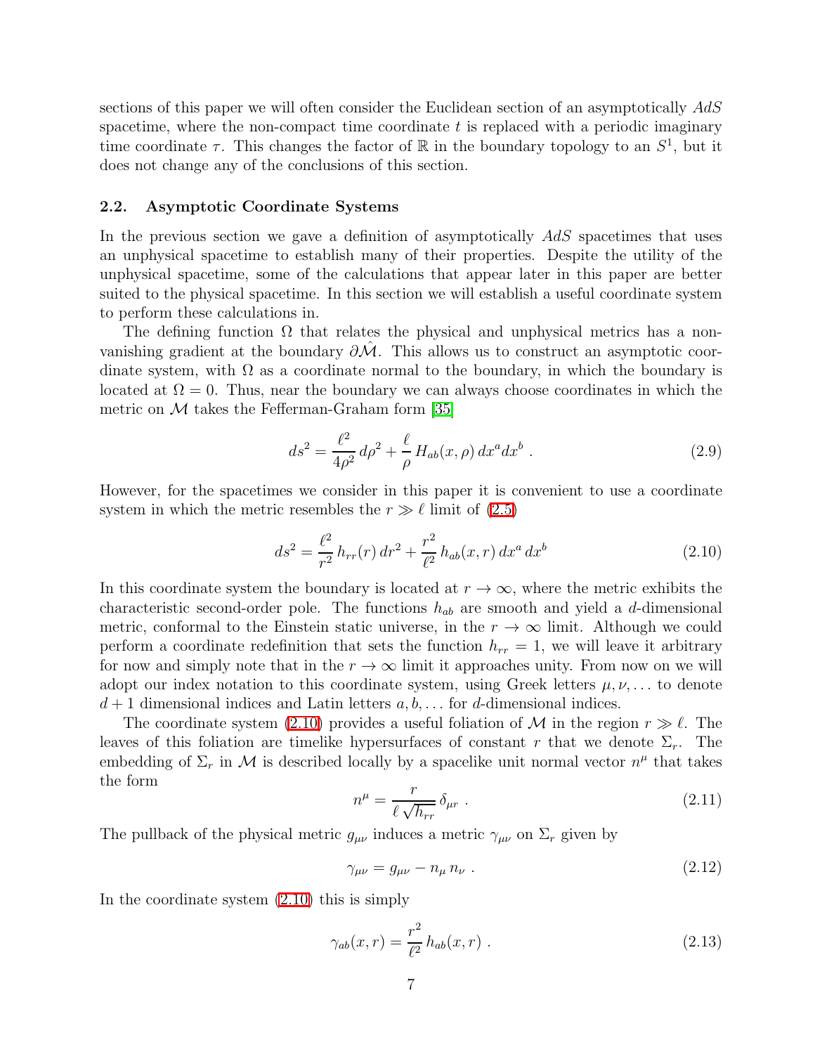sections of this paper we will often consider the Euclidean section of an asymptotically $AdS$ spacetime, where the non-compact time coordinate $t$ is replaced with a periodic imaginary time coordinate $\tau$. This changes the factor of $\mathbb{R}$ in the boundary topology to an $S^1$, but it does not change any of the conclusions of this section.

### 2.2. Asymptotic Coordinate Systems

In the previous section we gave a definition of asymptotically $AdS$ spacetimes that uses an unphysical spacetime to establish many of their properties. Despite the utility of the unphysical spacetime, some of the calculations that appear later in this paper are better suited to the physical spacetime. In this section we will establish a useful coordinate system to perform these calculations in.

The defining function $\Omega$ that relates the physical and unphysical metrics has a non-vanishing gradient at the boundary $\partial\hat{\mathcal{M}}$. This allows us to construct an asymptotic coordinate system, with $\Omega$ as a coordinate normal to the boundary, in which the boundary is located at $\Omega = 0$. Thus, near the boundary we can always choose coordinates in which the metric on $\mathcal{M}$ takes the Fefferman-Graham form [35]

$$ds^2 = \frac{\ell^2}{4\rho^2}\, d\rho^2 + \frac{\ell}{\rho}\, H_{ab}(x,\rho)\, dx^a dx^b \ . \tag{2.9}$$

However, for the spacetimes we consider in this paper it is convenient to use a coordinate system in which the metric resembles the $r \gg \ell$ limit of (2.5)

$$ds^2 = \frac{\ell^2}{r^2}\, h_{rr}(r)\, dr^2 + \frac{r^2}{\ell^2}\, h_{ab}(x,r)\, dx^a\, dx^b \tag{2.10}$$

In this coordinate system the boundary is located at $r \to \infty$, where the metric exhibits the characteristic second-order pole. The functions $h_{ab}$ are smooth and yield a $d$-dimensional metric, conformal to the Einstein static universe, in the $r \to \infty$ limit. Although we could perform a coordinate redefinition that sets the function $h_{rr} = 1$, we will leave it arbitrary for now and simply note that in the $r \to \infty$ limit it approaches unity. From now on we will adopt our index notation to this coordinate system, using Greek letters $\mu, \nu, \ldots$ to denote $d+1$ dimensional indices and Latin letters $a, b, \ldots$ for $d$-dimensional indices.

The coordinate system (2.10) provides a useful foliation of $\mathcal{M}$ in the region $r \gg \ell$. The leaves of this foliation are timelike hypersurfaces of constant $r$ that we denote $\Sigma_r$. The embedding of $\Sigma_r$ in $\mathcal{M}$ is described locally by a spacelike unit normal vector $n^\mu$ that takes the form

$$n^\mu = \frac{r}{\ell\,\sqrt{h_{rr}}}\, \delta_{\mu r} \ . \tag{2.11}$$

The pullback of the physical metric $g_{\mu\nu}$ induces a metric $\gamma_{\mu\nu}$ on $\Sigma_r$ given by

$$\gamma_{\mu\nu} = g_{\mu\nu} - n_\mu\, n_\nu \ . \tag{2.12}$$

In the coordinate system (2.10) this is simply

$$\gamma_{ab}(x,r) = \frac{r^2}{\ell^2}\, h_{ab}(x,r) \ . \tag{2.13}$$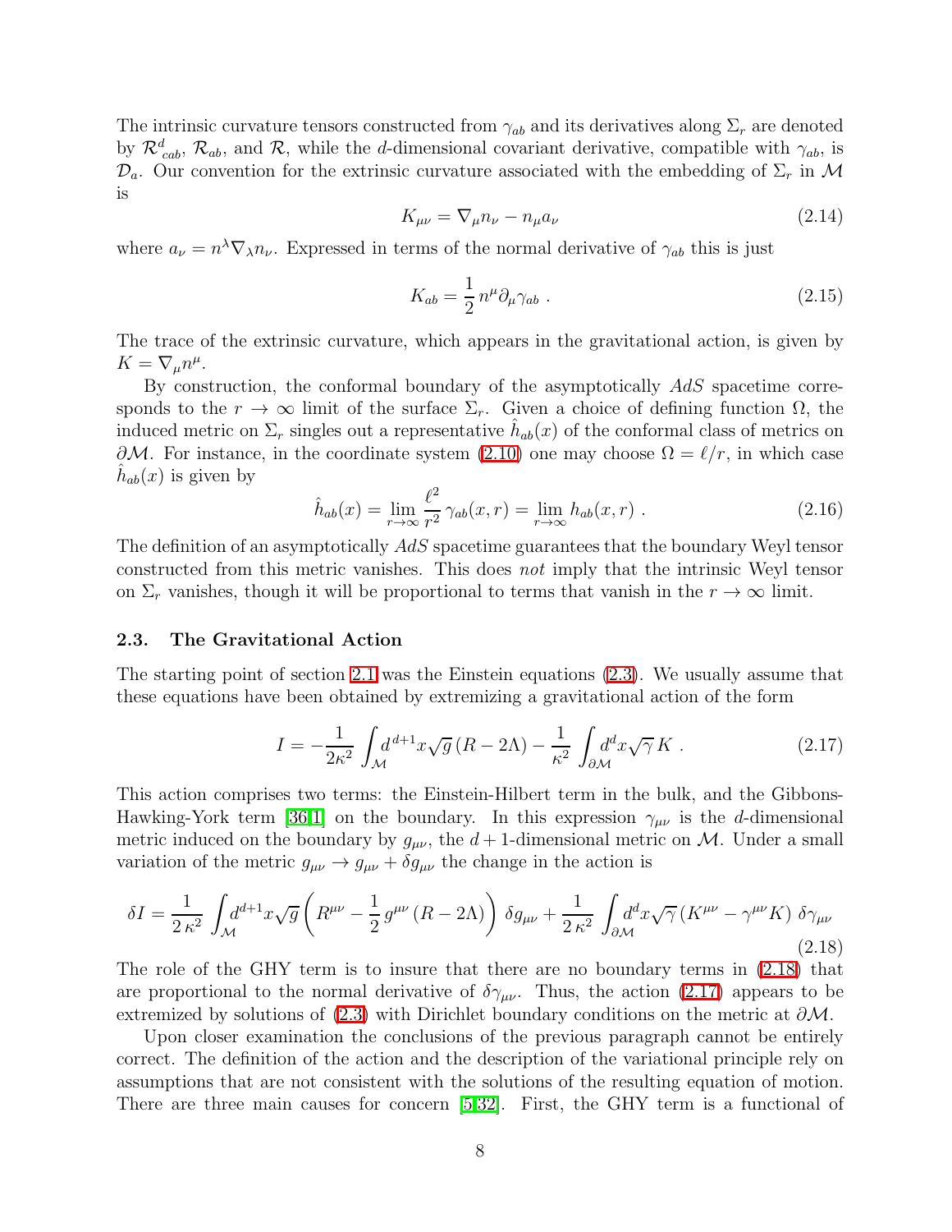The intrinsic curvature tensors constructed from $\gamma_{ab}$ and its derivatives along $\Sigma_r$ are denoted by $\mathcal{R}^d{}_{cab}$, $\mathcal{R}_{ab}$, and $\mathcal{R}$, while the $d$-dimensional covariant derivative, compatible with $\gamma_{ab}$, is $\mathcal{D}_a$. Our convention for the extrinsic curvature associated with the embedding of $\Sigma_r$ in $\mathcal{M}$ is

$$K_{\mu\nu} = \nabla_\mu n_\nu - n_\mu a_\nu \tag{2.14}$$

where $a_\nu = n^\lambda \nabla_\lambda n_\nu$. Expressed in terms of the normal derivative of $\gamma_{ab}$ this is just

$$K_{ab} = \frac{1}{2}\, n^\mu \partial_\mu \gamma_{ab} \; . \tag{2.15}$$

The trace of the extrinsic curvature, which appears in the gravitational action, is given by $K = \nabla_\mu n^\mu$.

By construction, the conformal boundary of the asymptotically $AdS$ spacetime corresponds to the $r \to \infty$ limit of the surface $\Sigma_r$. Given a choice of defining function $\Omega$, the induced metric on $\Sigma_r$ singles out a representative $\hat{h}_{ab}(x)$ of the conformal class of metrics on $\partial\mathcal{M}$. For instance, in the coordinate system (2.10) one may choose $\Omega = \ell/r$, in which case $\hat{h}_{ab}(x)$ is given by

$$\hat{h}_{ab}(x) = \lim_{r\to\infty} \frac{\ell^2}{r^2}\, \gamma_{ab}(x,r) = \lim_{r\to\infty} h_{ab}(x,r) \; . \tag{2.16}$$

The definition of an asymptotically $AdS$ spacetime guarantees that the boundary Weyl tensor constructed from this metric vanishes. This does *not* imply that the intrinsic Weyl tensor on $\Sigma_r$ vanishes, though it will be proportional to terms that vanish in the $r \to \infty$ limit.

### 2.3. The Gravitational Action

The starting point of section 2.1 was the Einstein equations (2.3). We usually assume that these equations have been obtained by extremizing a gravitational action of the form

$$I = -\frac{1}{2\kappa^2} \int_{\mathcal{M}} d^{d+1}x \sqrt{g}\, (R - 2\Lambda) - \frac{1}{\kappa^2} \int_{\partial\mathcal{M}} d^d x \sqrt{\gamma}\, K \; . \tag{2.17}$$

This action comprises two terms: the Einstein-Hilbert term in the bulk, and the Gibbons-Hawking-York term [36,1] on the boundary. In this expression $\gamma_{\mu\nu}$ is the $d$-dimensional metric induced on the boundary by $g_{\mu\nu}$, the $d+1$-dimensional metric on $\mathcal{M}$. Under a small variation of the metric $g_{\mu\nu} \to g_{\mu\nu} + \delta g_{\mu\nu}$ the change in the action is

$$\delta I = \frac{1}{2\,\kappa^2} \int_{\mathcal{M}} d^{d+1}x \sqrt{g} \left( R^{\mu\nu} - \frac{1}{2}\, g^{\mu\nu}\, (R - 2\Lambda) \right) \delta g_{\mu\nu} + \frac{1}{2\,\kappa^2} \int_{\partial\mathcal{M}} d^d x \sqrt{\gamma}\, (K^{\mu\nu} - \gamma^{\mu\nu} K)\; \delta\gamma_{\mu\nu} \tag{2.18}$$

The role of the GHY term is to insure that there are no boundary terms in (2.18) that are proportional to the normal derivative of $\delta\gamma_{\mu\nu}$. Thus, the action (2.17) appears to be extremized by solutions of (2.3) with Dirichlet boundary conditions on the metric at $\partial\mathcal{M}$.

Upon closer examination the conclusions of the previous paragraph cannot be entirely correct. The definition of the action and the description of the variational principle rely on assumptions that are not consistent with the solutions of the resulting equation of motion. There are three main causes for concern [5,32]. First, the GHY term is a functional of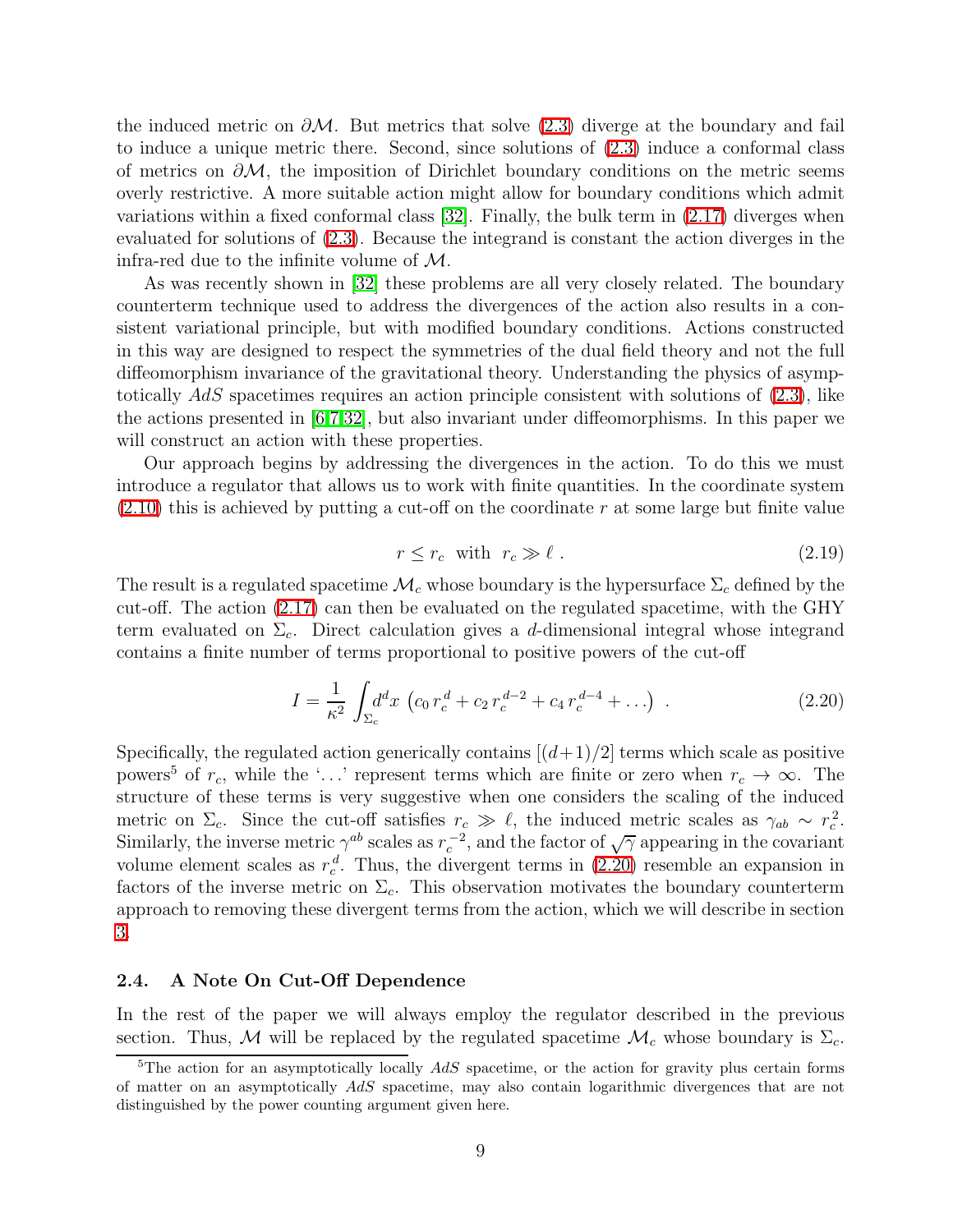the induced metric on $\partial\mathcal{M}$. But metrics that solve (2.3) diverge at the boundary and fail to induce a unique metric there. Second, since solutions of (2.3) induce a conformal class of metrics on $\partial\mathcal{M}$, the imposition of Dirichlet boundary conditions on the metric seems overly restrictive. A more suitable action might allow for boundary conditions which admit variations within a fixed conformal class [32]. Finally, the bulk term in (2.17) diverges when evaluated for solutions of (2.3). Because the integrand is constant the action diverges in the infra-red due to the infinite volume of $\mathcal{M}$.

As was recently shown in [32] these problems are all very closely related. The boundary counterterm technique used to address the divergences of the action also results in a consistent variational principle, but with modified boundary conditions. Actions constructed in this way are designed to respect the symmetries of the dual field theory and not the full diffeomorphism invariance of the gravitational theory. Understanding the physics of asymptotically $AdS$ spacetimes requires an action principle consistent with solutions of (2.3), like the actions presented in [6,7,32], but also invariant under diffeomorphisms. In this paper we will construct an action with these properties.

Our approach begins by addressing the divergences in the action. To do this we must introduce a regulator that allows us to work with finite quantities. In the coordinate system (2.10) this is achieved by putting a cut-off on the coordinate $r$ at some large but finite value

$$r \leq r_c \quad \text{with} \quad r_c \gg \ell \ . \tag{2.19}$$

The result is a regulated spacetime $\mathcal{M}_c$ whose boundary is the hypersurface $\Sigma_c$ defined by the cut-off. The action (2.17) can then be evaluated on the regulated spacetime, with the GHY term evaluated on $\Sigma_c$. Direct calculation gives a $d$-dimensional integral whose integrand contains a finite number of terms proportional to positive powers of the cut-off

$$I = \frac{1}{\kappa^2}\int_{\Sigma_c} d^d x \, \left( c_0 \, r_c^{\,d} + c_2 \, r_c^{\,d-2} + c_4 \, r_c^{\,d-4} + \ldots \right) \ . \tag{2.20}$$

Specifically, the regulated action generically contains $[(d+1)/2]$ terms which scale as positive powers[5] of $r_c$, while the '$\ldots$' represent terms which are finite or zero when $r_c \to \infty$. The structure of these terms is very suggestive when one considers the scaling of the induced metric on $\Sigma_c$. Since the cut-off satisfies $r_c \gg \ell$, the induced metric scales as $\gamma_{ab} \sim r_c^2$. Similarly, the inverse metric $\gamma^{ab}$ scales as $r_c^{-2}$, and the factor of $\sqrt{\gamma}$ appearing in the covariant volume element scales as $r_c^{\,d}$. Thus, the divergent terms in (2.20) resemble an expansion in factors of the inverse metric on $\Sigma_c$. This observation motivates the boundary counterterm approach to removing these divergent terms from the action, which we will describe in section 3.

### 2.4. A Note On Cut-Off Dependence

In the rest of the paper we will always employ the regulator described in the previous section. Thus, $\mathcal{M}$ will be replaced by the regulated spacetime $\mathcal{M}_c$ whose boundary is $\Sigma_c$.

[5] The action for an asymptotically locally $AdS$ spacetime, or the action for gravity plus certain forms of matter on an asymptotically $AdS$ spacetime, may also contain logarithmic divergences that are not distinguished by the power counting argument given here.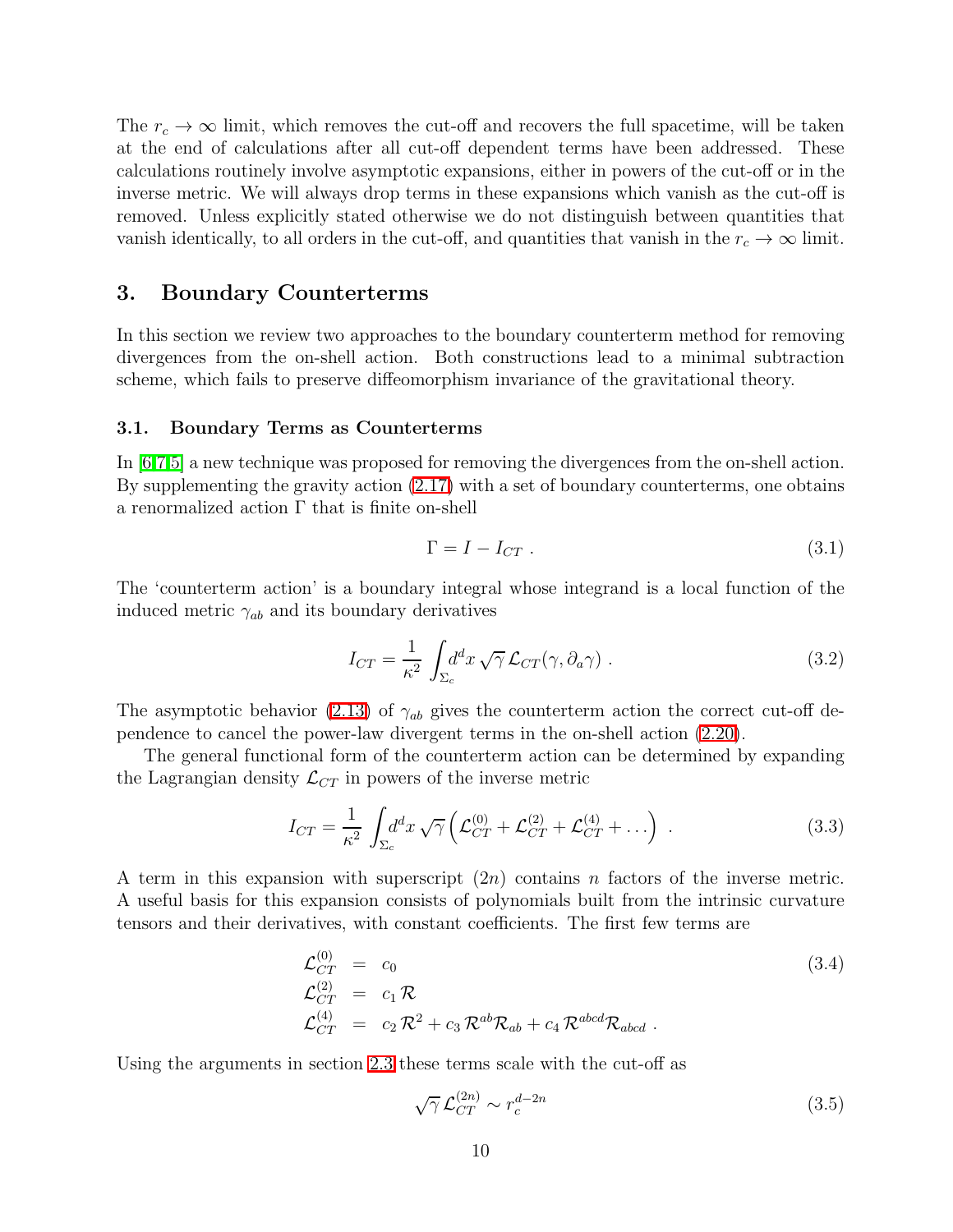The $r_c \to \infty$ limit, which removes the cut-off and recovers the full spacetime, will be taken at the end of calculations after all cut-off dependent terms have been addressed. These calculations routinely involve asymptotic expansions, either in powers of the cut-off or in the inverse metric. We will always drop terms in these expansions which vanish as the cut-off is removed. Unless explicitly stated otherwise we do not distinguish between quantities that vanish identically, to all orders in the cut-off, and quantities that vanish in the $r_c \to \infty$ limit.

## 3. Boundary Counterterms

In this section we review two approaches to the boundary counterterm method for removing divergences from the on-shell action. Both constructions lead to a minimal subtraction scheme, which fails to preserve diffeomorphism invariance of the gravitational theory.

### 3.1. Boundary Terms as Counterterms

In [6,7,5] a new technique was proposed for removing the divergences from the on-shell action. By supplementing the gravity action (2.17) with a set of boundary counterterms, one obtains a renormalized action $\Gamma$ that is finite on-shell

$$\Gamma = I - I_{CT} \; . \tag{3.1}$$

The 'counterterm action' is a boundary integral whose integrand is a local function of the induced metric $\gamma_{ab}$ and its boundary derivatives

$$I_{CT} = \frac{1}{\kappa^2} \int_{\Sigma_c} d^d x \, \sqrt{\gamma} \, \mathcal{L}_{CT}(\gamma, \partial_a \gamma) \; . \tag{3.2}$$

The asymptotic behavior (2.13) of $\gamma_{ab}$ gives the counterterm action the correct cut-off dependence to cancel the power-law divergent terms in the on-shell action (2.20).

The general functional form of the counterterm action can be determined by expanding the Lagrangian density $\mathcal{L}_{CT}$ in powers of the inverse metric

$$I_{CT} = \frac{1}{\kappa^2} \int_{\Sigma_c} d^d x \, \sqrt{\gamma} \left( \mathcal{L}_{CT}^{(0)} + \mathcal{L}_{CT}^{(2)} + \mathcal{L}_{CT}^{(4)} + \ldots \right) \; . \tag{3.3}$$

A term in this expansion with superscript $(2n)$ contains $n$ factors of the inverse metric. A useful basis for this expansion consists of polynomials built from the intrinsic curvature tensors and their derivatives, with constant coefficients. The first few terms are

$$\begin{aligned} \mathcal{L}_{CT}^{(0)} &= c_0 \\ \mathcal{L}_{CT}^{(2)} &= c_1 \, \mathcal{R} \\ \mathcal{L}_{CT}^{(4)} &= c_2 \, \mathcal{R}^2 + c_3 \, \mathcal{R}^{ab} \mathcal{R}_{ab} + c_4 \, \mathcal{R}^{abcd} \mathcal{R}_{abcd} \; . \end{aligned} \tag{3.4}$$

Using the arguments in section 2.3 these terms scale with the cut-off as

$$\sqrt{\gamma} \, \mathcal{L}_{CT}^{(2n)} \sim r_c^{d-2n} \tag{3.5}$$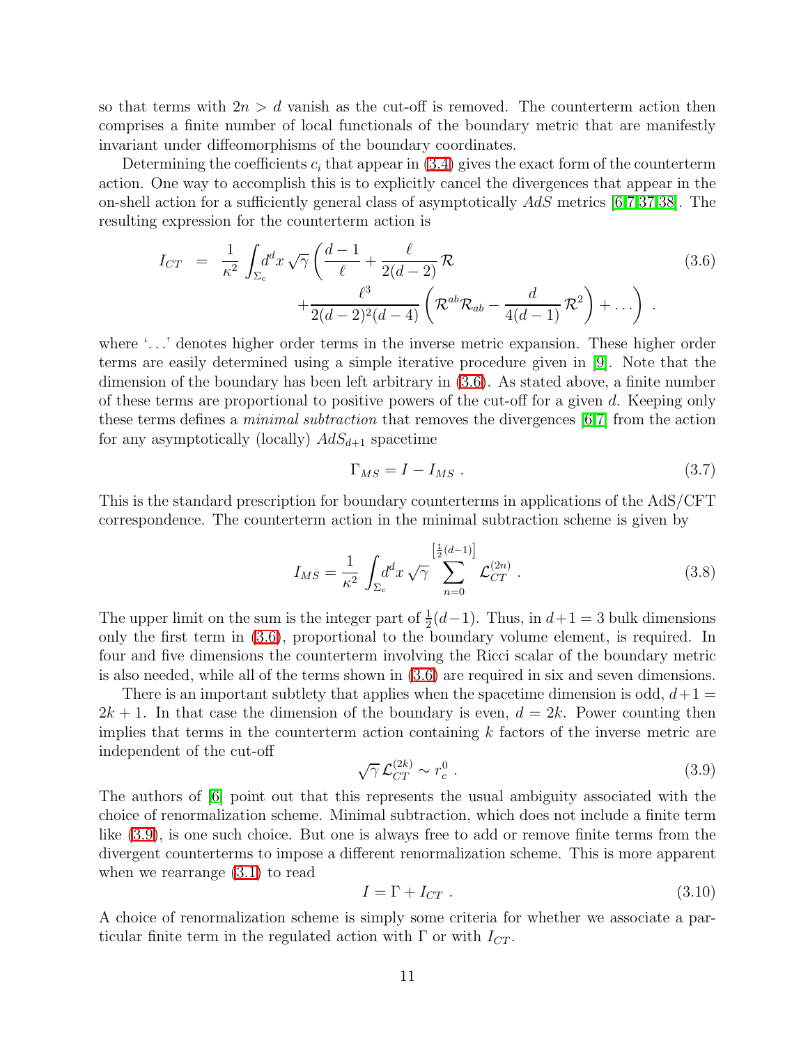so that terms with $2n > d$ vanish as the cut-off is removed. The counterterm action then comprises a finite number of local functionals of the boundary metric that are manifestly invariant under diffeomorphisms of the boundary coordinates.

Determining the coefficients $c_i$ that appear in (3.4) gives the exact form of the counterterm action. One way to accomplish this is to explicitly cancel the divergences that appear in the on-shell action for a sufficiently general class of asymptotically $AdS$ metrics [6,7,37,38]. The resulting expression for the counterterm action is

$$
\begin{aligned}
I_{CT} \;&=\; \frac{1}{\kappa^2}\int_{\Sigma_c} d^d x\,\sqrt{\gamma}\left(\frac{d-1}{\ell}+\frac{\ell}{2(d-2)}\,\mathcal{R}\right. \\
&\qquad\left. +\frac{\ell^3}{2(d-2)^2(d-4)}\left(\mathcal{R}^{ab}\mathcal{R}_{ab}-\frac{d}{4(d-1)}\,\mathcal{R}^2\right)+\ldots\right) .
\end{aligned}
\tag{3.6}
$$

where '...' denotes higher order terms in the inverse metric expansion. These higher order terms are easily determined using a simple iterative procedure given in [9]. Note that the dimension of the boundary has been left arbitrary in (3.6). As stated above, a finite number of these terms are proportional to positive powers of the cut-off for a given $d$. Keeping only these terms defines a *minimal subtraction* that removes the divergences [6,7] from the action for any asymptotically (locally) $AdS_{d+1}$ spacetime

$$
\Gamma_{MS} = I - I_{MS} \ . \tag{3.7}
$$

This is the standard prescription for boundary counterterms in applications of the AdS/CFT correspondence. The counterterm action in the minimal subtraction scheme is given by

$$
I_{MS} = \frac{1}{\kappa^2}\int_{\Sigma_c} d^d x\,\sqrt{\gamma}\sum_{n=0}^{\left[\frac{1}{2}(d-1)\right]}\mathcal{L}_{CT}^{(2n)} \ . \tag{3.8}
$$

The upper limit on the sum is the integer part of $\frac{1}{2}(d-1)$. Thus, in $d+1 = 3$ bulk dimensions only the first term in (3.6), proportional to the boundary volume element, is required. In four and five dimensions the counterterm involving the Ricci scalar of the boundary metric is also needed, while all of the terms shown in (3.6) are required in six and seven dimensions.

There is an important subtlety that applies when the spacetime dimension is odd, $d+1 = 2k+1$. In that case the dimension of the boundary is even, $d = 2k$. Power counting then implies that terms in the counterterm action containing $k$ factors of the inverse metric are independent of the cut-off

$$
\sqrt{\gamma}\,\mathcal{L}_{CT}^{(2k)} \sim r_c^0 \ . \tag{3.9}
$$

The authors of [6] point out that this represents the usual ambiguity associated with the choice of renormalization scheme. Minimal subtraction, which does not include a finite term like (3.9), is one such choice. But one is always free to add or remove finite terms from the divergent counterterms to impose a different renormalization scheme. This is more apparent when we rearrange (3.1) to read

$$
I = \Gamma + I_{CT} \ . \tag{3.10}
$$

A choice of renormalization scheme is simply some criteria for whether we associate a particular finite term in the regulated action with $\Gamma$ or with $I_{CT}$.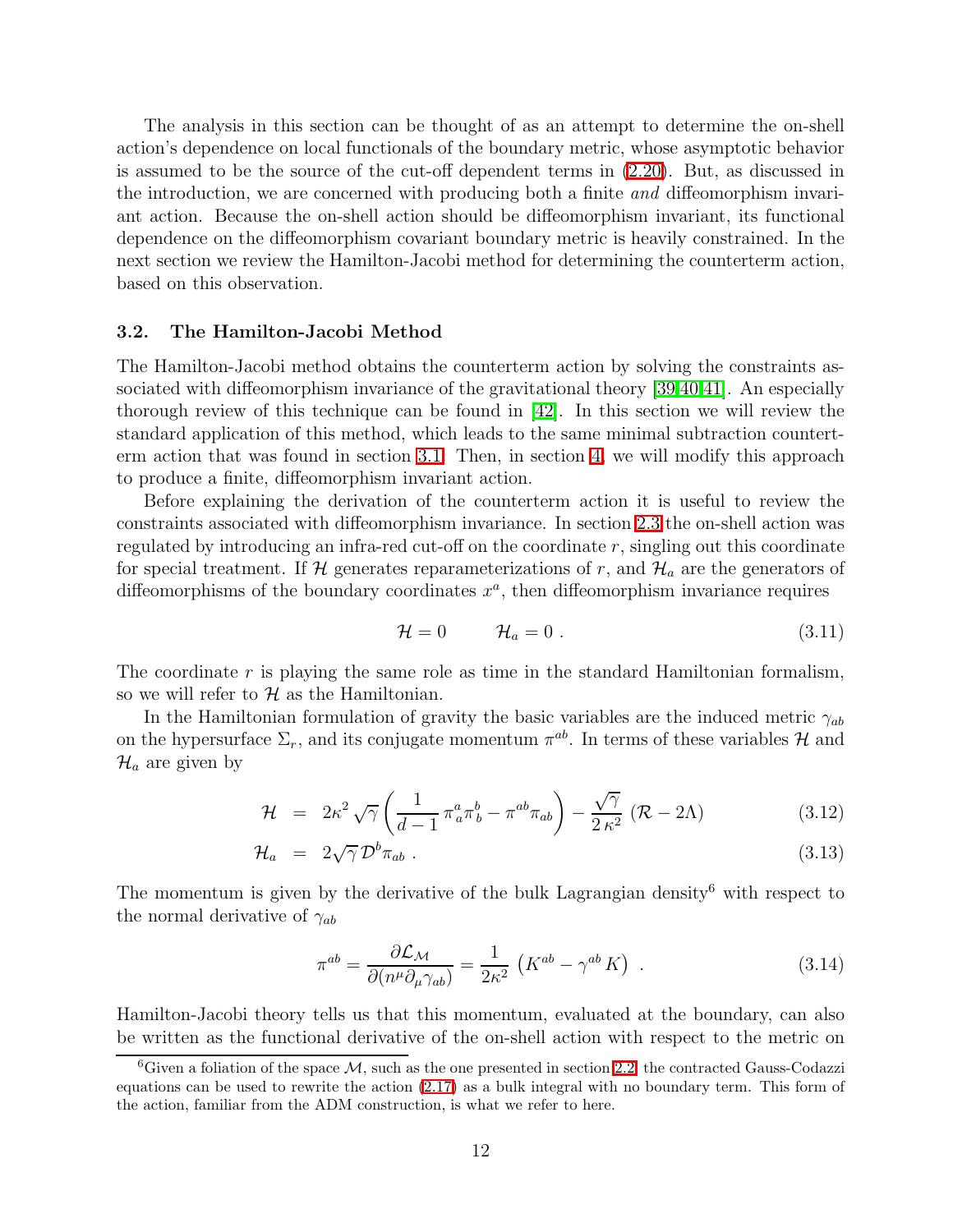The analysis in this section can be thought of as an attempt to determine the on-shell action's dependence on local functionals of the boundary metric, whose asymptotic behavior is assumed to be the source of the cut-off dependent terms in (2.20). But, as discussed in the introduction, we are concerned with producing both a finite *and* diffeomorphism invariant action. Because the on-shell action should be diffeomorphism invariant, its functional dependence on the diffeomorphism covariant boundary metric is heavily constrained. In the next section we review the Hamilton-Jacobi method for determining the counterterm action, based on this observation.

### 3.2. The Hamilton-Jacobi Method

The Hamilton-Jacobi method obtains the counterterm action by solving the constraints associated with diffeomorphism invariance of the gravitational theory [39,40,41]. An especially thorough review of this technique can be found in [42]. In this section we will review the standard application of this method, which leads to the same minimal subtraction counterterm action that was found in section 3.1. Then, in section 4, we will modify this approach to produce a finite, diffeomorphism invariant action.

Before explaining the derivation of the counterterm action it is useful to review the constraints associated with diffeomorphism invariance. In section 2.3 the on-shell action was regulated by introducing an infra-red cut-off on the coordinate $r$, singling out this coordinate for special treatment. If $\mathcal{H}$ generates reparameterizations of $r$, and $\mathcal{H}_a$ are the generators of diffeomorphisms of the boundary coordinates $x^a$, then diffeomorphism invariance requires

$$\mathcal{H} = 0 \qquad \mathcal{H}_a = 0 \; . \tag{3.11}$$

The coordinate $r$ is playing the same role as time in the standard Hamiltonian formalism, so we will refer to $\mathcal{H}$ as the Hamiltonian.

In the Hamiltonian formulation of gravity the basic variables are the induced metric $\gamma_{ab}$ on the hypersurface $\Sigma_r$, and its conjugate momentum $\pi^{ab}$. In terms of these variables $\mathcal{H}$ and $\mathcal{H}_a$ are given by

$$\mathcal{H} = 2\kappa^2 \sqrt{\gamma} \left( \frac{1}{d-1} \, \pi^a{}_a \pi^b{}_b - \pi^{ab}\pi_{ab} \right) - \frac{\sqrt{\gamma}}{2\,\kappa^2} \, (\mathcal{R} - 2\Lambda) \tag{3.12}$$

$$\mathcal{H}_a = 2\sqrt{\gamma} \, \mathcal{D}^b \pi_{ab} \; . \tag{3.13}$$

The momentum is given by the derivative of the bulk Lagrangian density[6] with respect to the normal derivative of $\gamma_{ab}$

$$\pi^{ab} = \frac{\partial \mathcal{L}_{\mathcal{M}}}{\partial (n^\mu \partial_\mu \gamma_{ab})} = \frac{1}{2\kappa^2} \, \left( K^{ab} - \gamma^{ab} \, K \right) \; . \tag{3.14}$$

Hamilton-Jacobi theory tells us that this momentum, evaluated at the boundary, can also be written as the functional derivative of the on-shell action with respect to the metric on

[6] Given a foliation of the space $\mathcal{M}$, such as the one presented in section 2.2, the contracted Gauss-Codazzi equations can be used to rewrite the action (2.17) as a bulk integral with no boundary term. This form of the action, familiar from the ADM construction, is what we refer to here.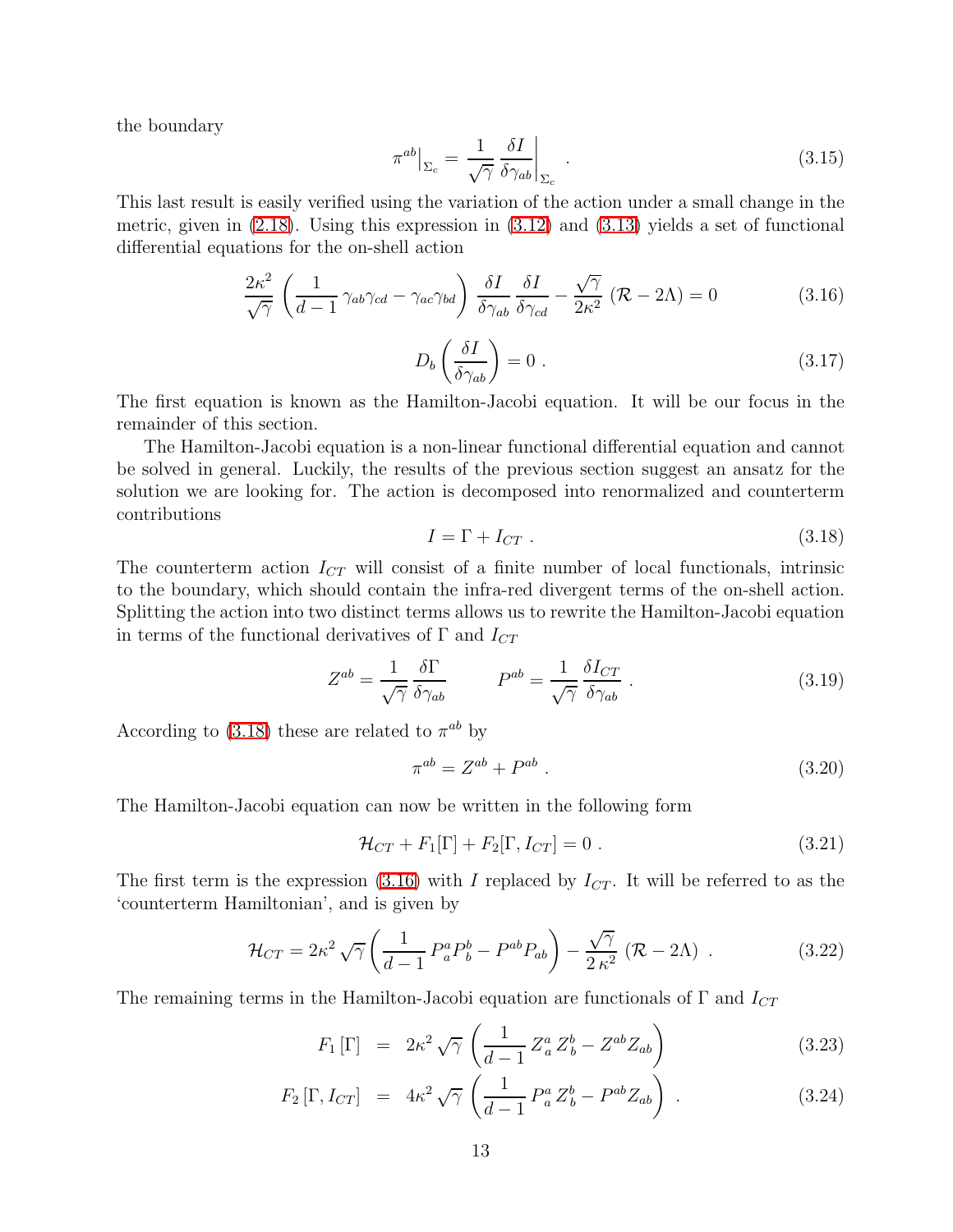the boundary

$$\pi^{ab}\big|_{\Sigma_c} = \frac{1}{\sqrt{\gamma}}\,\frac{\delta I}{\delta \gamma_{ab}}\bigg|_{\Sigma_c} \ . \tag{3.15}$$

This last result is easily verified using the variation of the action under a small change in the metric, given in (2.18). Using this expression in (3.12) and (3.13) yields a set of functional differential equations for the on-shell action

$$\frac{2\kappa^2}{\sqrt{\gamma}}\left(\frac{1}{d-1}\,\gamma_{ab}\gamma_{cd} - \gamma_{ac}\gamma_{bd}\right)\,\frac{\delta I}{\delta\gamma_{ab}}\,\frac{\delta I}{\delta\gamma_{cd}} - \frac{\sqrt{\gamma}}{2\kappa^2}\,(\mathcal{R} - 2\Lambda) = 0 \tag{3.16}$$

$$D_b\left(\frac{\delta I}{\delta\gamma_{ab}}\right) = 0 \ . \tag{3.17}$$

The first equation is known as the Hamilton-Jacobi equation. It will be our focus in the remainder of this section.

The Hamilton-Jacobi equation is a non-linear functional differential equation and cannot be solved in general. Luckily, the results of the previous section suggest an ansatz for the solution we are looking for. The action is decomposed into renormalized and counterterm contributions

$$I = \Gamma + I_{CT} \ . \tag{3.18}$$

The counterterm action $I_{CT}$ will consist of a finite number of local functionals, intrinsic to the boundary, which should contain the infra-red divergent terms of the on-shell action. Splitting the action into two distinct terms allows us to rewrite the Hamilton-Jacobi equation in terms of the functional derivatives of $\Gamma$ and $I_{CT}$

$$Z^{ab} = \frac{1}{\sqrt{\gamma}}\,\frac{\delta\Gamma}{\delta\gamma_{ab}} \qquad\qquad P^{ab} = \frac{1}{\sqrt{\gamma}}\,\frac{\delta I_{CT}}{\delta\gamma_{ab}} \ . \tag{3.19}$$

According to (3.18) these are related to $\pi^{ab}$ by

$$\pi^{ab} = Z^{ab} + P^{ab} \ . \tag{3.20}$$

The Hamilton-Jacobi equation can now be written in the following form

$$\mathcal{H}_{CT} + F_1[\Gamma] + F_2[\Gamma, I_{CT}] = 0 \ . \tag{3.21}$$

The first term is the expression (3.16) with $I$ replaced by $I_{CT}$. It will be referred to as the 'counterterm Hamiltonian', and is given by

$$\mathcal{H}_{CT} = 2\kappa^2\,\sqrt{\gamma}\left(\frac{1}{d-1}\,P^a_{\ a}P^b_{\ b} - P^{ab}P_{ab}\right) - \frac{\sqrt{\gamma}}{2\,\kappa^2}\,(\mathcal{R} - 2\Lambda) \ . \tag{3.22}$$

The remaining terms in the Hamilton-Jacobi equation are functionals of $\Gamma$ and $I_{CT}$

$$F_1\left[\Gamma\right] \;=\; 2\kappa^2\,\sqrt{\gamma}\,\left(\frac{1}{d-1}\,Z^a_{\ a}\,Z^b_{\ b} - Z^{ab}Z_{ab}\right) \tag{3.23}$$

$$F_2\left[\Gamma, I_{CT}\right] \;=\; 4\kappa^2\,\sqrt{\gamma}\,\left(\frac{1}{d-1}\,P^a_{\ a}\,Z^b_{\ b} - P^{ab}Z_{ab}\right) \ . \tag{3.24}$$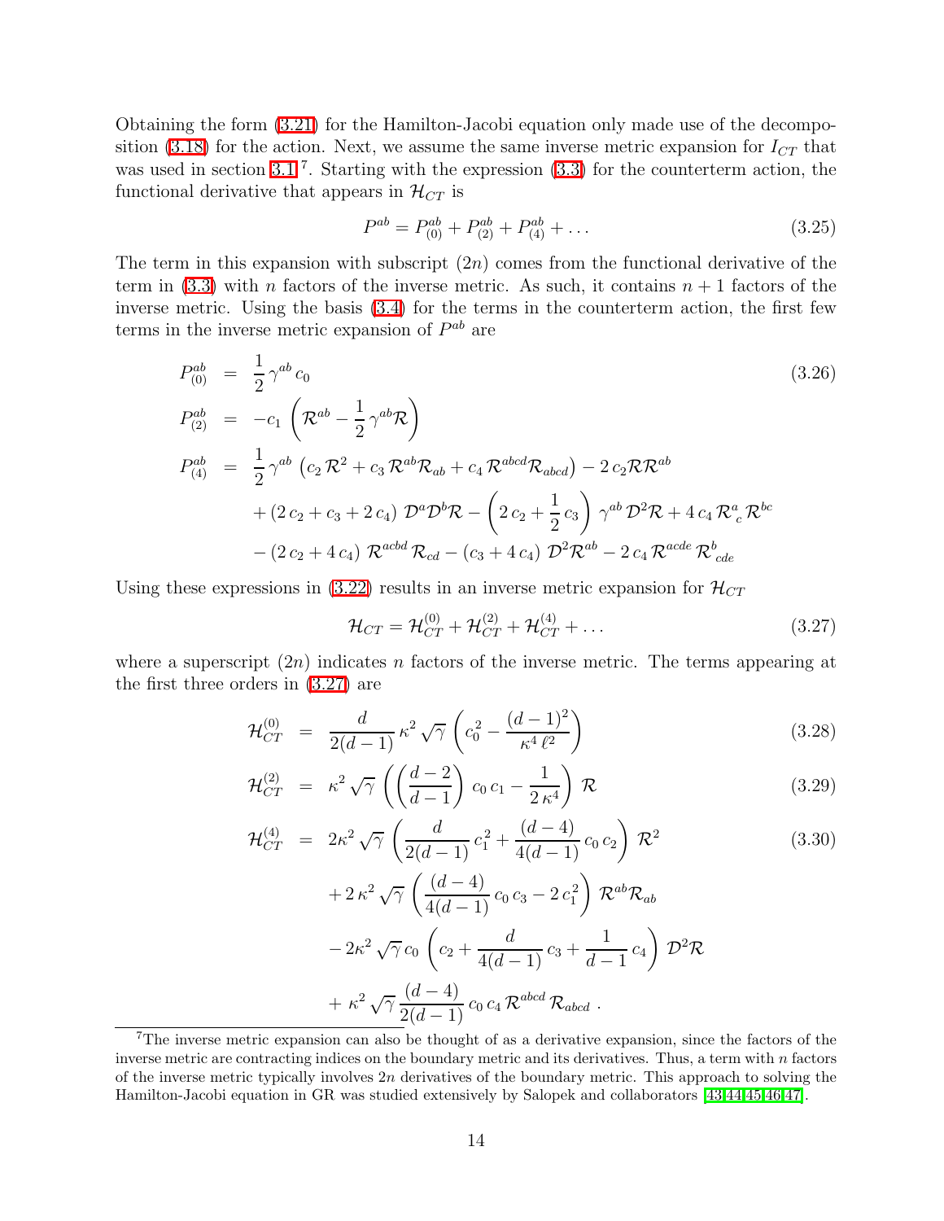Obtaining the form (3.21) for the Hamilton-Jacobi equation only made use of the decomposition (3.18) for the action. Next, we assume the same inverse metric expansion for $I_{CT}$ that was used in section 3.1 [7]. Starting with the expression (3.3) for the counterterm action, the functional derivative that appears in $\mathcal{H}_{CT}$ is

$$P^{ab} = P^{ab}_{(0)} + P^{ab}_{(2)} + P^{ab}_{(4)} + \ldots \tag{3.25}$$

The term in this expansion with subscript $(2n)$ comes from the functional derivative of the term in (3.3) with $n$ factors of the inverse metric. As such, it contains $n+1$ factors of the inverse metric. Using the basis (3.4) for the terms in the counterterm action, the first few terms in the inverse metric expansion of $P^{ab}$ are

$$\begin{aligned}
P^{ab}_{(0)} &= \frac{1}{2}\,\gamma^{ab}\,c_0 \\
P^{ab}_{(2)} &= -c_1\,\left(\mathcal{R}^{ab} - \frac{1}{2}\,\gamma^{ab}\mathcal{R}\right) \\
P^{ab}_{(4)} &= \frac{1}{2}\,\gamma^{ab}\,\left(c_2\,\mathcal{R}^2 + c_3\,\mathcal{R}^{ab}\mathcal{R}_{ab} + c_4\,\mathcal{R}^{abcd}\mathcal{R}_{abcd}\right) - 2\,c_2\mathcal{R}\mathcal{R}^{ab} \\
&\quad + (2\,c_2 + c_3 + 2\,c_4)\,\mathcal{D}^a\mathcal{D}^b\mathcal{R} - \left(2\,c_2 + \frac{1}{2}\,c_3\right)\,\gamma^{ab}\,\mathcal{D}^2\mathcal{R} + 4\,c_4\,\mathcal{R}^a{}_c\,\mathcal{R}^{bc} \\
&\quad - (2\,c_2 + 4\,c_4)\,\mathcal{R}^{acbd}\,\mathcal{R}_{cd} - (c_3 + 4\,c_4)\,\mathcal{D}^2\mathcal{R}^{ab} - 2\,c_4\,\mathcal{R}^{acde}\,\mathcal{R}^b{}_{cde}
\end{aligned} \tag{3.26}$$

Using these expressions in (3.22) results in an inverse metric expansion for $\mathcal{H}_{CT}$

$$\mathcal{H}_{CT} = \mathcal{H}^{(0)}_{CT} + \mathcal{H}^{(2)}_{CT} + \mathcal{H}^{(4)}_{CT} + \ldots \tag{3.27}$$

where a superscript $(2n)$ indicates $n$ factors of the inverse metric. The terms appearing at the first three orders in (3.27) are

$$\mathcal{H}^{(0)}_{CT} = \frac{d}{2(d-1)}\,\kappa^2\,\sqrt{\gamma}\,\left(c_0^2 - \frac{(d-1)^2}{\kappa^4\,\ell^2}\right) \tag{3.28}$$

$$\mathcal{H}^{(2)}_{CT} = \kappa^2\,\sqrt{\gamma}\,\left(\left(\frac{d-2}{d-1}\right)\,c_0\,c_1 - \frac{1}{2\,\kappa^4}\right)\,\mathcal{R} \tag{3.29}$$

$$\begin{aligned}
\mathcal{H}^{(4)}_{CT} &= 2\kappa^2\,\sqrt{\gamma}\,\left(\frac{d}{2(d-1)}\,c_1^2 + \frac{(d-4)}{4(d-1)}\,c_0\,c_2\right)\,\mathcal{R}^2 \\
&\quad + 2\,\kappa^2\,\sqrt{\gamma}\,\left(\frac{(d-4)}{4(d-1)}\,c_0\,c_3 - 2\,c_1^2\right)\,\mathcal{R}^{ab}\mathcal{R}_{ab} \\
&\quad - 2\kappa^2\,\sqrt{\gamma}\,c_0\,\left(c_2 + \frac{d}{4(d-1)}\,c_3 + \frac{1}{d-1}\,c_4\right)\,\mathcal{D}^2\mathcal{R} \\
&\quad + \kappa^2\,\sqrt{\gamma}\,\frac{(d-4)}{2(d-1)}\,c_0\,c_4\,\mathcal{R}^{abcd}\,\mathcal{R}_{abcd}\;.
\end{aligned} \tag{3.30}$$

[7] The inverse metric expansion can also be thought of as a derivative expansion, since the factors of the inverse metric are contracting indices on the boundary metric and its derivatives. Thus, a term with $n$ factors of the inverse metric typically involves $2n$ derivatives of the boundary metric. This approach to solving the Hamilton-Jacobi equation in GR was studied extensively by Salopek and collaborators [43,44,45,46,47].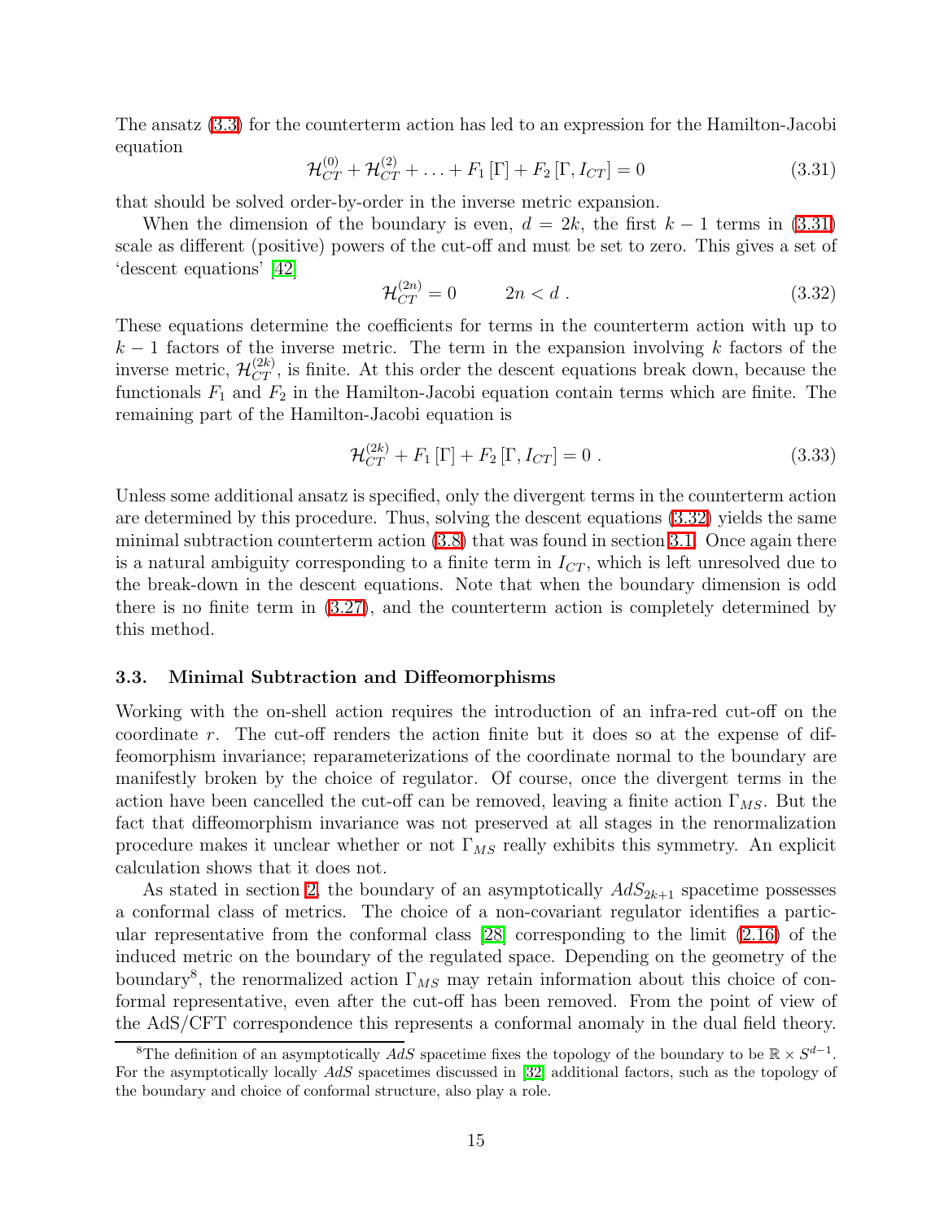The ansatz (3.3) for the counterterm action has led to an expression for the Hamilton-Jacobi equation

$$\mathcal{H}^{(0)}_{CT} + \mathcal{H}^{(2)}_{CT} + \ldots + F_1\left[\Gamma\right] + F_2\left[\Gamma, I_{CT}\right] = 0 \tag{3.31}$$

that should be solved order-by-order in the inverse metric expansion.

When the dimension of the boundary is even, $d = 2k$, the first $k-1$ terms in (3.31) scale as different (positive) powers of the cut-off and must be set to zero. This gives a set of 'descent equations' [42]

$$\mathcal{H}^{(2n)}_{CT} = 0 \qquad 2n < d \ . \tag{3.32}$$

These equations determine the coefficients for terms in the counterterm action with up to $k-1$ factors of the inverse metric. The term in the expansion involving $k$ factors of the inverse metric, $\mathcal{H}^{(2k)}_{CT}$, is finite. At this order the descent equations break down, because the functionals $F_1$ and $F_2$ in the Hamilton-Jacobi equation contain terms which are finite. The remaining part of the Hamilton-Jacobi equation is

$$\mathcal{H}^{(2k)}_{CT} + F_1\left[\Gamma\right] + F_2\left[\Gamma, I_{CT}\right] = 0 \ . \tag{3.33}$$

Unless some additional ansatz is specified, only the divergent terms in the counterterm action are determined by this procedure. Thus, solving the descent equations (3.32) yields the same minimal subtraction counterterm action (3.8) that was found in section 3.1. Once again there is a natural ambiguity corresponding to a finite term in $I_{CT}$, which is left unresolved due to the break-down in the descent equations. Note that when the boundary dimension is odd there is no finite term in (3.27), and the counterterm action is completely determined by this method.

### 3.3. Minimal Subtraction and Diffeomorphisms

Working with the on-shell action requires the introduction of an infra-red cut-off on the coordinate $r$. The cut-off renders the action finite but it does so at the expense of diffeomorphism invariance; reparameterizations of the coordinate normal to the boundary are manifestly broken by the choice of regulator. Of course, once the divergent terms in the action have been cancelled the cut-off can be removed, leaving a finite action $\Gamma_{MS}$. But the fact that diffeomorphism invariance was not preserved at all stages in the renormalization procedure makes it unclear whether or not $\Gamma_{MS}$ really exhibits this symmetry. An explicit calculation shows that it does not.

As stated in section 2, the boundary of an asymptotically $AdS_{2k+1}$ spacetime possesses a conformal class of metrics. The choice of a non-covariant regulator identifies a particular representative from the conformal class [28] corresponding to the limit (2.16) of the induced metric on the boundary of the regulated space. Depending on the geometry of the boundary[8], the renormalized action $\Gamma_{MS}$ may retain information about this choice of conformal representative, even after the cut-off has been removed. From the point of view of the AdS/CFT correspondence this represents a conformal anomaly in the dual field theory.

[8]The definition of an asymptotically $AdS$ spacetime fixes the topology of the boundary to be $\mathbb{R} \times S^{d-1}$. For the asymptotically locally $AdS$ spacetimes discussed in [32] additional factors, such as the topology of the boundary and choice of conformal structure, also play a role.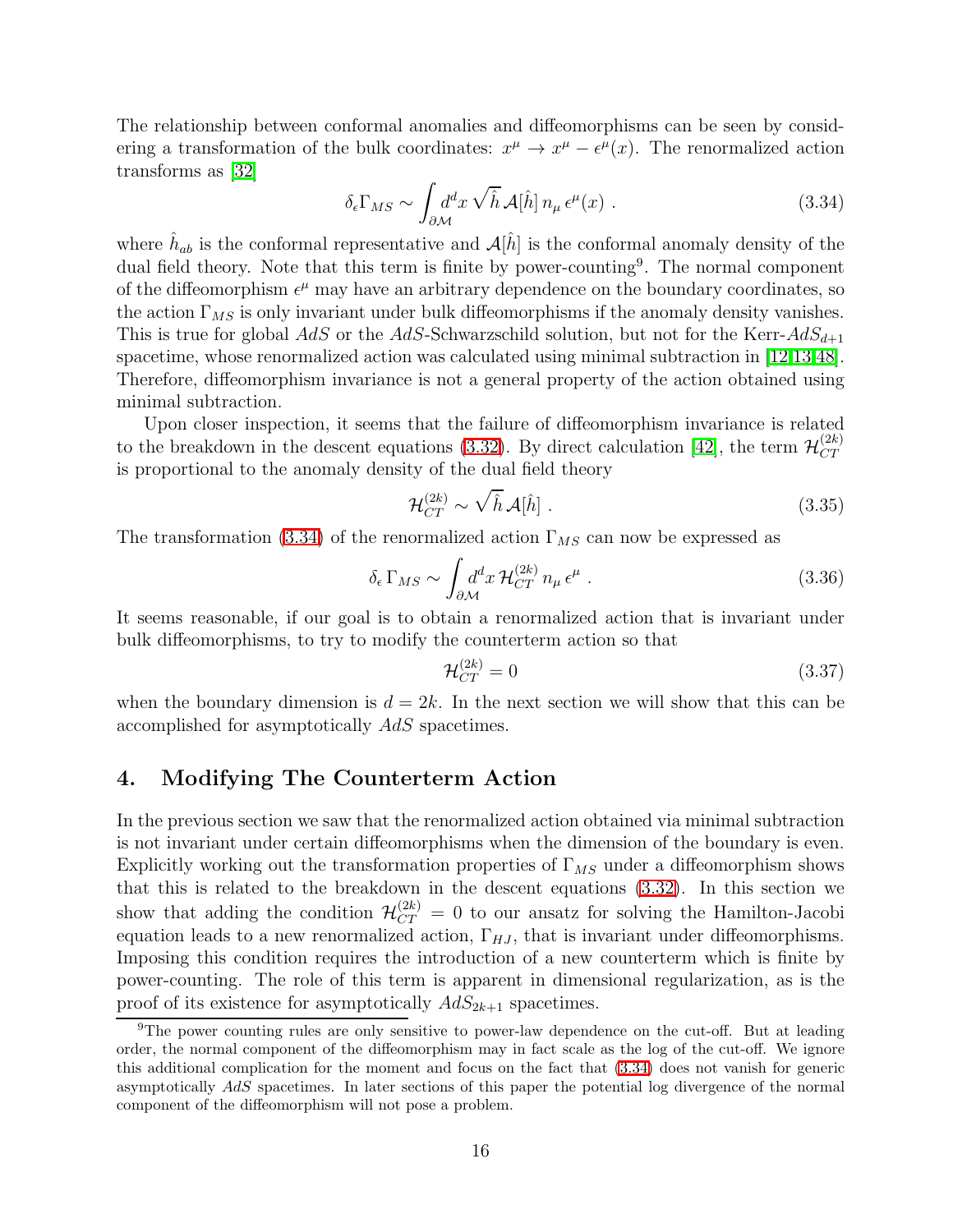The relationship between conformal anomalies and diffeomorphisms can be seen by considering a transformation of the bulk coordinates: $x^\mu \to x^\mu - \epsilon^\mu(x)$. The renormalized action transforms as [32]

$$\delta_\epsilon \Gamma_{MS} \sim \int_{\partial\mathcal{M}} d^d x \, \sqrt{\hat{h}} \, \mathcal{A}[\hat{h}] \, n_\mu \, \epsilon^\mu(x) \ . \tag{3.34}$$

where $\hat{h}_{ab}$ is the conformal representative and $\mathcal{A}[\hat{h}]$ is the conformal anomaly density of the dual field theory. Note that this term is finite by power-counting[9]. The normal component of the diffeomorphism $\epsilon^\mu$ may have an arbitrary dependence on the boundary coordinates, so the action $\Gamma_{MS}$ is only invariant under bulk diffeomorphisms if the anomaly density vanishes. This is true for global $AdS$ or the $AdS$-Schwarzschild solution, but not for the Kerr-$AdS_{d+1}$ spacetime, whose renormalized action was calculated using minimal subtraction in [12,13,48]. Therefore, diffeomorphism invariance is not a general property of the action obtained using minimal subtraction.

Upon closer inspection, it seems that the failure of diffeomorphism invariance is related to the breakdown in the descent equations (3.32). By direct calculation [42], the term $\mathcal{H}^{(2k)}_{CT}$ is proportional to the anomaly density of the dual field theory

$$\mathcal{H}^{(2k)}_{CT} \sim \sqrt{\hat{h}} \, \mathcal{A}[\hat{h}] \ . \tag{3.35}$$

The transformation (3.34) of the renormalized action $\Gamma_{MS}$ can now be expressed as

$$\delta_\epsilon \, \Gamma_{MS} \sim \int_{\partial\mathcal{M}} d^d x \, \mathcal{H}^{(2k)}_{CT} \, n_\mu \, \epsilon^\mu \ . \tag{3.36}$$

It seems reasonable, if our goal is to obtain a renormalized action that is invariant under bulk diffeomorphisms, to try to modify the counterterm action so that

$$\mathcal{H}^{(2k)}_{CT} = 0 \tag{3.37}$$

when the boundary dimension is $d = 2k$. In the next section we will show that this can be accomplished for asymptotically $AdS$ spacetimes.

## 4. Modifying The Counterterm Action

In the previous section we saw that the renormalized action obtained via minimal subtraction is not invariant under certain diffeomorphisms when the dimension of the boundary is even. Explicitly working out the transformation properties of $\Gamma_{MS}$ under a diffeomorphism shows that this is related to the breakdown in the descent equations (3.32). In this section we show that adding the condition $\mathcal{H}^{(2k)}_{CT} = 0$ to our ansatz for solving the Hamilton-Jacobi equation leads to a new renormalized action, $\Gamma_{HJ}$, that is invariant under diffeomorphisms. Imposing this condition requires the introduction of a new counterterm which is finite by power-counting. The role of this term is apparent in dimensional regularization, as is the proof of its existence for asymptotically $AdS_{2k+1}$ spacetimes.

[9] The power counting rules are only sensitive to power-law dependence on the cut-off. But at leading order, the normal component of the diffeomorphism may in fact scale as the log of the cut-off. We ignore this additional complication for the moment and focus on the fact that (3.34) does not vanish for generic asymptotically $AdS$ spacetimes. In later sections of this paper the potential log divergence of the normal component of the diffeomorphism will not pose a problem.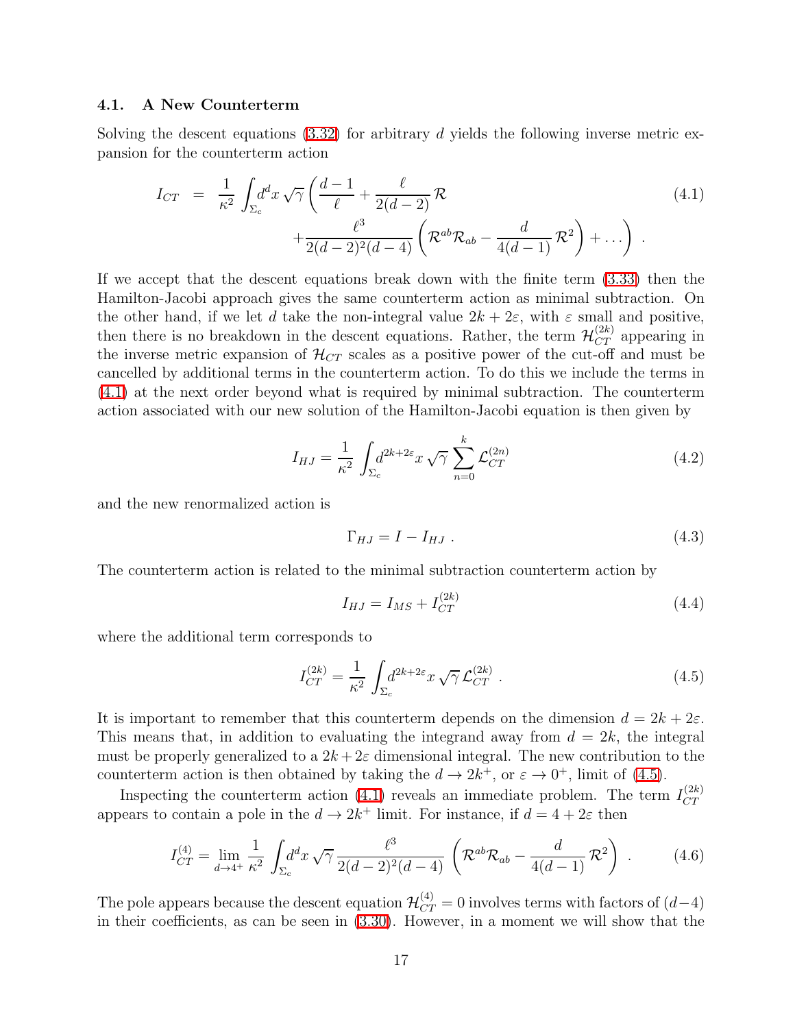### 4.1. A New Counterterm

Solving the descent equations (3.32) for arbitrary $d$ yields the following inverse metric expansion for the counterterm action

$$
\begin{aligned}
I_{CT} \;=\; & \frac{1}{\kappa^2}\int_{\Sigma_c}\! d^d x\,\sqrt{\gamma}\left(\frac{d-1}{\ell}+\frac{\ell}{2(d-2)}\,\mathcal{R}\right. \\
& \left. +\frac{\ell^3}{2(d-2)^2(d-4)}\left(\mathcal{R}^{ab}\mathcal{R}_{ab}-\frac{d}{4(d-1)}\,\mathcal{R}^2\right)+\ldots\right) \,.
\end{aligned}
\tag{4.1}
$$

If we accept that the descent equations break down with the finite term (3.33) then the Hamilton-Jacobi approach gives the same counterterm action as minimal subtraction. On the other hand, if we let $d$ take the non-integral value $2k+2\varepsilon$, with $\varepsilon$ small and positive, then there is no breakdown in the descent equations. Rather, the term $\mathcal{H}_{CT}^{(2k)}$ appearing in the inverse metric expansion of $\mathcal{H}_{CT}$ scales as a positive power of the cut-off and must be cancelled by additional terms in the counterterm action. To do this we include the terms in (4.1) at the next order beyond what is required by minimal subtraction. The counterterm action associated with our new solution of the Hamilton-Jacobi equation is then given by

$$
I_{HJ} = \frac{1}{\kappa^2}\int_{\Sigma_c}\! d^{2k+2\varepsilon}x\,\sqrt{\gamma}\,\sum_{n=0}^{k}\mathcal{L}_{CT}^{(2n)}
\tag{4.2}
$$

and the new renormalized action is

$$
\Gamma_{HJ} = I - I_{HJ} \,.
\tag{4.3}
$$

The counterterm action is related to the minimal subtraction counterterm action by

$$
I_{HJ} = I_{MS} + I_{CT}^{(2k)}
\tag{4.4}
$$

where the additional term corresponds to

$$
I_{CT}^{(2k)} = \frac{1}{\kappa^2}\int_{\Sigma_c}\! d^{2k+2\varepsilon}x\,\sqrt{\gamma}\,\mathcal{L}_{CT}^{(2k)} \,.
\tag{4.5}
$$

It is important to remember that this counterterm depends on the dimension $d = 2k+2\varepsilon$. This means that, in addition to evaluating the integrand away from $d = 2k$, the integral must be properly generalized to a $2k+2\varepsilon$ dimensional integral. The new contribution to the counterterm action is then obtained by taking the $d \to 2k^+$, or $\varepsilon \to 0^+$, limit of (4.5).

Inspecting the counterterm action (4.1) reveals an immediate problem. The term $I_{CT}^{(2k)}$ appears to contain a pole in the $d \to 2k^+$ limit. For instance, if $d = 4+2\varepsilon$ then

$$
I_{CT}^{(4)} = \lim_{d\to 4^+}\frac{1}{\kappa^2}\int_{\Sigma_c}\! d^d x\,\sqrt{\gamma}\,\frac{\ell^3}{2(d-2)^2(d-4)}\left(\mathcal{R}^{ab}\mathcal{R}_{ab}-\frac{d}{4(d-1)}\,\mathcal{R}^2\right) \,.
\tag{4.6}
$$

The pole appears because the descent equation $\mathcal{H}_{CT}^{(4)} = 0$ involves terms with factors of $(d-4)$ in their coefficients, as can be seen in (3.30). However, in a moment we will show that the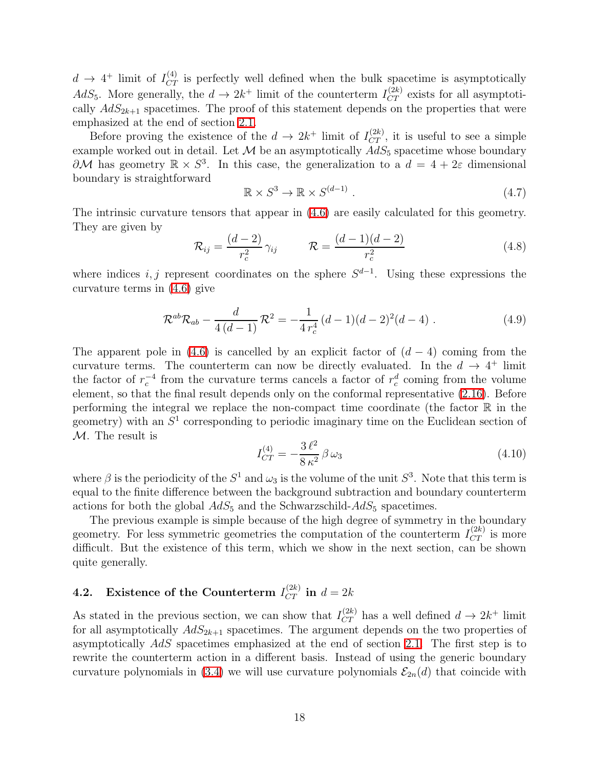$d \to 4^+$ limit of $I_{CT}^{(4)}$ is perfectly well defined when the bulk spacetime is asymptotically $AdS_5$. More generally, the $d \to 2k^+$ limit of the counterterm $I_{CT}^{(2k)}$ exists for all asymptotically $AdS_{2k+1}$ spacetimes. The proof of this statement depends on the properties that were emphasized at the end of section 2.1.

Before proving the existence of the $d \to 2k^+$ limit of $I_{CT}^{(2k)}$, it is useful to see a simple example worked out in detail. Let $\mathcal{M}$ be an asymptotically $AdS_5$ spacetime whose boundary $\partial\mathcal{M}$ has geometry $\mathbb{R} \times S^3$. In this case, the generalization to a $d = 4 + 2\varepsilon$ dimensional boundary is straightforward

$$\mathbb{R} \times S^3 \to \mathbb{R} \times S^{(d-1)} \,. \tag{4.7}$$

The intrinsic curvature tensors that appear in (4.6) are easily calculated for this geometry. They are given by

$$\mathcal{R}_{ij} = \frac{(d-2)}{r_c^2}\,\gamma_{ij} \qquad\qquad \mathcal{R} = \frac{(d-1)(d-2)}{r_c^2} \tag{4.8}$$

where indices $i, j$ represent coordinates on the sphere $S^{d-1}$. Using these expressions the curvature terms in (4.6) give

$$\mathcal{R}^{ab}\mathcal{R}_{ab} - \frac{d}{4\,(d-1)}\,\mathcal{R}^2 = -\frac{1}{4\,r_c^4}\,(d-1)(d-2)^2(d-4) \,. \tag{4.9}$$

The apparent pole in (4.6) is cancelled by an explicit factor of $(d-4)$ coming from the curvature terms. The counterterm can now be directly evaluated. In the $d \to 4^+$ limit the factor of $r_c^{-4}$ from the curvature terms cancels a factor of $r_c^d$ coming from the volume element, so that the final result depends only on the conformal representative (2.16). Before performing the integral we replace the non-compact time coordinate (the factor $\mathbb{R}$ in the geometry) with an $S^1$ corresponding to periodic imaginary time on the Euclidean section of $\mathcal{M}$. The result is

$$I_{CT}^{(4)} = -\frac{3\,\ell^2}{8\,\kappa^2}\,\beta\,\omega_3 \tag{4.10}$$

where $\beta$ is the periodicity of the $S^1$ and $\omega_3$ is the volume of the unit $S^3$. Note that this term is equal to the finite difference between the background subtraction and boundary counterterm actions for both the global $AdS_5$ and the Schwarzschild-$AdS_5$ spacetimes.

The previous example is simple because of the high degree of symmetry in the boundary geometry. For less symmetric geometries the computation of the counterterm $I_{CT}^{(2k)}$ is more difficult. But the existence of this term, which we show in the next section, can be shown quite generally.

### 4.2. Existence of the Counterterm $I_{CT}^{(2k)}$ in $d = 2k$

As stated in the previous section, we can show that $I_{CT}^{(2k)}$ has a well defined $d \to 2k^+$ limit for all asymptotically $AdS_{2k+1}$ spacetimes. The argument depends on the two properties of asymptotically $AdS$ spacetimes emphasized at the end of section 2.1. The first step is to rewrite the counterterm action in a different basis. Instead of using the generic boundary curvature polynomials in (3.4) we will use curvature polynomials $\mathcal{E}_{2n}(d)$ that coincide with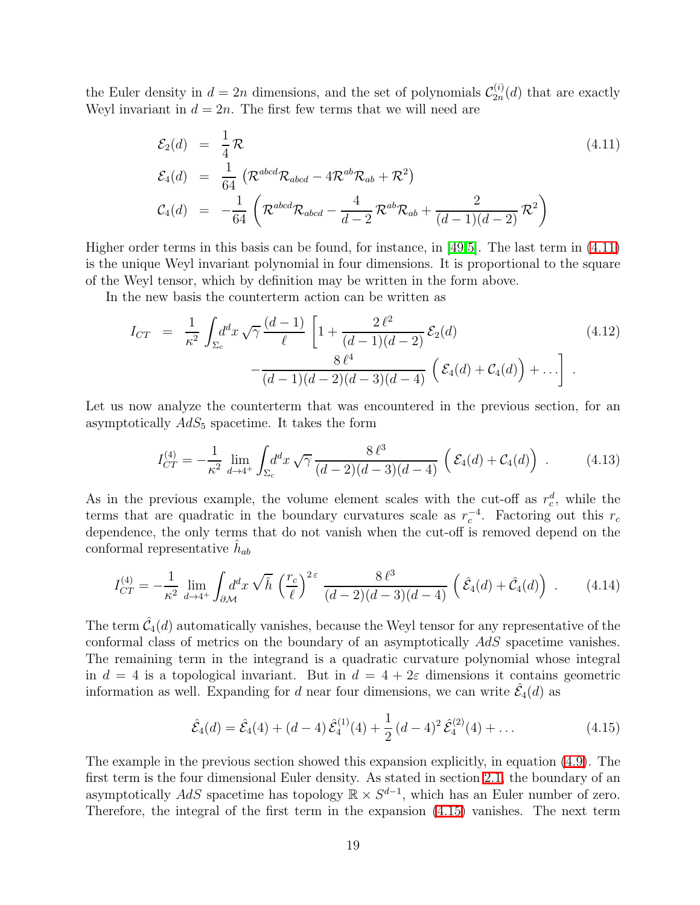the Euler density in $d = 2n$ dimensions, and the set of polynomials $\mathcal{C}_{2n}^{(i)}(d)$ that are exactly Weyl invariant in $d = 2n$. The first few terms that we will need are

$$
\begin{aligned}
\mathcal{E}_2(d) &= \frac{1}{4}\,\mathcal{R} \\
\mathcal{E}_4(d) &= \frac{1}{64}\left(\mathcal{R}^{abcd}\mathcal{R}_{abcd} - 4\mathcal{R}^{ab}\mathcal{R}_{ab} + \mathcal{R}^2\right) \\
\mathcal{C}_4(d) &= -\frac{1}{64}\left(\mathcal{R}^{abcd}\mathcal{R}_{abcd} - \frac{4}{d-2}\,\mathcal{R}^{ab}\mathcal{R}_{ab} + \frac{2}{(d-1)(d-2)}\,\mathcal{R}^2\right)
\end{aligned}
\tag{4.11}
$$

Higher order terms in this basis can be found, for instance, in [49,5]. The last term in (4.11) is the unique Weyl invariant polynomial in four dimensions. It is proportional to the square of the Weyl tensor, which by definition may be written in the form above.

In the new basis the counterterm action can be written as

$$
\begin{aligned}
I_{CT} = \frac{1}{\kappa^2}\int_{\Sigma_c} d^dx\,\sqrt{\gamma}\,\frac{(d-1)}{\ell}\,\Bigg[1 &+ \frac{2\,\ell^2}{(d-1)(d-2)}\,\mathcal{E}_2(d) \\
&- \frac{8\,\ell^4}{(d-1)(d-2)(d-3)(d-4)}\,\Big(\mathcal{E}_4(d) + \mathcal{C}_4(d)\Big) + \ldots\Bigg]\,.
\end{aligned}
\tag{4.12}
$$

Let us now analyze the counterterm that was encountered in the previous section, for an asymptotically $AdS_5$ spacetime. It takes the form

$$
I_{CT}^{(4)} = -\frac{1}{\kappa^2}\lim_{d\to 4^+}\int_{\Sigma_c} d^dx\,\sqrt{\gamma}\,\frac{8\,\ell^3}{(d-2)(d-3)(d-4)}\,\Big(\mathcal{E}_4(d) + \mathcal{C}_4(d)\Big)\,. \tag{4.13}
$$

As in the previous example, the volume element scales with the cut-off as $r_c^d$, while the terms that are quadratic in the boundary curvatures scale as $r_c^{-4}$. Factoring out this $r_c$ dependence, the only terms that do not vanish when the cut-off is removed depend on the conformal representative $\hat{h}_{ab}$

$$
I_{CT}^{(4)} = -\frac{1}{\kappa^2}\lim_{d\to 4^+}\int_{\partial\mathcal{M}} d^dx\,\sqrt{\hat{h}}\,\left(\frac{r_c}{\ell}\right)^{2\varepsilon}\,\frac{8\,\ell^3}{(d-2)(d-3)(d-4)}\,\Big(\hat{\mathcal{E}}_4(d) + \hat{\mathcal{C}}_4(d)\Big)\,. \tag{4.14}
$$

The term $\hat{\mathcal{C}}_4(d)$ automatically vanishes, because the Weyl tensor for any representative of the conformal class of metrics on the boundary of an asymptotically $AdS$ spacetime vanishes. The remaining term in the integrand is a quadratic curvature polynomial whose integral in $d = 4$ is a topological invariant. But in $d = 4 + 2\varepsilon$ dimensions it contains geometric information as well. Expanding for $d$ near four dimensions, we can write $\hat{\mathcal{E}}_4(d)$ as

$$
\hat{\mathcal{E}}_4(d) = \hat{\mathcal{E}}_4(4) + (d-4)\,\hat{\mathcal{E}}_4^{(1)}(4) + \frac{1}{2}\,(d-4)^2\,\hat{\mathcal{E}}_4^{(2)}(4) + \ldots \tag{4.15}
$$

The example in the previous section showed this expansion explicitly, in equation (4.9). The first term is the four dimensional Euler density. As stated in section 2.1, the boundary of an asymptotically $AdS$ spacetime has topology $\mathbb{R}\times S^{d-1}$, which has an Euler number of zero. Therefore, the integral of the first term in the expansion (4.15) vanishes. The next term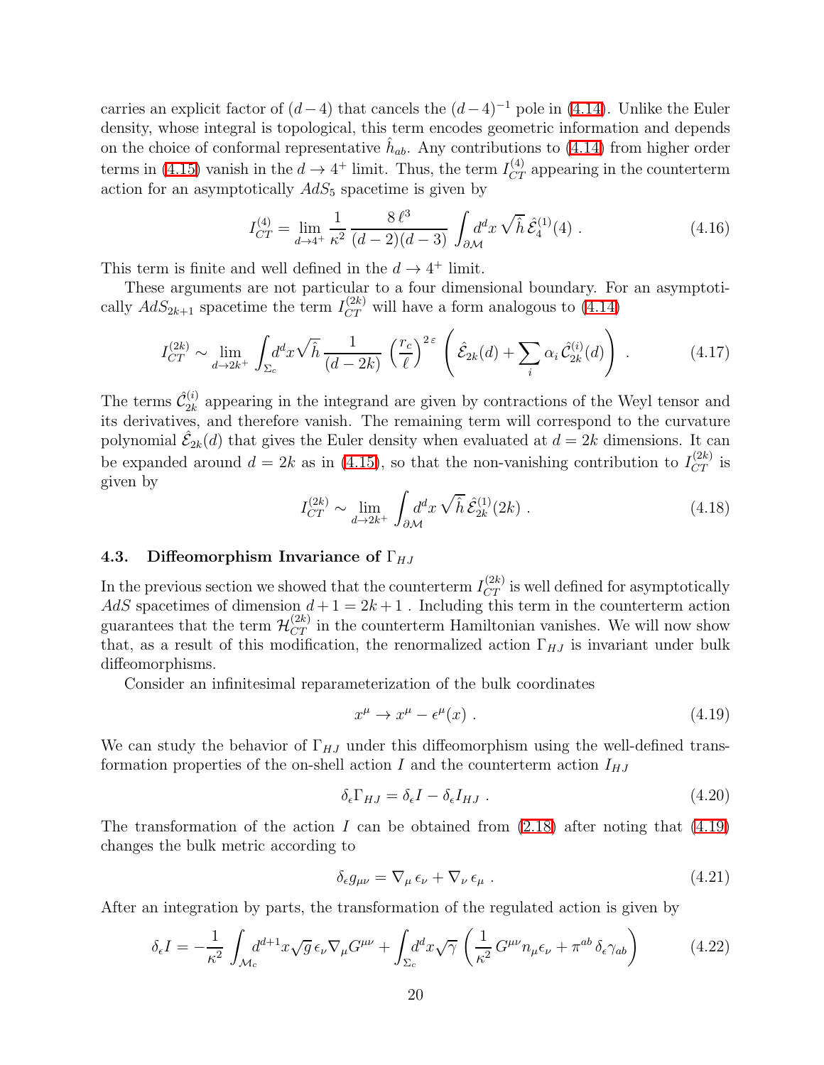carries an explicit factor of $(d-4)$ that cancels the $(d-4)^{-1}$ pole in (4.14). Unlike the Euler density, whose integral is topological, this term encodes geometric information and depends on the choice of conformal representative $\hat{h}_{ab}$. Any contributions to (4.14) from higher order terms in (4.15) vanish in the $d \to 4^+$ limit. Thus, the term $I_{CT}^{(4)}$ appearing in the counterterm action for an asymptotically $AdS_5$ spacetime is given by

$$I_{CT}^{(4)} = \lim_{d\to 4^+} \frac{1}{\kappa^2} \frac{8\,\ell^3}{(d-2)(d-3)} \int_{\partial\mathcal{M}} d^dx \sqrt{\hat{h}}\, \hat{\mathcal{E}}_4^{(1)}(4) \; . \tag{4.16}$$

This term is finite and well defined in the $d \to 4^+$ limit.

These arguments are not particular to a four dimensional boundary. For an asymptotically $AdS_{2k+1}$ spacetime the term $I_{CT}^{(2k)}$ will have a form analogous to (4.14)

$$I_{CT}^{(2k)} \sim \lim_{d\to 2k^+} \int_{\Sigma_c} d^dx \sqrt{\hat{h}}\, \frac{1}{(d-2k)} \left(\frac{r_c}{\ell}\right)^{2\,\varepsilon} \left(\hat{\mathcal{E}}_{2k}(d) + \sum_i \alpha_i\, \hat{\mathcal{C}}_{2k}^{(i)}(d)\right) \; . \tag{4.17}$$

The terms $\hat{\mathcal{C}}_{2k}^{(i)}$ appearing in the integrand are given by contractions of the Weyl tensor and its derivatives, and therefore vanish. The remaining term will correspond to the curvature polynomial $\hat{\mathcal{E}}_{2k}(d)$ that gives the Euler density when evaluated at $d = 2k$ dimensions. It can be expanded around $d = 2k$ as in (4.15), so that the non-vanishing contribution to $I_{CT}^{(2k)}$ is given by

$$I_{CT}^{(2k)} \sim \lim_{d\to 2k^+} \int_{\partial\mathcal{M}} d^dx \sqrt{\hat{h}}\, \hat{\mathcal{E}}_{2k}^{(1)}(2k) \; . \tag{4.18}$$

### 4.3. Diffeomorphism Invariance of $\Gamma_{HJ}$

In the previous section we showed that the counterterm $I_{CT}^{(2k)}$ is well defined for asymptotically $AdS$ spacetimes of dimension $d+1 = 2k+1$ . Including this term in the counterterm action guarantees that the term $\mathcal{H}_{CT}^{(2k)}$ in the counterterm Hamiltonian vanishes. We will now show that, as a result of this modification, the renormalized action $\Gamma_{HJ}$ is invariant under bulk diffeomorphisms.

Consider an infinitesimal reparameterization of the bulk coordinates

$$x^\mu \to x^\mu - \epsilon^\mu(x) \; . \tag{4.19}$$

We can study the behavior of $\Gamma_{HJ}$ under this diffeomorphism using the well-defined transformation properties of the on-shell action $I$ and the counterterm action $I_{HJ}$

$$\delta_\epsilon \Gamma_{HJ} = \delta_\epsilon I - \delta_\epsilon I_{HJ} \; . \tag{4.20}$$

The transformation of the action $I$ can be obtained from (2.18) after noting that (4.19) changes the bulk metric according to

$$\delta_\epsilon g_{\mu\nu} = \nabla_\mu\, \epsilon_\nu + \nabla_\nu\, \epsilon_\mu \; . \tag{4.21}$$

After an integration by parts, the transformation of the regulated action is given by

$$\delta_\epsilon I = -\frac{1}{\kappa^2} \int_{\mathcal{M}_c} d^{d+1}x \sqrt{g}\, \epsilon_\nu \nabla_\mu G^{\mu\nu} + \int_{\Sigma_c} d^dx \sqrt{\gamma} \left(\frac{1}{\kappa^2}\, G^{\mu\nu} n_\mu \epsilon_\nu + \pi^{ab}\, \delta_\epsilon \gamma_{ab}\right) \tag{4.22}$$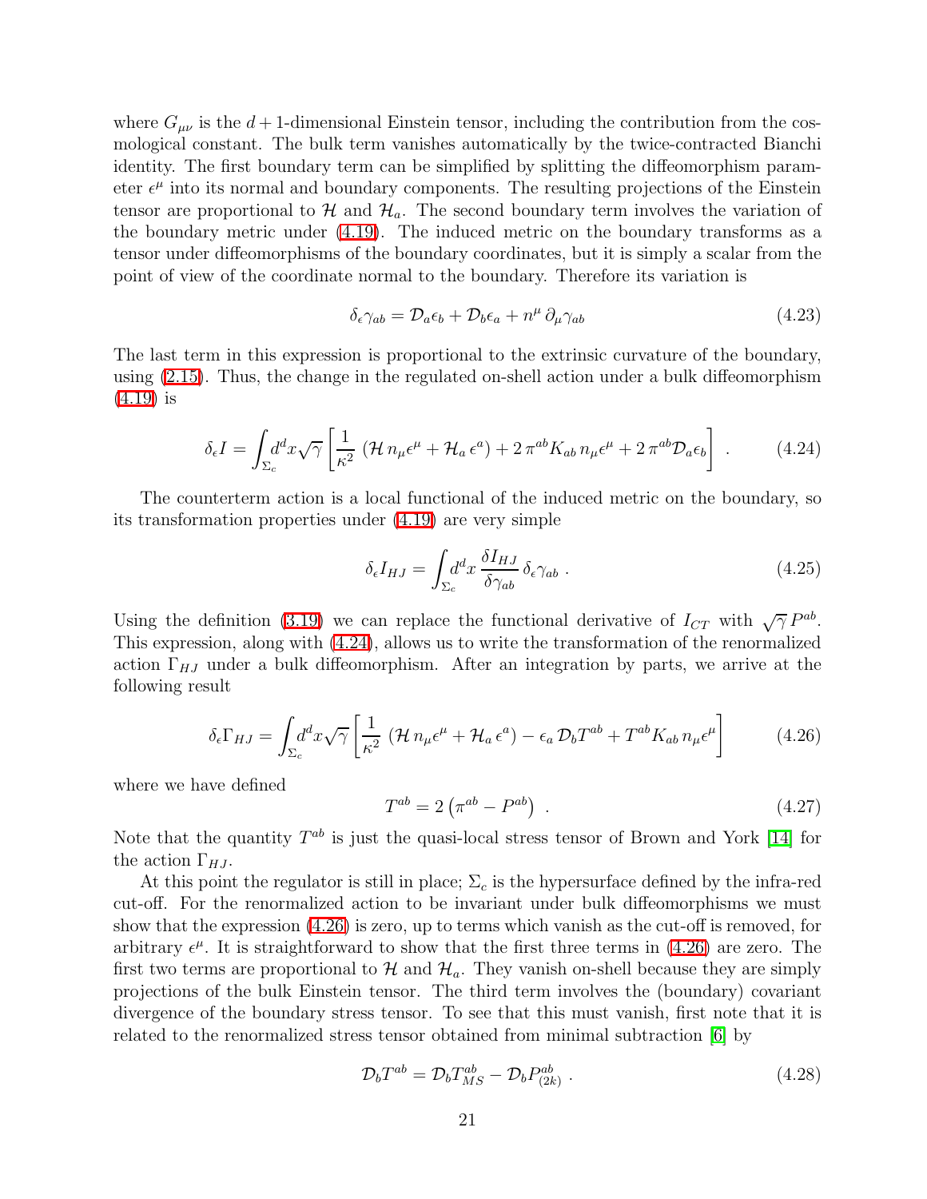where $G_{\mu\nu}$ is the $d+1$-dimensional Einstein tensor, including the contribution from the cosmological constant. The bulk term vanishes automatically by the twice-contracted Bianchi identity. The first boundary term can be simplified by splitting the diffeomorphism parameter $\epsilon^\mu$ into its normal and boundary components. The resulting projections of the Einstein tensor are proportional to $\mathcal{H}$ and $\mathcal{H}_a$. The second boundary term involves the variation of the boundary metric under (4.19). The induced metric on the boundary transforms as a tensor under diffeomorphisms of the boundary coordinates, but it is simply a scalar from the point of view of the coordinate normal to the boundary. Therefore its variation is

$$\delta_\epsilon \gamma_{ab} = \mathcal{D}_a \epsilon_b + \mathcal{D}_b \epsilon_a + n^\mu \, \partial_\mu \gamma_{ab} \tag{4.23}$$

The last term in this expression is proportional to the extrinsic curvature of the boundary, using (2.15). Thus, the change in the regulated on-shell action under a bulk diffeomorphism (4.19) is

$$\delta_\epsilon I = \int_{\Sigma_c} d^d x \sqrt{\gamma} \left[ \frac{1}{\kappa^2} \left( \mathcal{H} \, n_\mu \epsilon^\mu + \mathcal{H}_a \, \epsilon^a \right) + 2 \, \pi^{ab} K_{ab} \, n_\mu \epsilon^\mu + 2 \, \pi^{ab} \mathcal{D}_a \epsilon_b \right] . \tag{4.24}$$

The counterterm action is a local functional of the induced metric on the boundary, so its transformation properties under (4.19) are very simple

$$\delta_\epsilon I_{HJ} = \int_{\Sigma_c} d^d x \, \frac{\delta I_{HJ}}{\delta \gamma_{ab}} \, \delta_\epsilon \gamma_{ab} \, . \tag{4.25}$$

Using the definition (3.19) we can replace the functional derivative of $I_{CT}$ with $\sqrt{\gamma} \, P^{ab}$. This expression, along with (4.24), allows us to write the transformation of the renormalized action $\Gamma_{HJ}$ under a bulk diffeomorphism. After an integration by parts, we arrive at the following result

$$\delta_\epsilon \Gamma_{HJ} = \int_{\Sigma_c} d^d x \sqrt{\gamma} \left[ \frac{1}{\kappa^2} \left( \mathcal{H} \, n_\mu \epsilon^\mu + \mathcal{H}_a \, \epsilon^a \right) - \epsilon_a \, \mathcal{D}_b T^{ab} + T^{ab} K_{ab} \, n_\mu \epsilon^\mu \right] \tag{4.26}$$

where we have defined

$$T^{ab} = 2 \left( \pi^{ab} - P^{ab} \right) \, . \tag{4.27}$$

Note that the quantity $T^{ab}$ is just the quasi-local stress tensor of Brown and York [14] for the action $\Gamma_{HJ}$.

At this point the regulator is still in place; $\Sigma_c$ is the hypersurface defined by the infra-red cut-off. For the renormalized action to be invariant under bulk diffeomorphisms we must show that the expression (4.26) is zero, up to terms which vanish as the cut-off is removed, for arbitrary $\epsilon^\mu$. It is straightforward to show that the first three terms in (4.26) are zero. The first two terms are proportional to $\mathcal{H}$ and $\mathcal{H}_a$. They vanish on-shell because they are simply projections of the bulk Einstein tensor. The third term involves the (boundary) covariant divergence of the boundary stress tensor. To see that this must vanish, first note that it is related to the renormalized stress tensor obtained from minimal subtraction [6] by

$$\mathcal{D}_b T^{ab} = \mathcal{D}_b T^{ab}_{MS} - \mathcal{D}_b P^{ab}_{(2k)} \, . \tag{4.28}$$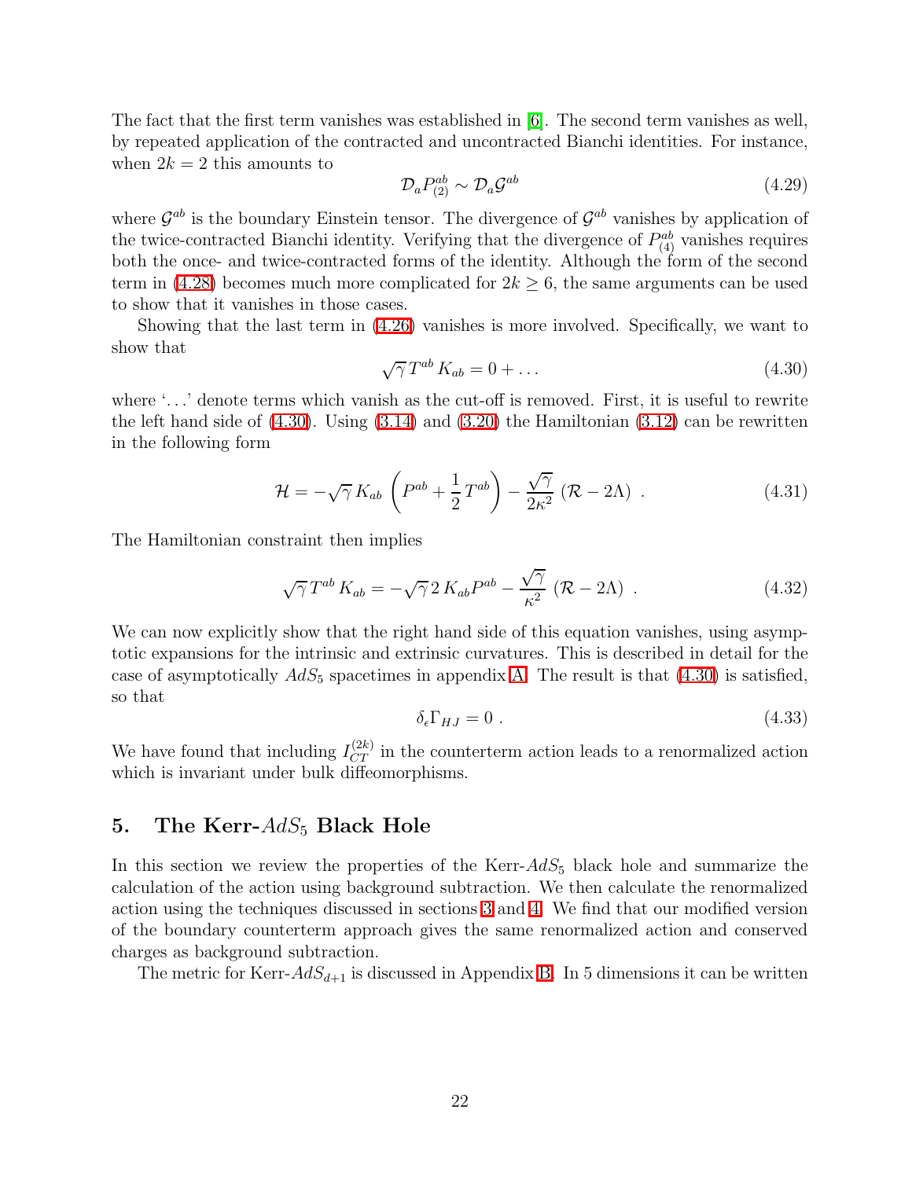The fact that the first term vanishes was established in [6]. The second term vanishes as well, by repeated application of the contracted and uncontracted Bianchi identities. For instance, when $2k = 2$ this amounts to

$$\mathcal{D}_a P^{ab}_{(2)} \sim \mathcal{D}_a \mathcal{G}^{ab} \tag{4.29}$$

where $\mathcal{G}^{ab}$ is the boundary Einstein tensor. The divergence of $\mathcal{G}^{ab}$ vanishes by application of the twice-contracted Bianchi identity. Verifying that the divergence of $P^{ab}_{(4)}$ vanishes requires both the once- and twice-contracted forms of the identity. Although the form of the second term in (4.28) becomes much more complicated for $2k \geq 6$, the same arguments can be used to show that it vanishes in those cases.

Showing that the last term in (4.26) vanishes is more involved. Specifically, we want to show that

$$\sqrt{\gamma}\, T^{ab}\, K_{ab} = 0 + \ldots \tag{4.30}$$

where '...' denote terms which vanish as the cut-off is removed. First, it is useful to rewrite the left hand side of (4.30). Using (3.14) and (3.20) the Hamiltonian (3.12) can be rewritten in the following form

$$\mathcal{H} = -\sqrt{\gamma}\, K_{ab} \left( P^{ab} + \frac{1}{2} T^{ab} \right) - \frac{\sqrt{\gamma}}{2\kappa^2} \left( \mathcal{R} - 2\Lambda \right) \ . \tag{4.31}$$

The Hamiltonian constraint then implies

$$\sqrt{\gamma}\, T^{ab}\, K_{ab} = -\sqrt{\gamma}\, 2\, K_{ab} P^{ab} - \frac{\sqrt{\gamma}}{\kappa^2} \left( \mathcal{R} - 2\Lambda \right) \ . \tag{4.32}$$

We can now explicitly show that the right hand side of this equation vanishes, using asymptotic expansions for the intrinsic and extrinsic curvatures. This is described in detail for the case of asymptotically $AdS_5$ spacetimes in appendix A. The result is that (4.30) is satisfied, so that

$$\delta_\epsilon \Gamma_{HJ} = 0 \ . \tag{4.33}$$

We have found that including $I^{(2k)}_{CT}$ in the counterterm action leads to a renormalized action which is invariant under bulk diffeomorphisms.

## 5. The Kerr-$AdS_5$ Black Hole

In this section we review the properties of the Kerr-$AdS_5$ black hole and summarize the calculation of the action using background subtraction. We then calculate the renormalized action using the techniques discussed in sections 3 and 4. We find that our modified version of the boundary counterterm approach gives the same renormalized action and conserved charges as background subtraction.

The metric for Kerr-$AdS_{d+1}$ is discussed in Appendix B. In 5 dimensions it can be written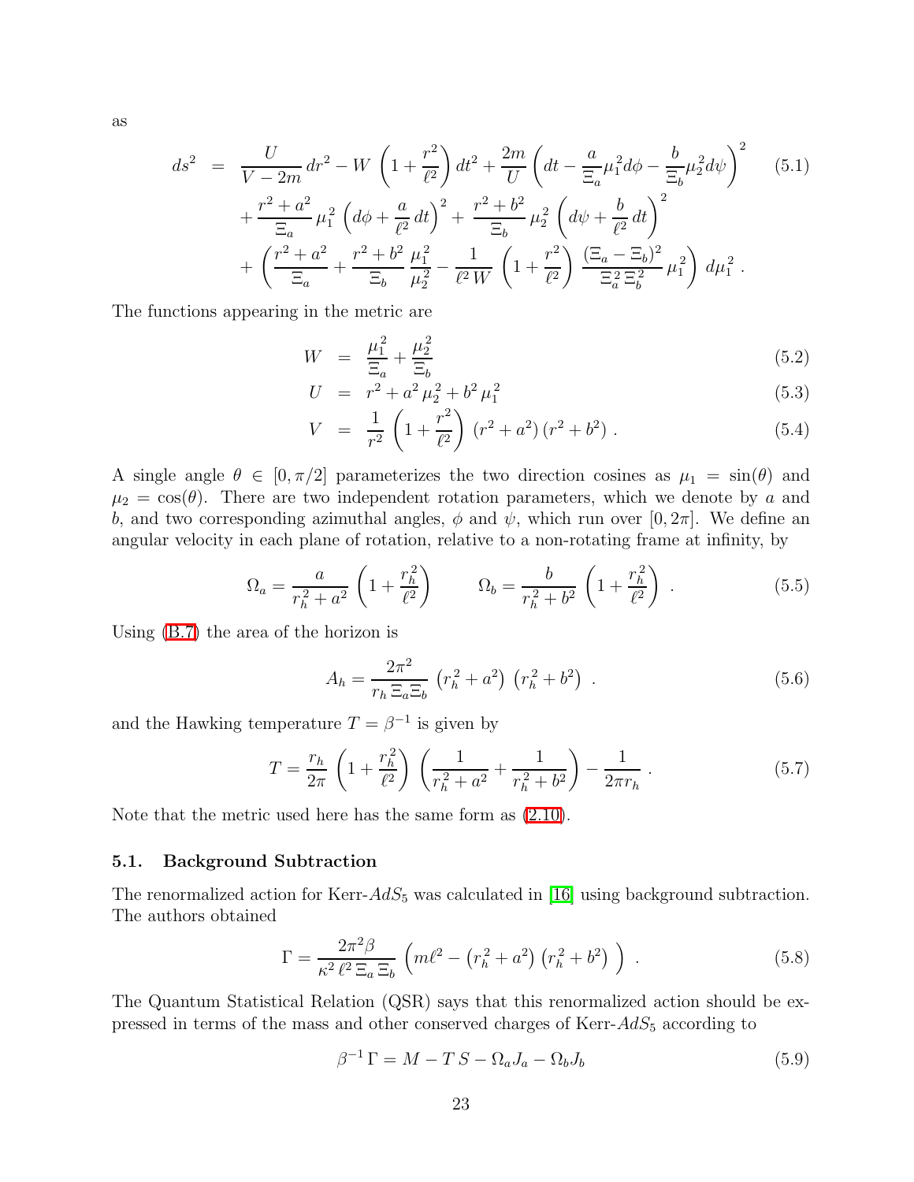as

$$
\begin{aligned}
ds^2 &= \frac{U}{V-2m}\,dr^2 - W\left(1+\frac{r^2}{\ell^2}\right)dt^2 + \frac{2m}{U}\left(dt - \frac{a}{\Xi_a}\mu_1^2 d\phi - \frac{b}{\Xi_b}\mu_2^2 d\psi\right)^2 \\
&\quad + \frac{r^2+a^2}{\Xi_a}\,\mu_1^2\left(d\phi + \frac{a}{\ell^2}\,dt\right)^2 + \frac{r^2+b^2}{\Xi_b}\,\mu_2^2\left(d\psi + \frac{b}{\ell^2}\,dt\right)^2 \\
&\quad + \left(\frac{r^2+a^2}{\Xi_a} + \frac{r^2+b^2}{\Xi_b}\,\frac{\mu_1^2}{\mu_2^2} - \frac{1}{\ell^2\,W}\left(1+\frac{r^2}{\ell^2}\right)\frac{(\Xi_a-\Xi_b)^2}{\Xi_a^2\,\Xi_b^2}\,\mu_1^2\right)d\mu_1^2\,.
\end{aligned}
\tag{5.1}
$$

The functions appearing in the metric are

$$
W = \frac{\mu_1^2}{\Xi_a} + \frac{\mu_2^2}{\Xi_b} \tag{5.2}
$$

$$
U = r^2 + a^2\,\mu_2^2 + b^2\,\mu_1^2 \tag{5.3}
$$

$$
V = \frac{1}{r^2}\left(1+\frac{r^2}{\ell^2}\right)(r^2+a^2)\,(r^2+b^2)\,. \tag{5.4}
$$

A single angle $\theta \in [0,\pi/2]$ parameterizes the two direction cosines as $\mu_1 = \sin(\theta)$ and $\mu_2 = \cos(\theta)$. There are two independent rotation parameters, which we denote by $a$ and $b$, and two corresponding azimuthal angles, $\phi$ and $\psi$, which run over $[0,2\pi]$. We define an angular velocity in each plane of rotation, relative to a non-rotating frame at infinity, by

$$
\Omega_a = \frac{a}{r_h^2+a^2}\left(1+\frac{r_h^2}{\ell^2}\right) \qquad \Omega_b = \frac{b}{r_h^2+b^2}\left(1+\frac{r_h^2}{\ell^2}\right)\,. \tag{5.5}
$$

Using (B.7) the area of the horizon is

$$
A_h = \frac{2\pi^2}{r_h\,\Xi_a\Xi_b}\,\left(r_h^2+a^2\right)\,\left(r_h^2+b^2\right)\,. \tag{5.6}
$$

and the Hawking temperature $T = \beta^{-1}$ is given by

$$
T = \frac{r_h}{2\pi}\left(1+\frac{r_h^2}{\ell^2}\right)\left(\frac{1}{r_h^2+a^2}+\frac{1}{r_h^2+b^2}\right) - \frac{1}{2\pi r_h}\,. \tag{5.7}
$$

Note that the metric used here has the same form as (2.10).

### 5.1. Background Subtraction

The renormalized action for Kerr-$AdS_5$ was calculated in [16] using background subtraction. The authors obtained

$$
\Gamma = \frac{2\pi^2\beta}{\kappa^2\,\ell^2\,\Xi_a\,\Xi_b}\,\left(m\ell^2 - \left(r_h^2+a^2\right)\left(r_h^2+b^2\right)\right)\,. \tag{5.8}
$$

The Quantum Statistical Relation (QSR) says that this renormalized action should be expressed in terms of the mass and other conserved charges of Kerr-$AdS_5$ according to

$$
\beta^{-1}\,\Gamma = M - T\,S - \Omega_a J_a - \Omega_b J_b \tag{5.9}
$$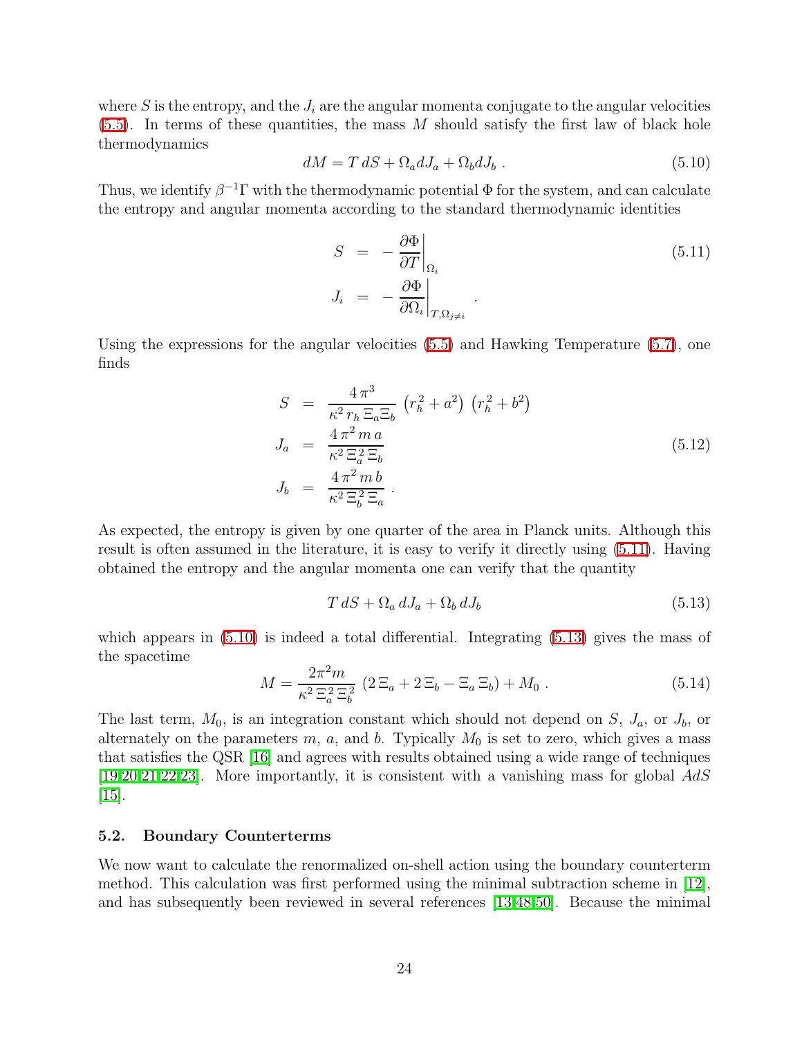where $S$ is the entropy, and the $J_i$ are the angular momenta conjugate to the angular velocities (5.5). In terms of these quantities, the mass $M$ should satisfy the first law of black hole thermodynamics

$$dM = T\,dS + \Omega_a dJ_a + \Omega_b dJ_b \; . \tag{5.10}$$

Thus, we identify $\beta^{-1}\Gamma$ with the thermodynamic potential $\Phi$ for the system, and can calculate the entropy and angular momenta according to the standard thermodynamic identities

$$\begin{aligned} S &= -\left.\frac{\partial \Phi}{\partial T}\right|_{\Omega_i} \\ J_i &= -\left.\frac{\partial \Phi}{\partial \Omega_i}\right|_{T,\Omega_{j\neq i}} \; . \end{aligned} \tag{5.11}$$

Using the expressions for the angular velocities (5.5) and Hawking Temperature (5.7), one finds

$$\begin{aligned} S &= \frac{4\,\pi^3}{\kappa^2\,r_h\,\Xi_a\Xi_b}\,\left(r_h^2+a^2\right)\,\left(r_h^2+b^2\right) \\ J_a &= \frac{4\,\pi^2\,m\,a}{\kappa^2\,\Xi_a^2\,\Xi_b} \\ J_b &= \frac{4\,\pi^2\,m\,b}{\kappa^2\,\Xi_b^2\,\Xi_a} \; . \end{aligned} \tag{5.12}$$

As expected, the entropy is given by one quarter of the area in Planck units. Although this result is often assumed in the literature, it is easy to verify it directly using (5.11). Having obtained the entropy and the angular momenta one can verify that the quantity

$$T\,dS + \Omega_a\,dJ_a + \Omega_b\,dJ_b \tag{5.13}$$

which appears in (5.10) is indeed a total differential. Integrating (5.13) gives the mass of the spacetime

$$M = \frac{2\pi^2 m}{\kappa^2\,\Xi_a^2\,\Xi_b^2}\,\left(2\,\Xi_a + 2\,\Xi_b - \Xi_a\,\Xi_b\right) + M_0 \; . \tag{5.14}$$

The last term, $M_0$, is an integration constant which should not depend on $S$, $J_a$, or $J_b$, or alternately on the parameters $m$, $a$, and $b$. Typically $M_0$ is set to zero, which gives a mass that satisfies the QSR [16] and agrees with results obtained using a wide range of techniques [19,20,21,22,23]. More importantly, it is consistent with a vanishing mass for global $AdS$ [15].

### 5.2. Boundary Counterterms

We now want to calculate the renormalized on-shell action using the boundary counterterm method. This calculation was first performed using the minimal subtraction scheme in [12], and has subsequently been reviewed in several references [13,48,50]. Because the minimal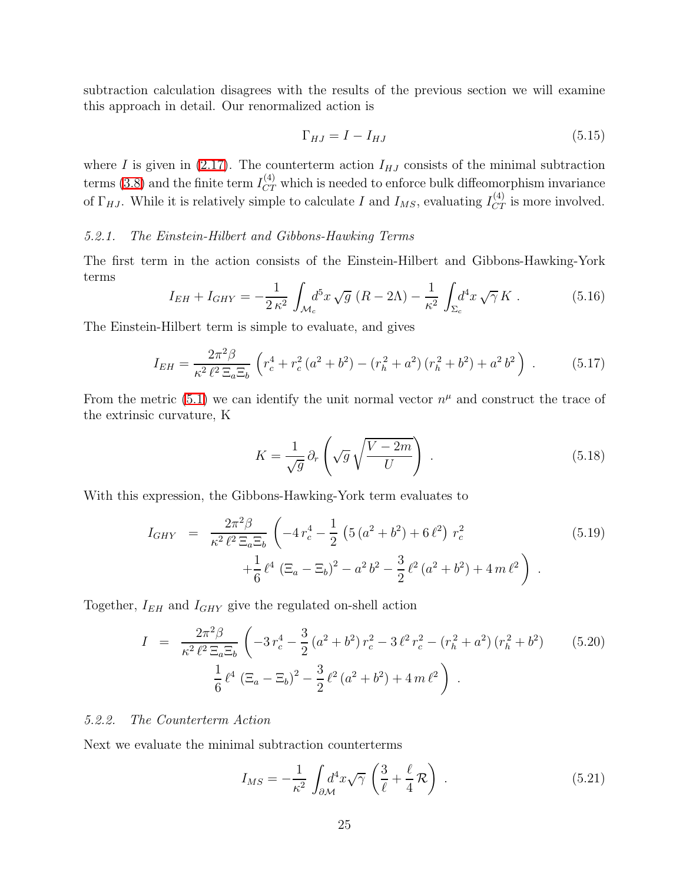subtraction calculation disagrees with the results of the previous section we will examine this approach in detail. Our renormalized action is

$$\Gamma_{HJ} = I - I_{HJ} \tag{5.15}$$

where $I$ is given in (2.17). The counterterm action $I_{HJ}$ consists of the minimal subtraction terms (3.8) and the finite term $I_{CT}^{(4)}$ which is needed to enforce bulk diffeomorphism invariance of $\Gamma_{HJ}$. While it is relatively simple to calculate $I$ and $I_{MS}$, evaluating $I_{CT}^{(4)}$ is more involved.

### 5.2.1. *The Einstein-Hilbert and Gibbons-Hawking Terms*

The first term in the action consists of the Einstein-Hilbert and Gibbons-Hawking-York terms

$$I_{EH} + I_{GHY} = -\frac{1}{2\,\kappa^2}\int_{\mathcal{M}_c} d^5x\,\sqrt{g}\,\left(R - 2\Lambda\right) - \frac{1}{\kappa^2}\int_{\Sigma_c} d^4x\,\sqrt{\gamma}\,K\ . \tag{5.16}$$

The Einstein-Hilbert term is simple to evaluate, and gives

$$I_{EH} = \frac{2\pi^2\beta}{\kappa^2\,\ell^2\,\Xi_a\Xi_b}\,\left(r_c^4 + r_c^2\,(a^2+b^2) - (r_h^2+a^2)\,(r_h^2+b^2) + a^2\,b^2\right)\ . \tag{5.17}$$

From the metric (5.1) we can identify the unit normal vector $n^\mu$ and construct the trace of the extrinsic curvature, K

$$K = \frac{1}{\sqrt{g}}\,\partial_r\left(\sqrt{g}\,\sqrt{\frac{V-2m}{U}}\right)\ . \tag{5.18}$$

With this expression, the Gibbons-Hawking-York term evaluates to

$$\begin{aligned} I_{GHY} \;=\; & \frac{2\pi^2\beta}{\kappa^2\,\ell^2\,\Xi_a\Xi_b}\,\left(-4\,r_c^4 - \frac{1}{2}\left(5\,(a^2+b^2) + 6\,\ell^2\right)\,r_c^2\right. \\ & \left. + \frac{1}{6}\,\ell^4\,\left(\Xi_a - \Xi_b\right)^2 - a^2\,b^2 - \frac{3}{2}\,\ell^2\,(a^2+b^2) + 4\,m\,\ell^2\right)\ . \end{aligned} \tag{5.19}$$

Together, $I_{EH}$ and $I_{GHY}$ give the regulated on-shell action

$$\begin{aligned} I \;=\; & \frac{2\pi^2\beta}{\kappa^2\,\ell^2\,\Xi_a\Xi_b}\,\left(-3\,r_c^4 - \frac{3}{2}\,(a^2+b^2)\,r_c^2 - 3\,\ell^2\,r_c^2 - (r_h^2+a^2)\,(r_h^2+b^2)\right. \\ & \left. \frac{1}{6}\,\ell^4\,\left(\Xi_a - \Xi_b\right)^2 - \frac{3}{2}\,\ell^2\,(a^2+b^2) + 4\,m\,\ell^2\right)\ . \end{aligned} \tag{5.20}$$

### 5.2.2. *The Counterterm Action*

Next we evaluate the minimal subtraction counterterms

$$I_{MS} = -\frac{1}{\kappa^2}\int_{\partial\mathcal{M}} d^4x\sqrt{\gamma}\,\left(\frac{3}{\ell} + \frac{\ell}{4}\,\mathcal{R}\right)\ . \tag{5.21}$$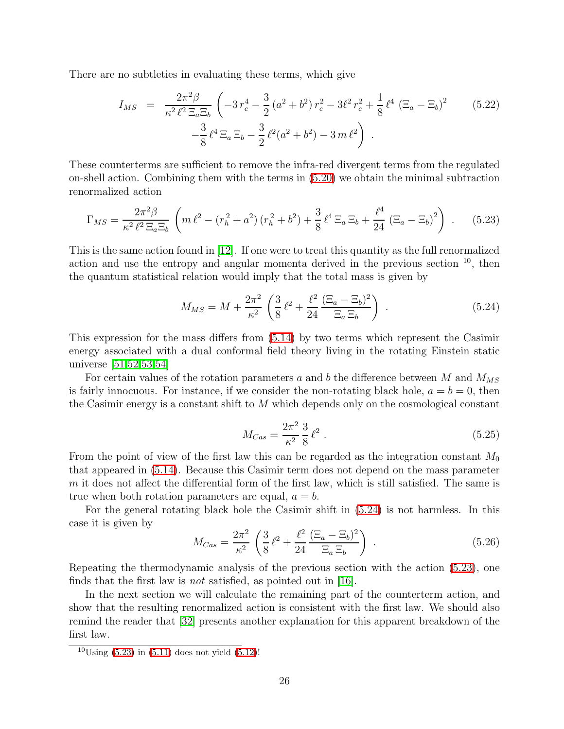There are no subtleties in evaluating these terms, which give

$$
\begin{aligned}
I_{MS} \;=\; & \frac{2\pi^2\beta}{\kappa^2\,\ell^2\,\Xi_a\Xi_b}\left(-3\,r_c^4-\frac{3}{2}\,(a^2+b^2)\,r_c^2-3\ell^2\,r_c^2+\frac{1}{8}\,\ell^4\,\left(\Xi_a-\Xi_b\right)^2\right. \\
& \left.-\frac{3}{8}\,\ell^4\,\Xi_a\,\Xi_b-\frac{3}{2}\,\ell^2(a^2+b^2)-3\,m\,\ell^2\right) \;. 
\end{aligned}
\tag{5.22}
$$

These counterterms are sufficient to remove the infra-red divergent terms from the regulated on-shell action. Combining them with the terms in (5.20) we obtain the minimal subtraction renormalized action

$$
\Gamma_{MS}=\frac{2\pi^2\beta}{\kappa^2\,\ell^2\,\Xi_a\Xi_b}\left(m\,\ell^2-(r_h^2+a^2)\,(r_h^2+b^2)+\frac{3}{8}\,\ell^4\,\Xi_a\,\Xi_b+\frac{\ell^4}{24}\,\left(\Xi_a-\Xi_b\right)^2\right)\;. \tag{5.23}
$$

This is the same action found in [12]. If one were to treat this quantity as the full renormalized action and use the entropy and angular momenta derived in the previous section [10], then the quantum statistical relation would imply that the total mass is given by

$$
M_{MS}=M+\frac{2\pi^2}{\kappa^2}\,\left(\frac{3}{8}\,\ell^2+\frac{\ell^2}{24}\,\frac{(\Xi_a-\Xi_b)^2}{\Xi_a\,\Xi_b}\right)\;. \tag{5.24}
$$

This expression for the mass differs from (5.14) by two terms which represent the Casimir energy associated with a dual conformal field theory living in the rotating Einstein static universe [51,52,53,54]

For certain values of the rotation parameters $a$ and $b$ the difference between $M$ and $M_{MS}$ is fairly innocuous. For instance, if we consider the non-rotating black hole, $a=b=0$, then the Casimir energy is a constant shift to $M$ which depends only on the cosmological constant

$$
M_{Cas}=\frac{2\pi^2}{\kappa^2}\,\frac{3}{8}\,\ell^2\;. \tag{5.25}
$$

From the point of view of the first law this can be regarded as the integration constant $M_0$ that appeared in (5.14). Because this Casimir term does not depend on the mass parameter $m$ it does not affect the differential form of the first law, which is still satisfied. The same is true when both rotation parameters are equal, $a=b$.

For the general rotating black hole the Casimir shift in (5.24) is not harmless. In this case it is given by

$$
M_{Cas}=\frac{2\pi^2}{\kappa^2}\,\left(\frac{3}{8}\,\ell^2+\frac{\ell^2}{24}\,\frac{(\Xi_a-\Xi_b)^2}{\Xi_a\,\Xi_b}\right)\;. \tag{5.26}
$$

Repeating the thermodynamic analysis of the previous section with the action (5.23), one finds that the first law is *not* satisfied, as pointed out in [16].

In the next section we will calculate the remaining part of the counterterm action, and show that the resulting renormalized action is consistent with the first law. We should also remind the reader that [32] presents another explanation for this apparent breakdown of the first law.

[10] Using (5.23) in (5.11) does not yield (5.12)!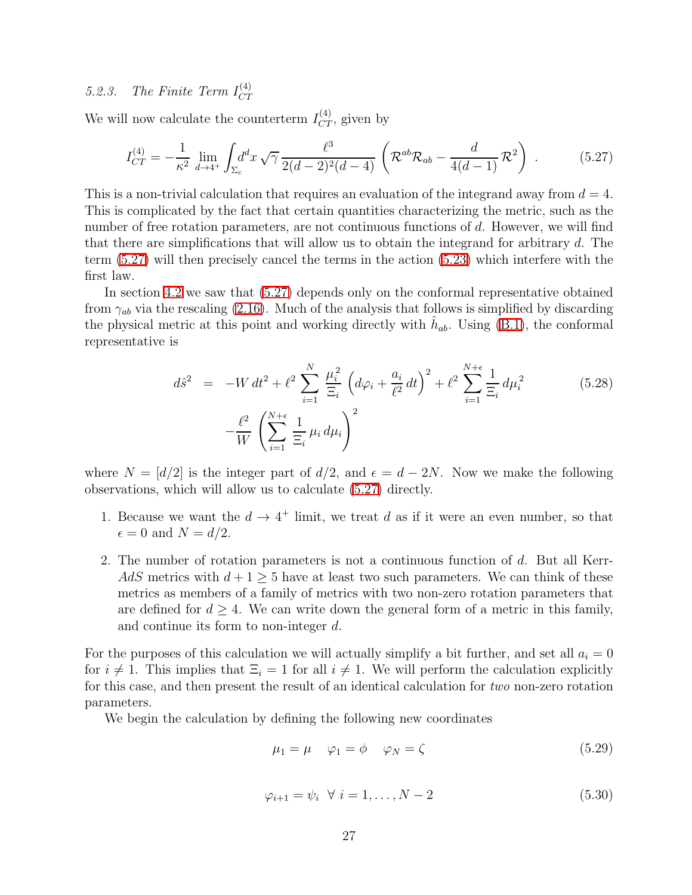#### 5.2.3. The Finite Term $I_{CT}^{(4)}$

We will now calculate the counterterm $I_{CT}^{(4)}$, given by

$$I_{CT}^{(4)} = -\frac{1}{\kappa^2} \lim_{d \to 4^+} \int_{\Sigma_c} d^d x \, \sqrt{\gamma} \, \frac{\ell^3}{2(d-2)^2(d-4)} \left( \mathcal{R}^{ab}\mathcal{R}_{ab} - \frac{d}{4(d-1)} \, \mathcal{R}^2 \right) \, . \tag{5.27}$$

This is a non-trivial calculation that requires an evaluation of the integrand away from $d = 4$. This is complicated by the fact that certain quantities characterizing the metric, such as the number of free rotation parameters, are not continuous functions of $d$. However, we will find that there are simplifications that will allow us to obtain the integrand for arbitrary $d$. The term (5.27) will then precisely cancel the terms in the action (5.23) which interfere with the first law.

In section 4.2 we saw that (5.27) depends only on the conformal representative obtained from $\gamma_{ab}$ via the rescaling (2.16). Much of the analysis that follows is simplified by discarding the physical metric at this point and working directly with $\hat{h}_{ab}$. Using (B.1), the conformal representative is

$$\begin{aligned} d\hat{s}^2 \;&=\; -W\, dt^2 + \ell^2 \sum_{i=1}^{N} \frac{\mu_i^{\,2}}{\Xi_i} \left( d\varphi_i + \frac{a_i}{\ell^2}\, dt \right)^2 + \ell^2 \sum_{i=1}^{N+\epsilon} \frac{1}{\Xi_i}\, d\mu_i^{\,2} \\ &\quad - \frac{\ell^2}{W} \left( \sum_{i=1}^{N+\epsilon} \frac{1}{\Xi_i}\, \mu_i \, d\mu_i \right)^2 \end{aligned} \tag{5.28}$$

where $N = [d/2]$ is the integer part of $d/2$, and $\epsilon = d - 2N$. Now we make the following observations, which will allow us to calculate (5.27) directly.

1. Because we want the $d \to 4^+$ limit, we treat $d$ as if it were an even number, so that $\epsilon = 0$ and $N = d/2$.
2. The number of rotation parameters is not a continuous function of $d$. But all Kerr-*AdS* metrics with $d + 1 \geq 5$ have at least two such parameters. We can think of these metrics as members of a family of metrics with two non-zero rotation parameters that are defined for $d \geq 4$. We can write down the general form of a metric in this family, and continue its form to non-integer $d$.

For the purposes of this calculation we will actually simplify a bit further, and set all $a_i = 0$ for $i \neq 1$. This implies that $\Xi_i = 1$ for all $i \neq 1$. We will perform the calculation explicitly for this case, and then present the result of an identical calculation for *two* non-zero rotation parameters.

We begin the calculation by defining the following new coordinates

$$\mu_1 = \mu \quad\;\; \varphi_1 = \phi \quad\;\; \varphi_N = \zeta \tag{5.29}$$

$$\varphi_{i+1} = \psi_i \;\;\; \forall \; i = 1, \ldots, N-2 \tag{5.30}$$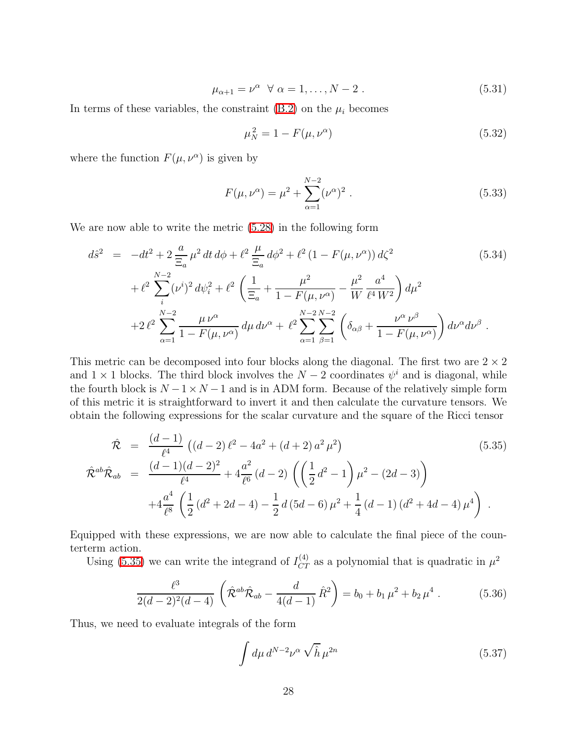$$\mu_{\alpha+1} = \nu^\alpha \;\; \forall \; \alpha = 1, \ldots, N-2 \; . \tag{5.31}$$

In terms of these variables, the constraint (B.2) on the $\mu_i$ becomes

$$\mu_N^2 = 1 - F(\mu, \nu^\alpha) \tag{5.32}$$

where the function $F(\mu, \nu^\alpha)$ is given by

$$F(\mu, \nu^\alpha) = \mu^2 + \sum_{\alpha=1}^{N-2} (\nu^\alpha)^2 \; . \tag{5.33}$$

We are now able to write the metric (5.28) in the following form

$$\begin{aligned}
d\hat{s}^2 &= -dt^2 + 2\,\frac{a}{\Xi_a}\,\mu^2\,dt\,d\phi + \ell^2\,\frac{\mu}{\Xi_a}\,d\phi^2 + \ell^2\,(1 - F(\mu,\nu^\alpha))\,d\zeta^2 \\
&\quad + \ell^2 \sum_i^{N-2} (\nu^i)^2\,d\psi_i^2 + \ell^2 \left( \frac{1}{\Xi_a} + \frac{\mu^2}{1 - F(\mu,\nu^\alpha)} - \frac{\mu^2}{W}\,\frac{a^4}{\ell^4\,W^2} \right) d\mu^2 \\
&\quad + 2\,\ell^2 \sum_{\alpha=1}^{N-2} \frac{\mu\,\nu^\alpha}{1 - F(\mu,\nu^\alpha)}\,d\mu\,d\nu^\alpha + \,\ell^2 \sum_{\alpha=1}^{N-2}\sum_{\beta=1}^{N-2} \left( \delta_{\alpha\beta} + \frac{\nu^\alpha\,\nu^\beta}{1 - F(\mu,\nu^\alpha)} \right) d\nu^\alpha d\nu^\beta \; .
\end{aligned} \tag{5.34}$$

This metric can be decomposed into four blocks along the diagonal. The first two are $2 \times 2$ and $1 \times 1$ blocks. The third block involves the $N-2$ coordinates $\psi^i$ and is diagonal, while the fourth block is $N-1 \times N-1$ and is in ADM form. Because of the relatively simple form of this metric it is straightforward to invert it and then calculate the curvature tensors. We obtain the following expressions for the scalar curvature and the square of the Ricci tensor

$$\begin{aligned}
\hat{\mathcal{R}} &= \frac{(d-1)}{\ell^4}\left((d-2)\,\ell^2 - 4a^2 + (d+2)\,a^2\,\mu^2\right) \\
\hat{\mathcal{R}}^{ab}\hat{\mathcal{R}}_{ab} &= \frac{(d-1)(d-2)^2}{\ell^4} + 4\frac{a^2}{\ell^6}\,(d-2)\left(\left(\frac{1}{2}\,d^2 - 1\right)\mu^2 - (2d-3)\right) \\
&\quad + 4\frac{a^4}{\ell^8}\left(\frac{1}{2}\,(d^2 + 2d - 4) - \frac{1}{2}\,d\,(5d-6)\,\mu^2 + \frac{1}{4}\,(d-1)\,(d^2 + 4d - 4)\,\mu^4\right) \; .
\end{aligned} \tag{5.35}$$

Equipped with these expressions, we are now able to calculate the final piece of the counterterm action.

Using (5.35) we can write the integrand of $I_{CT}^{(4)}$ as a polynomial that is quadratic in $\mu^2$

$$\frac{\ell^3}{2(d-2)^2(d-4)} \left( \hat{\mathcal{R}}^{ab}\hat{\mathcal{R}}_{ab} - \frac{d}{4(d-1)}\,\hat{R}^2 \right) = b_0 + b_1\,\mu^2 + b_2\,\mu^4 \; . \tag{5.36}$$

Thus, we need to evaluate integrals of the form

$$\int d\mu\, d^{N-2}\nu^\alpha\,\sqrt{\hat{h}}\,\mu^{2n} \tag{5.37}$$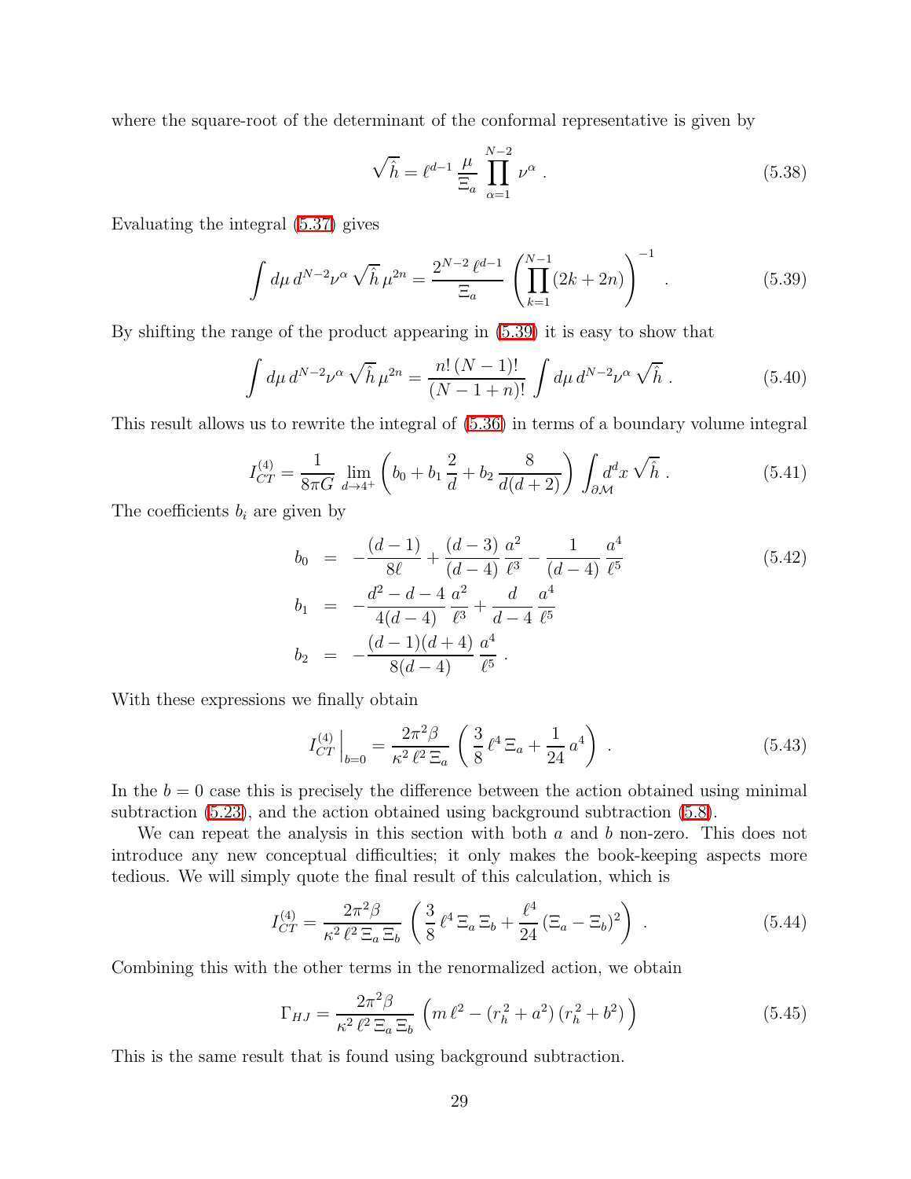where the square-root of the determinant of the conformal representative is given by

$$\sqrt{\hat{h}} = \ell^{d-1}\,\frac{\mu}{\Xi_a}\,\prod_{\alpha=1}^{N-2}\nu^{\alpha}\;. \tag{5.38}$$

Evaluating the integral (5.37) gives

$$\int d\mu\, d^{N-2}\nu^{\alpha}\,\sqrt{\hat{h}}\,\mu^{2n} = \frac{2^{N-2}\,\ell^{d-1}}{\Xi_a}\,\left(\prod_{k=1}^{N-1}(2k+2n)\right)^{-1}\;. \tag{5.39}$$

By shifting the range of the product appearing in (5.39) it is easy to show that

$$\int d\mu\, d^{N-2}\nu^{\alpha}\,\sqrt{\hat{h}}\,\mu^{2n} = \frac{n!\,(N-1)!}{(N-1+n)!}\int d\mu\, d^{N-2}\nu^{\alpha}\,\sqrt{\hat{h}}\;. \tag{5.40}$$

This result allows us to rewrite the integral of (5.36) in terms of a boundary volume integral

$$I^{(4)}_{CT} = \frac{1}{8\pi G}\lim_{d\to 4^+}\left(b_0 + b_1\,\frac{2}{d} + b_2\,\frac{8}{d(d+2)}\right)\int_{\partial\mathcal{M}} d^dx\,\sqrt{\hat{h}}\;. \tag{5.41}$$

The coefficients $b_i$ are given by

$$\begin{aligned}
b_0 &= -\frac{(d-1)}{8\ell} + \frac{(d-3)}{(d-4)}\,\frac{a^2}{\ell^3} - \frac{1}{(d-4)}\,\frac{a^4}{\ell^5}\\
b_1 &= -\frac{d^2-d-4}{4(d-4)}\,\frac{a^2}{\ell^3} + \frac{d}{d-4}\,\frac{a^4}{\ell^5}\\
b_2 &= -\frac{(d-1)(d+4)}{8(d-4)}\,\frac{a^4}{\ell^5}\;.
\end{aligned} \tag{5.42}$$

With these expressions we finally obtain

$$I^{(4)}_{CT}\Big|_{b=0} = \frac{2\pi^2\beta}{\kappa^2\,\ell^2\,\Xi_a}\,\left(\frac{3}{8}\,\ell^4\,\Xi_a + \frac{1}{24}\,a^4\right)\;. \tag{5.43}$$

In the $b = 0$ case this is precisely the difference between the action obtained using minimal subtraction (5.23), and the action obtained using background subtraction (5.8).

We can repeat the analysis in this section with both $a$ and $b$ non-zero. This does not introduce any new conceptual difficulties; it only makes the book-keeping aspects more tedious. We will simply quote the final result of this calculation, which is

$$I^{(4)}_{CT} = \frac{2\pi^2\beta}{\kappa^2\,\ell^2\,\Xi_a\,\Xi_b}\,\left(\frac{3}{8}\,\ell^4\,\Xi_a\,\Xi_b + \frac{\ell^4}{24}\,(\Xi_a - \Xi_b)^2\right)\;. \tag{5.44}$$

Combining this with the other terms in the renormalized action, we obtain

$$\Gamma_{HJ} = \frac{2\pi^2\beta}{\kappa^2\,\ell^2\,\Xi_a\,\Xi_b}\,\left(m\,\ell^2 - (r_h^2 + a^2)\,(r_h^2 + b^2)\right) \tag{5.45}$$

This is the same result that is found using background subtraction.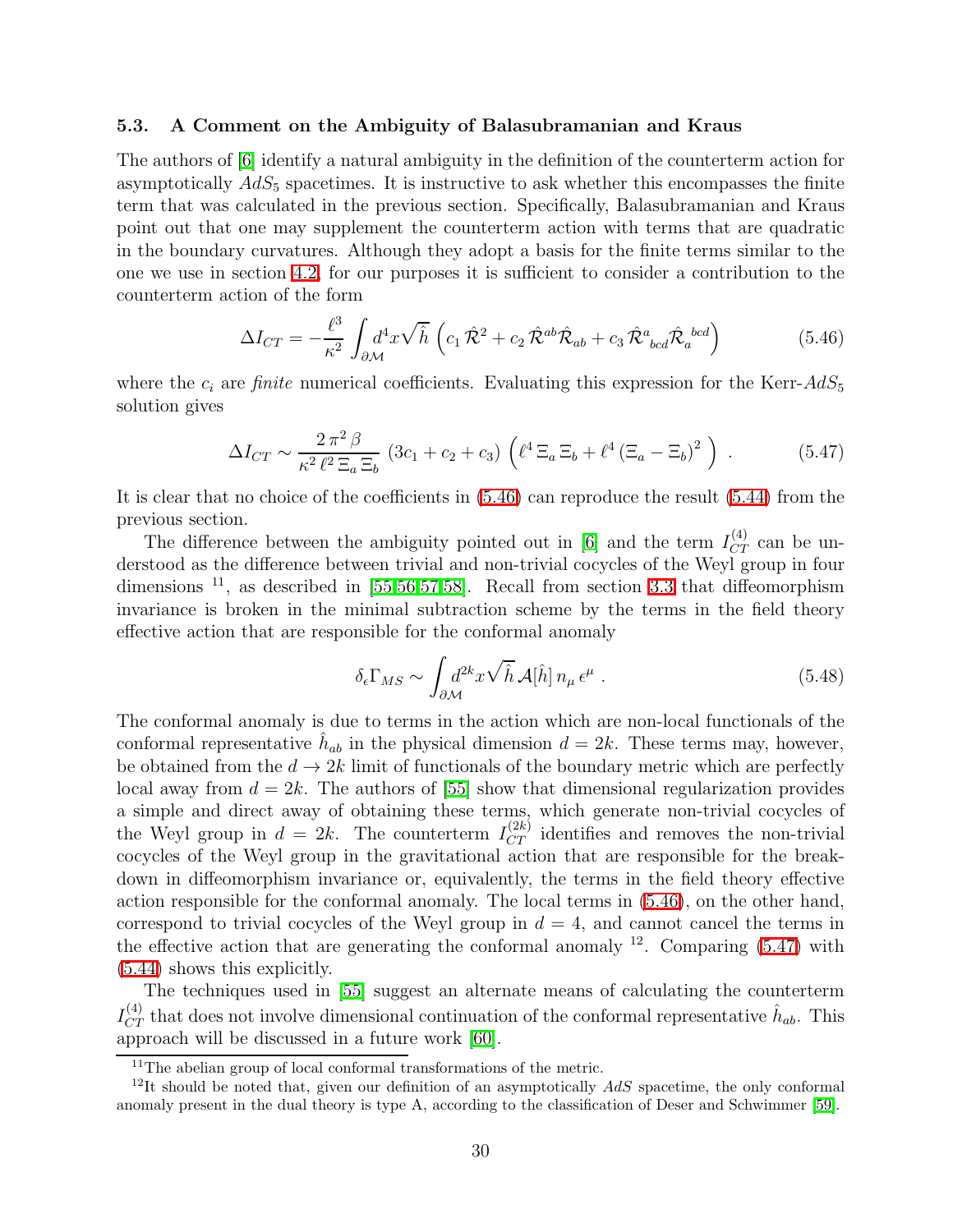### 5.3. A Comment on the Ambiguity of Balasubramanian and Kraus

The authors of [6] identify a natural ambiguity in the definition of the counterterm action for asymptotically $AdS_5$ spacetimes. It is instructive to ask whether this encompasses the finite term that was calculated in the previous section. Specifically, Balasubramanian and Kraus point out that one may supplement the counterterm action with terms that are quadratic in the boundary curvatures. Although they adopt a basis for the finite terms similar to the one we use in section 4.2, for our purposes it is sufficient to consider a contribution to the counterterm action of the form

$$\Delta I_{CT} = -\frac{\ell^3}{\kappa^2} \int_{\partial\mathcal{M}} d^4x \sqrt{\hat{h}} \left( c_1 \hat{\mathcal{R}}^2 + c_2 \hat{\mathcal{R}}^{ab} \hat{\mathcal{R}}_{ab} + c_3 \hat{\mathcal{R}}^a{}_{bcd} \hat{\mathcal{R}}_a{}^{bcd} \right) \tag{5.46}$$

where the $c_i$ are *finite* numerical coefficients. Evaluating this expression for the Kerr-$AdS_5$ solution gives

$$\Delta I_{CT} \sim \frac{2\,\pi^2\,\beta}{\kappa^2\,\ell^2\,\Xi_a\,\Xi_b} \left(3c_1 + c_2 + c_3\right) \left( \ell^4\,\Xi_a\,\Xi_b + \ell^4\,(\Xi_a - \Xi_b)^2 \right) \, . \tag{5.47}$$

It is clear that no choice of the coefficients in (5.46) can reproduce the result (5.44) from the previous section.

The difference between the ambiguity pointed out in [6] and the term $I_{CT}^{(4)}$ can be understood as the difference between trivial and non-trivial cocycles of the Weyl group in four dimensions [11], as described in [55,56,57,58]. Recall from section 3.3 that diffeomorphism invariance is broken in the minimal subtraction scheme by the terms in the field theory effective action that are responsible for the conformal anomaly

$$\delta_\epsilon \Gamma_{MS} \sim \int_{\partial\mathcal{M}} d^{2k}x \sqrt{\hat{h}}\, \mathcal{A}[\hat{h}]\, n_\mu\, \epsilon^\mu \, . \tag{5.48}$$

The conformal anomaly is due to terms in the action which are non-local functionals of the conformal representative $\hat{h}_{ab}$ in the physical dimension $d = 2k$. These terms may, however, be obtained from the $d \to 2k$ limit of functionals of the boundary metric which are perfectly local away from $d = 2k$. The authors of [55] show that dimensional regularization provides a simple and direct away of obtaining these terms, which generate non-trivial cocycles of the Weyl group in $d = 2k$. The counterterm $I_{CT}^{(2k)}$ identifies and removes the non-trivial cocycles of the Weyl group in the gravitational action that are responsible for the breakdown in diffeomorphism invariance or, equivalently, the terms in the field theory effective action responsible for the conformal anomaly. The local terms in (5.46), on the other hand, correspond to trivial cocycles of the Weyl group in $d = 4$, and cannot cancel the terms in the effective action that are generating the conformal anomaly [12]. Comparing (5.47) with (5.44) shows this explicitly.

The techniques used in [55] suggest an alternate means of calculating the counterterm $I_{CT}^{(4)}$ that does not involve dimensional continuation of the conformal representative $\hat{h}_{ab}$. This approach will be discussed in a future work [60].

[11] The abelian group of local conformal transformations of the metric.

[12] It should be noted that, given our definition of an asymptotically $AdS$ spacetime, the only conformal anomaly present in the dual theory is type A, according to the classification of Deser and Schwimmer [59].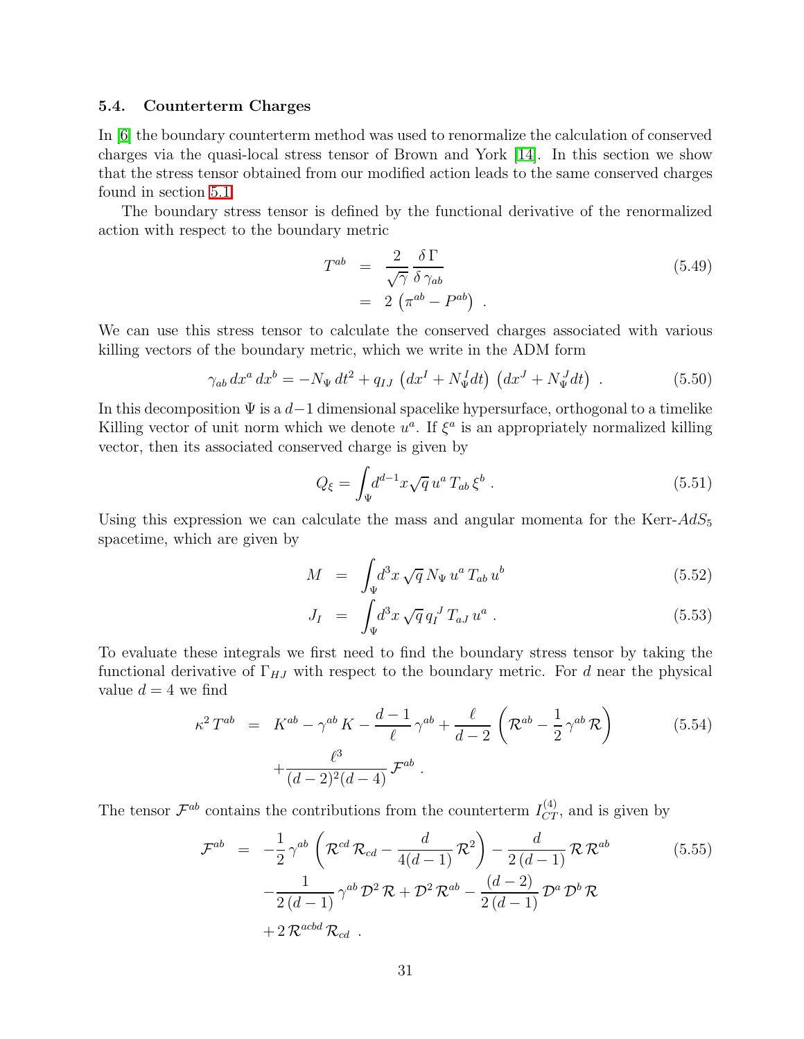### 5.4. Counterterm Charges

In [6] the boundary counterterm method was used to renormalize the calculation of conserved charges via the quasi-local stress tensor of Brown and York [14]. In this section we show that the stress tensor obtained from our modified action leads to the same conserved charges found in section 5.1.

The boundary stress tensor is defined by the functional derivative of the renormalized action with respect to the boundary metric

$$
\begin{aligned}
T^{ab} &= \frac{2}{\sqrt{\gamma}}\frac{\delta\,\Gamma}{\delta\,\gamma_{ab}} \\
&= 2\,\left(\pi^{ab} - P^{ab}\right)\;.
\end{aligned}
\tag{5.49}
$$

We can use this stress tensor to calculate the conserved charges associated with various killing vectors of the boundary metric, which we write in the ADM form

$$
\gamma_{ab}\,dx^a\,dx^b = -N_\Psi\,dt^2 + q_{IJ}\,\left(dx^I + N^I_\Psi dt\right)\,\left(dx^J + N^J_\Psi dt\right)\;. \tag{5.50}
$$

In this decomposition $\Psi$ is a $d-1$ dimensional spacelike hypersurface, orthogonal to a timelike Killing vector of unit norm which we denote $u^a$. If $\xi^a$ is an appropriately normalized killing vector, then its associated conserved charge is given by

$$
Q_\xi = \int_\Psi d^{d-1}x\sqrt{q}\,u^a\,T_{ab}\,\xi^b\;. \tag{5.51}
$$

Using this expression we can calculate the mass and angular momenta for the Kerr-$AdS_5$ spacetime, which are given by

$$
\begin{aligned}
M &= \int_\Psi d^3x\,\sqrt{q}\,N_\Psi\,u^a\,T_{ab}\,u^b && (5.52)\\
J_I &= \int_\Psi d^3x\,\sqrt{q}\,q_I{}^J\,T_{aJ}\,u^a\;. && (5.53)
\end{aligned}
$$

To evaluate these integrals we first need to find the boundary stress tensor by taking the functional derivative of $\Gamma_{HJ}$ with respect to the boundary metric. For $d$ near the physical value $d=4$ we find

$$
\begin{aligned}
\kappa^2\,T^{ab} &= K^{ab} - \gamma^{ab}\,K - \frac{d-1}{\ell}\,\gamma^{ab} + \frac{\ell}{d-2}\,\left(\mathcal{R}^{ab} - \frac{1}{2}\,\gamma^{ab}\,\mathcal{R}\right) \\
&\quad + \frac{\ell^3}{(d-2)^2(d-4)}\,\mathcal{F}^{ab}\;.
\end{aligned}
\tag{5.54}
$$

The tensor $\mathcal{F}^{ab}$ contains the contributions from the counterterm $I^{(4)}_{CT}$, and is given by

$$
\begin{aligned}
\mathcal{F}^{ab} &= -\frac{1}{2}\,\gamma^{ab}\,\left(\mathcal{R}^{cd}\,\mathcal{R}_{cd} - \frac{d}{4(d-1)}\,\mathcal{R}^2\right) - \frac{d}{2\,(d-1)}\,\mathcal{R}\,\mathcal{R}^{ab} \\
&\quad - \frac{1}{2\,(d-1)}\,\gamma^{ab}\,\mathcal{D}^2\,\mathcal{R} + \mathcal{D}^2\,\mathcal{R}^{ab} - \frac{(d-2)}{2\,(d-1)}\,\mathcal{D}^a\,\mathcal{D}^b\,\mathcal{R} \\
&\quad + 2\,\mathcal{R}^{acbd}\,\mathcal{R}_{cd}\;.
\end{aligned}
\tag{5.55}
$$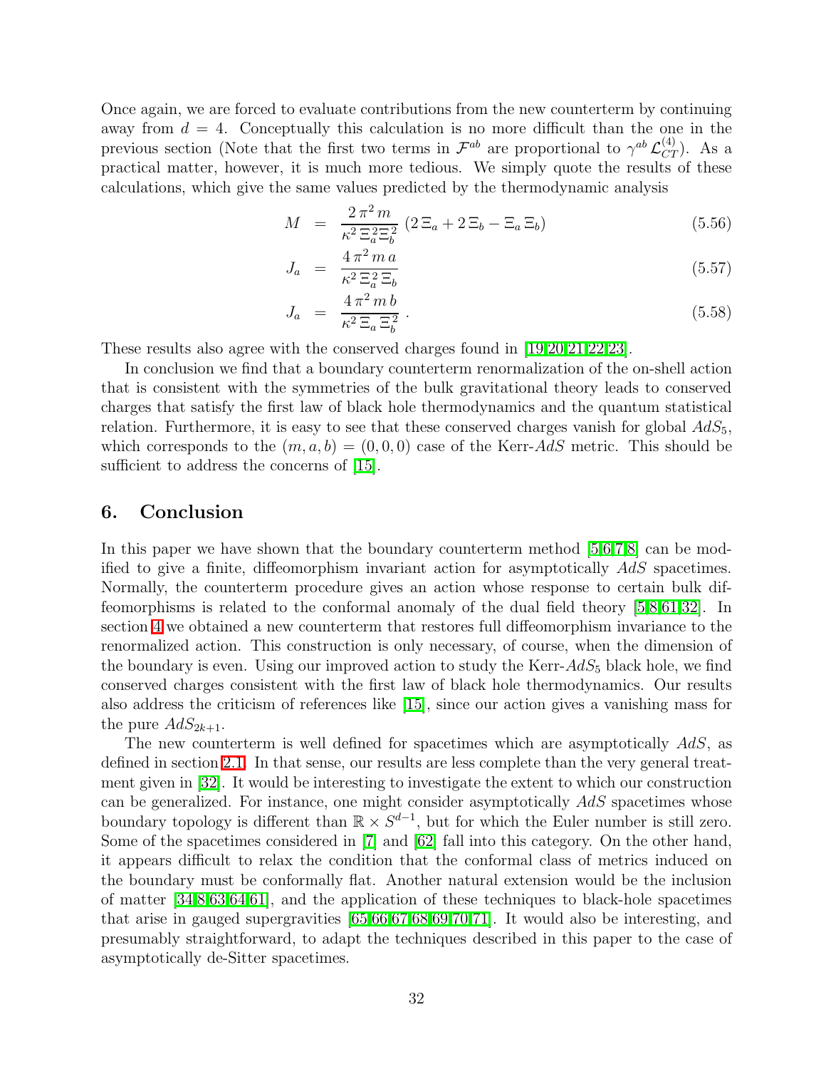Once again, we are forced to evaluate contributions from the new counterterm by continuing away from $d = 4$. Conceptually this calculation is no more difficult than the one in the previous section (Note that the first two terms in $\mathcal{F}^{ab}$ are proportional to $\gamma^{ab}\,\mathcal{L}^{(4)}_{CT}$). As a practical matter, however, it is much more tedious. We simply quote the results of these calculations, which give the same values predicted by the thermodynamic analysis

$$M = \frac{2\,\pi^2\,m}{\kappa^2\,\Xi_a^2\Xi_b^2}\,(2\,\Xi_a + 2\,\Xi_b - \Xi_a\,\Xi_b) \tag{5.56}$$

$$J_a = \frac{4\,\pi^2\,m\,a}{\kappa^2\,\Xi_a^2\,\Xi_b} \tag{5.57}$$

$$J_a = \frac{4\,\pi^2\,m\,b}{\kappa^2\,\Xi_a\,\Xi_b^2}\,. \tag{5.58}$$

These results also agree with the conserved charges found in [19,20,21,22,23].

In conclusion we find that a boundary counterterm renormalization of the on-shell action that is consistent with the symmetries of the bulk gravitational theory leads to conserved charges that satisfy the first law of black hole thermodynamics and the quantum statistical relation. Furthermore, it is easy to see that these conserved charges vanish for global $AdS_5$, which corresponds to the $(m, a, b) = (0, 0, 0)$ case of the Kerr-$AdS$ metric. This should be sufficient to address the concerns of [15].

## 6. Conclusion

In this paper we have shown that the boundary counterterm method [5,6,7,8] can be modified to give a finite, diffeomorphism invariant action for asymptotically $AdS$ spacetimes. Normally, the counterterm procedure gives an action whose response to certain bulk diffeomorphisms is related to the conformal anomaly of the dual field theory [5,8,61,32]. In section 4 we obtained a new counterterm that restores full diffeomorphism invariance to the renormalized action. This construction is only necessary, of course, when the dimension of the boundary is even. Using our improved action to study the Kerr-$AdS_5$ black hole, we find conserved charges consistent with the first law of black hole thermodynamics. Our results also address the criticism of references like [15], since our action gives a vanishing mass for the pure $AdS_{2k+1}$.

The new counterterm is well defined for spacetimes which are asymptotically $AdS$, as defined in section 2.1. In that sense, our results are less complete than the very general treatment given in [32]. It would be interesting to investigate the extent to which our construction can be generalized. For instance, one might consider asymptotically $AdS$ spacetimes whose boundary topology is different than $\mathbb{R} \times S^{d-1}$, but for which the Euler number is still zero. Some of the spacetimes considered in [7] and [62] fall into this category. On the other hand, it appears difficult to relax the condition that the conformal class of metrics induced on the boundary must be conformally flat. Another natural extension would be the inclusion of matter [34,8,63,64,61], and the application of these techniques to black-hole spacetimes that arise in gauged supergravities [65,66,67,68,69,70,71]. It would also be interesting, and presumably straightforward, to adapt the techniques described in this paper to the case of asymptotically de-Sitter spacetimes.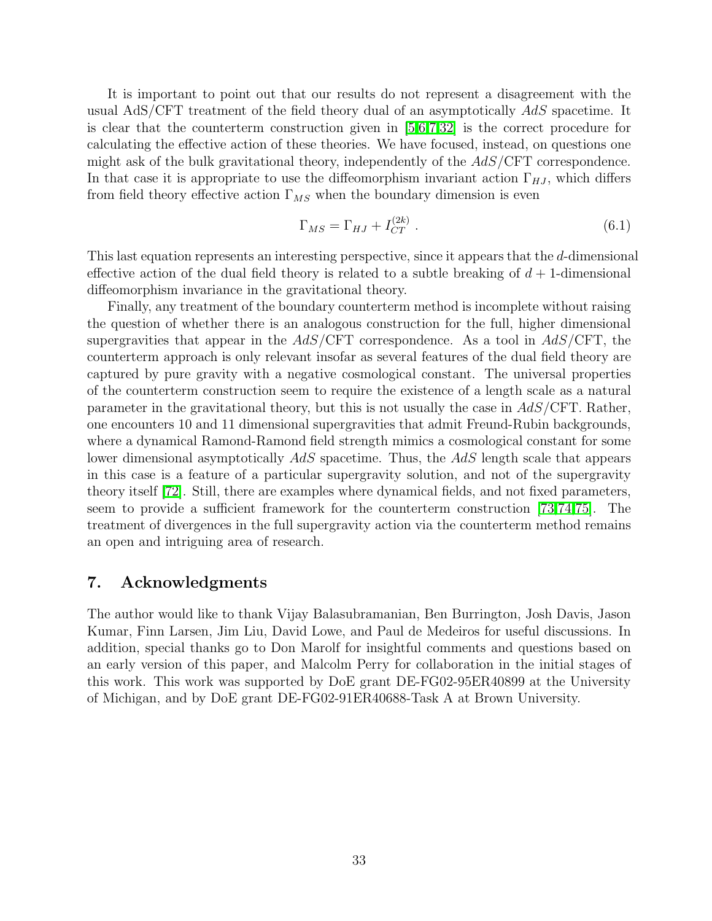It is important to point out that our results do not represent a disagreement with the usual AdS/CFT treatment of the field theory dual of an asymptotically $AdS$ spacetime. It is clear that the counterterm construction given in [5,6,7,32] is the correct procedure for calculating the effective action of these theories. We have focused, instead, on questions one might ask of the bulk gravitational theory, independently of the $AdS$/CFT correspondence. In that case it is appropriate to use the diffeomorphism invariant action $\Gamma_{HJ}$, which differs from field theory effective action $\Gamma_{MS}$ when the boundary dimension is even

$$\Gamma_{MS} = \Gamma_{HJ} + I_{CT}^{(2k)} \ . \tag{6.1}$$

This last equation represents an interesting perspective, since it appears that the $d$-dimensional effective action of the dual field theory is related to a subtle breaking of $d+1$-dimensional diffeomorphism invariance in the gravitational theory.

Finally, any treatment of the boundary counterterm method is incomplete without raising the question of whether there is an analogous construction for the full, higher dimensional supergravities that appear in the $AdS$/CFT correspondence. As a tool in $AdS$/CFT, the counterterm approach is only relevant insofar as several features of the dual field theory are captured by pure gravity with a negative cosmological constant. The universal properties of the counterterm construction seem to require the existence of a length scale as a natural parameter in the gravitational theory, but this is not usually the case in $AdS$/CFT. Rather, one encounters 10 and 11 dimensional supergravities that admit Freund-Rubin backgrounds, where a dynamical Ramond-Ramond field strength mimics a cosmological constant for some lower dimensional asymptotically $AdS$ spacetime. Thus, the $AdS$ length scale that appears in this case is a feature of a particular supergravity solution, and not of the supergravity theory itself [72]. Still, there are examples where dynamical fields, and not fixed parameters, seem to provide a sufficient framework for the counterterm construction [73,74,75]. The treatment of divergences in the full supergravity action via the counterterm method remains an open and intriguing area of research.

## 7. Acknowledgments

The author would like to thank Vijay Balasubramanian, Ben Burrington, Josh Davis, Jason Kumar, Finn Larsen, Jim Liu, David Lowe, and Paul de Medeiros for useful discussions. In addition, special thanks go to Don Marolf for insightful comments and questions based on an early version of this paper, and Malcolm Perry for collaboration in the initial stages of this work. This work was supported by DoE grant DE-FG02-95ER40899 at the University of Michigan, and by DoE grant DE-FG02-91ER40688-Task A at Brown University.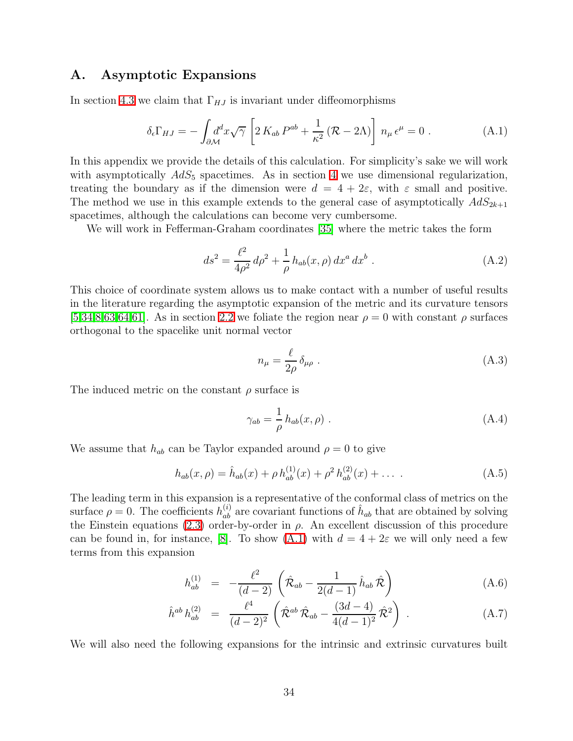## A. Asymptotic Expansions

In section 4.3 we claim that $\Gamma_{HJ}$ is invariant under diffeomorphisms

$$\delta_\epsilon \Gamma_{HJ} = -\int_{\partial\mathcal{M}} d^d x \sqrt{\gamma}\, \left[ 2\, K_{ab}\, P^{ab} + \frac{1}{\kappa^2}\,(\mathcal{R} - 2\Lambda)\right]\, n_\mu\, \epsilon^\mu = 0\ . \tag{A.1}$$

In this appendix we provide the details of this calculation. For simplicity's sake we will work with asymptotically $AdS_5$ spacetimes. As in section 4 we use dimensional regularization, treating the boundary as if the dimension were $d = 4 + 2\varepsilon$, with $\varepsilon$ small and positive. The method we use in this example extends to the general case of asymptotically $AdS_{2k+1}$ spacetimes, although the calculations can become very cumbersome.

We will work in Fefferman-Graham coordinates [35] where the metric takes the form

$$ds^2 = \frac{\ell^2}{4\rho^2}\, d\rho^2 + \frac{1}{\rho}\, h_{ab}(x,\rho)\, dx^a\, dx^b\ . \tag{A.2}$$

This choice of coordinate system allows us to make contact with a number of useful results in the literature regarding the asymptotic expansion of the metric and its curvature tensors [5,34,8,63,64,61]. As in section 2.2 we foliate the region near $\rho = 0$ with constant $\rho$ surfaces orthogonal to the spacelike unit normal vector

$$n_\mu = \frac{\ell}{2\rho}\, \delta_{\mu\rho}\ . \tag{A.3}$$

The induced metric on the constant $\rho$ surface is

$$\gamma_{ab} = \frac{1}{\rho}\, h_{ab}(x,\rho)\ . \tag{A.4}$$

We assume that $h_{ab}$ can be Taylor expanded around $\rho = 0$ to give

$$h_{ab}(x,\rho) = \hat{h}_{ab}(x) + \rho\, h^{(1)}_{ab}(x) + \rho^2\, h^{(2)}_{ab}(x) + \dots\ . \tag{A.5}$$

The leading term in this expansion is a representative of the conformal class of metrics on the surface $\rho = 0$. The coefficients $h^{(i)}_{ab}$ are covariant functions of $\hat{h}_{ab}$ that are obtained by solving the Einstein equations (2.3) order-by-order in $\rho$. An excellent discussion of this procedure can be found in, for instance, [8]. To show (A.1) with $d = 4 + 2\varepsilon$ we will only need a few terms from this expansion

$$h^{(1)}_{ab} = -\frac{\ell^2}{(d-2)}\left(\hat{\mathcal{R}}_{ab} - \frac{1}{2(d-1)}\,\hat{h}_{ab}\,\hat{\mathcal{R}}\right) \tag{A.6}$$

$$\hat{h}^{ab}\, h^{(2)}_{ab} = \frac{\ell^4}{(d-2)^2}\left(\hat{\mathcal{R}}^{ab}\,\hat{\mathcal{R}}_{ab} - \frac{(3d-4)}{4(d-1)^2}\,\hat{\mathcal{R}}^2\right)\ . \tag{A.7}$$

We will also need the following expansions for the intrinsic and extrinsic curvatures built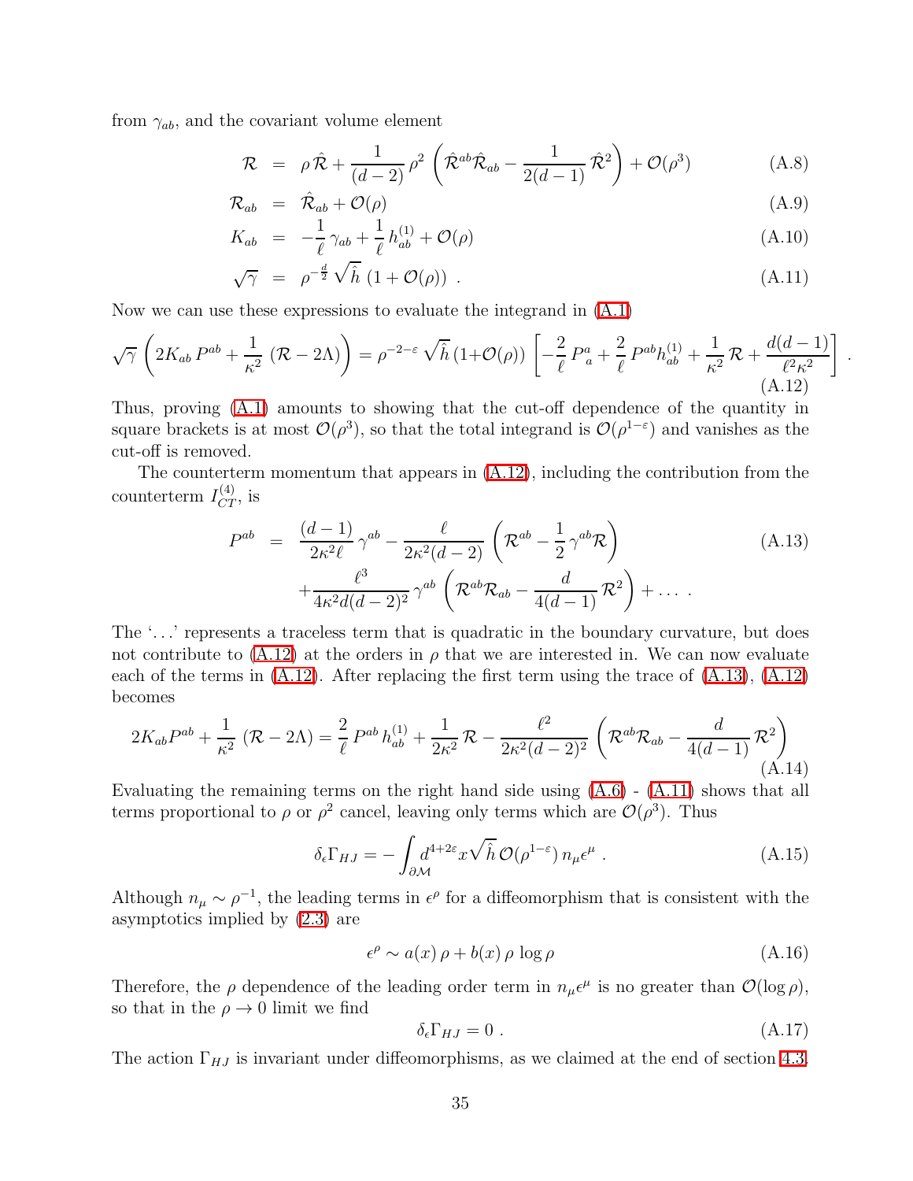from $\gamma_{ab}$, and the covariant volume element

$$
\begin{aligned}
\mathcal{R} &= \rho\,\hat{\mathcal{R}} + \frac{1}{(d-2)}\,\rho^2\,\left(\hat{\mathcal{R}}^{ab}\hat{\mathcal{R}}_{ab} - \frac{1}{2(d-1)}\,\hat{\mathcal{R}}^2\right) + \mathcal{O}(\rho^3) &\text{(A.8)}\\
\mathcal{R}_{ab} &= \hat{\mathcal{R}}_{ab} + \mathcal{O}(\rho) &\text{(A.9)}\\
K_{ab} &= -\frac{1}{\ell}\,\gamma_{ab} + \frac{1}{\ell}\,h^{(1)}_{ab} + \mathcal{O}(\rho) &\text{(A.10)}\\
\sqrt{\gamma} &= \rho^{-\frac{d}{2}}\,\sqrt{\hat{h}}\,\left(1+\mathcal{O}(\rho)\right)\ . &\text{(A.11)}
\end{aligned}
$$

Now we can use these expressions to evaluate the integrand in (A.1)

$$
\sqrt{\gamma}\,\left(2K_{ab}\,P^{ab} + \frac{1}{\kappa^2}\,(\mathcal{R}-2\Lambda)\right) = \rho^{-2-\varepsilon}\,\sqrt{\hat{h}}\,(1+\mathcal{O}(\rho))\,\left[-\frac{2}{\ell}\,P^{a}_{\ a} + \frac{2}{\ell}\,P^{ab}h^{(1)}_{ab} + \frac{1}{\kappa^2}\,\mathcal{R} + \frac{d(d-1)}{\ell^2\kappa^2}\right]\ . \tag{A.12}
$$

Thus, proving (A.1) amounts to showing that the cut-off dependence of the quantity in square brackets is at most $\mathcal{O}(\rho^3)$, so that the total integrand is $\mathcal{O}(\rho^{1-\varepsilon})$ and vanishes as the cut-off is removed.

The counterterm momentum that appears in (A.12), including the contribution from the counterterm $I^{(4)}_{CT}$, is

$$
\begin{aligned}
P^{ab} &= \frac{(d-1)}{2\kappa^2\ell}\,\gamma^{ab} - \frac{\ell}{2\kappa^2(d-2)}\,\left(\mathcal{R}^{ab} - \frac{1}{2}\,\gamma^{ab}\mathcal{R}\right) \\
&\quad + \frac{\ell^3}{4\kappa^2 d(d-2)^2}\,\gamma^{ab}\,\left(\mathcal{R}^{ab}\mathcal{R}_{ab} - \frac{d}{4(d-1)}\,\mathcal{R}^2\right) + \ldots\ .
\end{aligned}
\tag{A.13}
$$

The '...' represents a traceless term that is quadratic in the boundary curvature, but does not contribute to (A.12) at the orders in $\rho$ that we are interested in. We can now evaluate each of the terms in (A.12). After replacing the first term using the trace of (A.13), (A.12) becomes

$$
2K_{ab}P^{ab} + \frac{1}{\kappa^2}\,(\mathcal{R}-2\Lambda) = \frac{2}{\ell}\,P^{ab}\,h^{(1)}_{ab} + \frac{1}{2\kappa^2}\,\mathcal{R} - \frac{\ell^2}{2\kappa^2(d-2)^2}\,\left(\mathcal{R}^{ab}\mathcal{R}_{ab} - \frac{d}{4(d-1)}\,\mathcal{R}^2\right) \tag{A.14}
$$

Evaluating the remaining terms on the right hand side using (A.6) - (A.11) shows that all terms proportional to $\rho$ or $\rho^2$ cancel, leaving only terms which are $\mathcal{O}(\rho^3)$. Thus

$$
\delta_\epsilon\Gamma_{HJ} = -\int_{\partial\mathcal{M}} d^{4+2\varepsilon}x\,\sqrt{\hat{h}}\,\mathcal{O}(\rho^{1-\varepsilon})\,n_\mu\epsilon^\mu\ . \tag{A.15}
$$

Although $n_\mu \sim \rho^{-1}$, the leading terms in $\epsilon^\rho$ for a diffeomorphism that is consistent with the asymptotics implied by (2.3) are

$$
\epsilon^\rho \sim a(x)\,\rho + b(x)\,\rho\,\log\rho \tag{A.16}
$$

Therefore, the $\rho$ dependence of the leading order term in $n_\mu\epsilon^\mu$ is no greater than $\mathcal{O}(\log\rho)$, so that in the $\rho \to 0$ limit we find

$$
\delta_\epsilon\Gamma_{HJ} = 0\ . \tag{A.17}
$$

The action $\Gamma_{HJ}$ is invariant under diffeomorphisms, as we claimed at the end of section 4.3.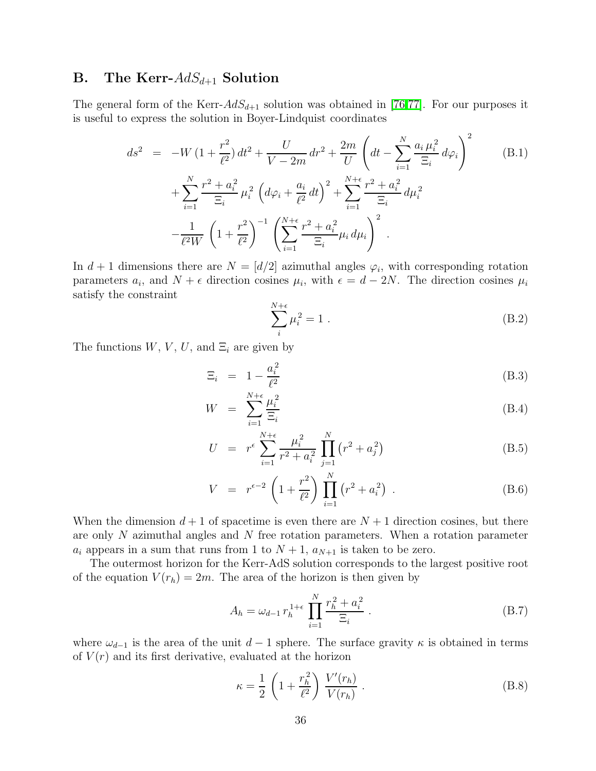## B. The Kerr-$AdS_{d+1}$ Solution

The general form of the Kerr-$AdS_{d+1}$ solution was obtained in [76,77]. For our purposes it is useful to express the solution in Boyer-Lindquist coordinates

$$
\begin{aligned}
ds^2 &= -W\,(1+\frac{r^2}{\ell^2})\,dt^2 + \frac{U}{V-2m}\,dr^2 + \frac{2m}{U}\left(dt - \sum_{i=1}^{N}\frac{a_i\,\mu_i^2}{\Xi_i}\,d\varphi_i\right)^2 \\
&\quad + \sum_{i=1}^{N}\frac{r^2+a_i^2}{\Xi_i}\,\mu_i^2\,\left(d\varphi_i + \frac{a_i}{\ell^2}\,dt\right)^2 + \sum_{i=1}^{N+\epsilon}\frac{r^2+a_i^2}{\Xi_i}\,d\mu_i^2 \\
&\quad - \frac{1}{\ell^2 W}\left(1+\frac{r^2}{\ell^2}\right)^{-1}\left(\sum_{i=1}^{N+\epsilon}\frac{r^2+a_i^2}{\Xi_i}\mu_i\,d\mu_i\right)^2 \,.
\end{aligned}
\tag{B.1}
$$

In $d+1$ dimensions there are $N=[d/2]$ azimuthal angles $\varphi_i$, with corresponding rotation parameters $a_i$, and $N+\epsilon$ direction cosines $\mu_i$, with $\epsilon = d-2N$. The direction cosines $\mu_i$ satisfy the constraint

$$
\sum_{i}^{N+\epsilon}\mu_i^2 = 1\,. \tag{B.2}
$$

The functions $W$, $V$, $U$, and $\Xi_i$ are given by

$$
\Xi_i = 1 - \frac{a_i^2}{\ell^2} \tag{B.3}
$$

$$
W = \sum_{i=1}^{N+\epsilon}\frac{\mu_i^2}{\Xi_i} \tag{B.4}
$$

$$
U = r^{\epsilon}\sum_{i=1}^{N+\epsilon}\frac{\mu_i^2}{r^2+a_i^2}\prod_{j=1}^{N}\left(r^2+a_j^2\right) \tag{B.5}
$$

$$
V = r^{\epsilon-2}\left(1+\frac{r^2}{\ell^2}\right)\prod_{i=1}^{N}\left(r^2+a_i^2\right)\,. \tag{B.6}
$$

When the dimension $d+1$ of spacetime is even there are $N+1$ direction cosines, but there are only $N$ azimuthal angles and $N$ free rotation parameters. When a rotation parameter $a_i$ appears in a sum that runs from 1 to $N+1$, $a_{N+1}$ is taken to be zero.

The outermost horizon for the Kerr-AdS solution corresponds to the largest positive root of the equation $V(r_h) = 2m$. The area of the horizon is then given by

$$
A_h = \omega_{d-1}\,r_h^{1+\epsilon}\prod_{i=1}^{N}\frac{r_h^2+a_i^2}{\Xi_i}\,. \tag{B.7}
$$

where $\omega_{d-1}$ is the area of the unit $d-1$ sphere. The surface gravity $\kappa$ is obtained in terms of $V(r)$ and its first derivative, evaluated at the horizon

$$
\kappa = \frac{1}{2}\left(1+\frac{r_h^2}{\ell^2}\right)\frac{V'(r_h)}{V(r_h)}\,. \tag{B.8}
$$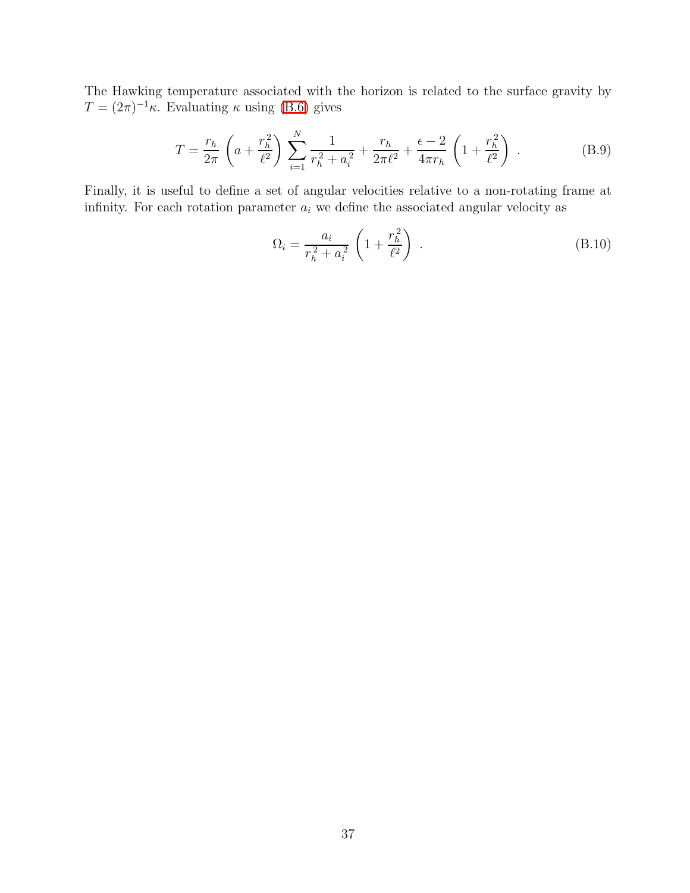The Hawking temperature associated with the horizon is related to the surface gravity by $T = (2\pi)^{-1}\kappa$. Evaluating $\kappa$ using (B.6) gives

$$T = \frac{r_h}{2\pi}\left(a + \frac{r_h^2}{\ell^2}\right)\sum_{i=1}^{N}\frac{1}{r_h^2 + a_i^2} + \frac{r_h}{2\pi\ell^2} + \frac{\epsilon - 2}{4\pi r_h}\left(1 + \frac{r_h^2}{\ell^2}\right) . \tag{B.9}$$

Finally, it is useful to define a set of angular velocities relative to a non-rotating frame at infinity. For each rotation parameter $a_i$ we define the associated angular velocity as

$$\Omega_i = \frac{a_i}{r_h^2 + a_i^2}\left(1 + \frac{r_h^2}{\ell^2}\right) . \tag{B.10}$$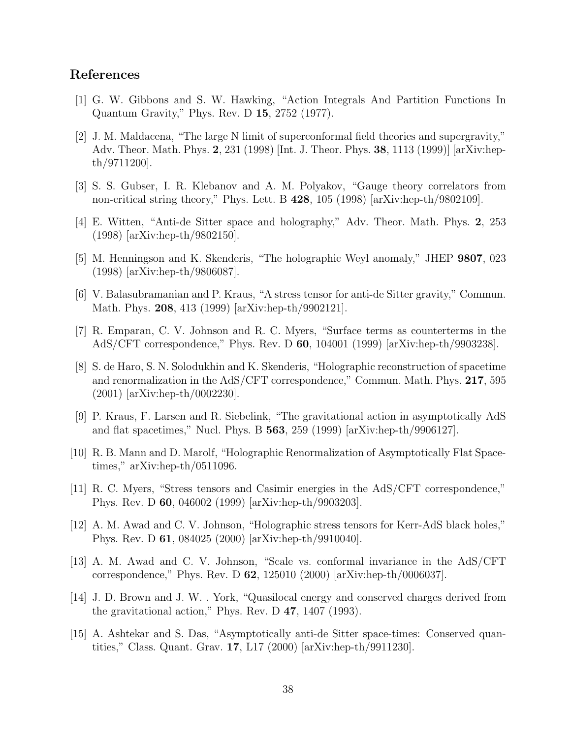## References

[1] G. W. Gibbons and S. W. Hawking, "Action Integrals And Partition Functions In Quantum Gravity," Phys. Rev. D **15**, 2752 (1977).

[2] J. M. Maldacena, "The large N limit of superconformal field theories and supergravity," Adv. Theor. Math. Phys. **2**, 231 (1998) [Int. J. Theor. Phys. **38**, 1113 (1999)] [arXiv:hep-th/9711200].

[3] S. S. Gubser, I. R. Klebanov and A. M. Polyakov, "Gauge theory correlators from non-critical string theory," Phys. Lett. B **428**, 105 (1998) [arXiv:hep-th/9802109].

[4] E. Witten, "Anti-de Sitter space and holography," Adv. Theor. Math. Phys. **2**, 253 (1998) [arXiv:hep-th/9802150].

[5] M. Henningson and K. Skenderis, "The holographic Weyl anomaly," JHEP **9807**, 023 (1998) [arXiv:hep-th/9806087].

[6] V. Balasubramanian and P. Kraus, "A stress tensor for anti-de Sitter gravity," Commun. Math. Phys. **208**, 413 (1999) [arXiv:hep-th/9902121].

[7] R. Emparan, C. V. Johnson and R. C. Myers, "Surface terms as counterterms in the AdS/CFT correspondence," Phys. Rev. D **60**, 104001 (1999) [arXiv:hep-th/9903238].

[8] S. de Haro, S. N. Solodukhin and K. Skenderis, "Holographic reconstruction of spacetime and renormalization in the AdS/CFT correspondence," Commun. Math. Phys. **217**, 595 (2001) [arXiv:hep-th/0002230].

[9] P. Kraus, F. Larsen and R. Siebelink, "The gravitational action in asymptotically AdS and flat spacetimes," Nucl. Phys. B **563**, 259 (1999) [arXiv:hep-th/9906127].

[10] R. B. Mann and D. Marolf, "Holographic Renormalization of Asymptotically Flat Spacetimes," arXiv:hep-th/0511096.

[11] R. C. Myers, "Stress tensors and Casimir energies in the AdS/CFT correspondence," Phys. Rev. D **60**, 046002 (1999) [arXiv:hep-th/9903203].

[12] A. M. Awad and C. V. Johnson, "Holographic stress tensors for Kerr-AdS black holes," Phys. Rev. D **61**, 084025 (2000) [arXiv:hep-th/9910040].

[13] A. M. Awad and C. V. Johnson, "Scale vs. conformal invariance in the AdS/CFT correspondence," Phys. Rev. D **62**, 125010 (2000) [arXiv:hep-th/0006037].

[14] J. D. Brown and J. W. . York, "Quasilocal energy and conserved charges derived from the gravitational action," Phys. Rev. D **47**, 1407 (1993).

[15] A. Ashtekar and S. Das, "Asymptotically anti-de Sitter space-times: Conserved quantities," Class. Quant. Grav. **17**, L17 (2000) [arXiv:hep-th/9911230].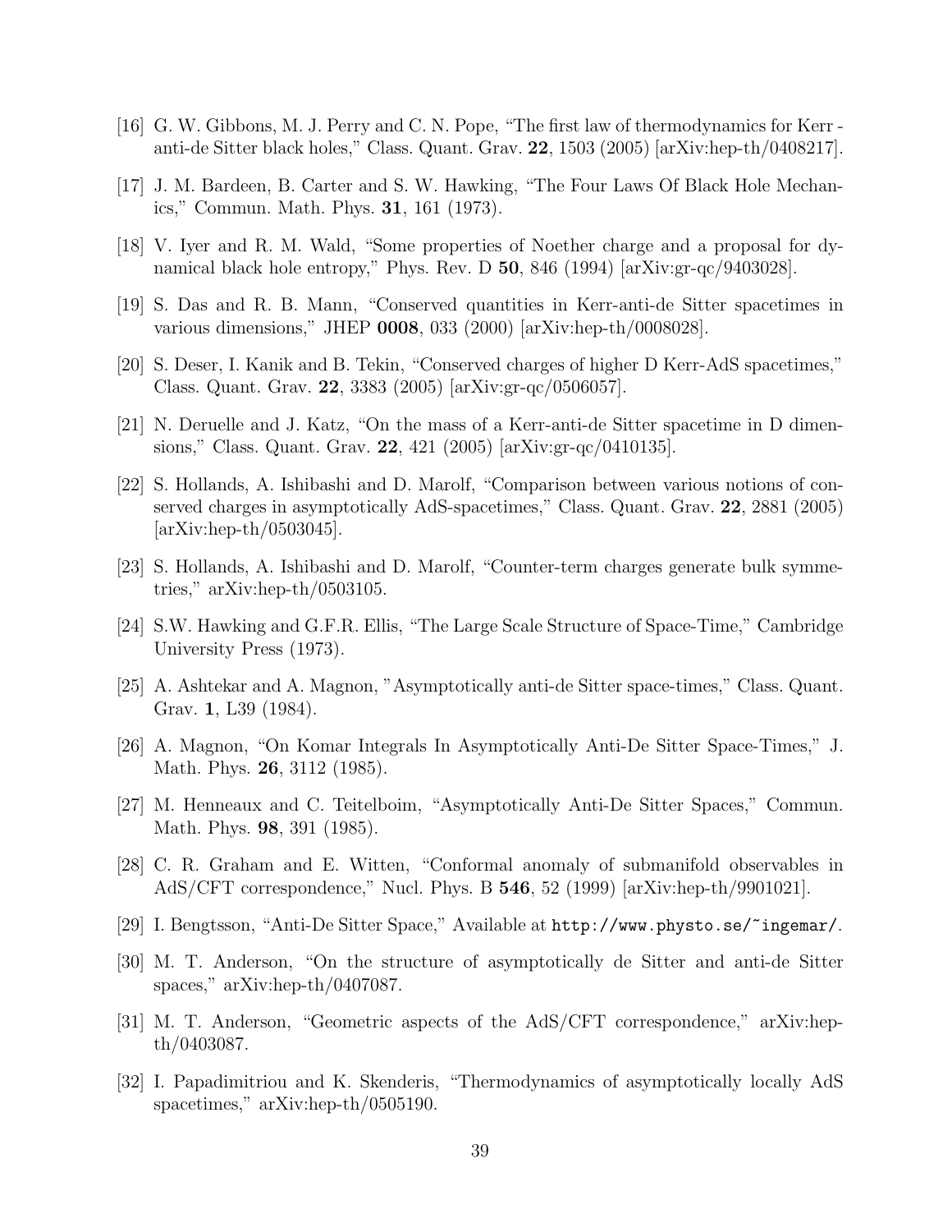[16] G. W. Gibbons, M. J. Perry and C. N. Pope, "The first law of thermodynamics for Kerr - anti-de Sitter black holes," Class. Quant. Grav. **22**, 1503 (2005) [arXiv:hep-th/0408217].

[17] J. M. Bardeen, B. Carter and S. W. Hawking, "The Four Laws Of Black Hole Mechanics," Commun. Math. Phys. **31**, 161 (1973).

[18] V. Iyer and R. M. Wald, "Some properties of Noether charge and a proposal for dynamical black hole entropy," Phys. Rev. D **50**, 846 (1994) [arXiv:gr-qc/9403028].

[19] S. Das and R. B. Mann, "Conserved quantities in Kerr-anti-de Sitter spacetimes in various dimensions," JHEP **0008**, 033 (2000) [arXiv:hep-th/0008028].

[20] S. Deser, I. Kanik and B. Tekin, "Conserved charges of higher D Kerr-AdS spacetimes," Class. Quant. Grav. **22**, 3383 (2005) [arXiv:gr-qc/0506057].

[21] N. Deruelle and J. Katz, "On the mass of a Kerr-anti-de Sitter spacetime in D dimensions," Class. Quant. Grav. **22**, 421 (2005) [arXiv:gr-qc/0410135].

[22] S. Hollands, A. Ishibashi and D. Marolf, "Comparison between various notions of conserved charges in asymptotically AdS-spacetimes," Class. Quant. Grav. **22**, 2881 (2005) [arXiv:hep-th/0503045].

[23] S. Hollands, A. Ishibashi and D. Marolf, "Counter-term charges generate bulk symmetries," arXiv:hep-th/0503105.

[24] S.W. Hawking and G.F.R. Ellis, "The Large Scale Structure of Space-Time," Cambridge University Press (1973).

[25] A. Ashtekar and A. Magnon, "Asymptotically anti-de Sitter space-times," Class. Quant. Grav. **1**, L39 (1984).

[26] A. Magnon, "On Komar Integrals In Asymptotically Anti-De Sitter Space-Times," J. Math. Phys. **26**, 3112 (1985).

[27] M. Henneaux and C. Teitelboim, "Asymptotically Anti-De Sitter Spaces," Commun. Math. Phys. **98**, 391 (1985).

[28] C. R. Graham and E. Witten, "Conformal anomaly of submanifold observables in AdS/CFT correspondence," Nucl. Phys. B **546**, 52 (1999) [arXiv:hep-th/9901021].

[29] I. Bengtsson, "Anti-De Sitter Space," Available at `http://www.physto.se/~ingemar/`.

[30] M. T. Anderson, "On the structure of asymptotically de Sitter and anti-de Sitter spaces," arXiv:hep-th/0407087.

[31] M. T. Anderson, "Geometric aspects of the AdS/CFT correspondence," arXiv:hep-th/0403087.

[32] I. Papadimitriou and K. Skenderis, "Thermodynamics of asymptotically locally AdS spacetimes," arXiv:hep-th/0505190.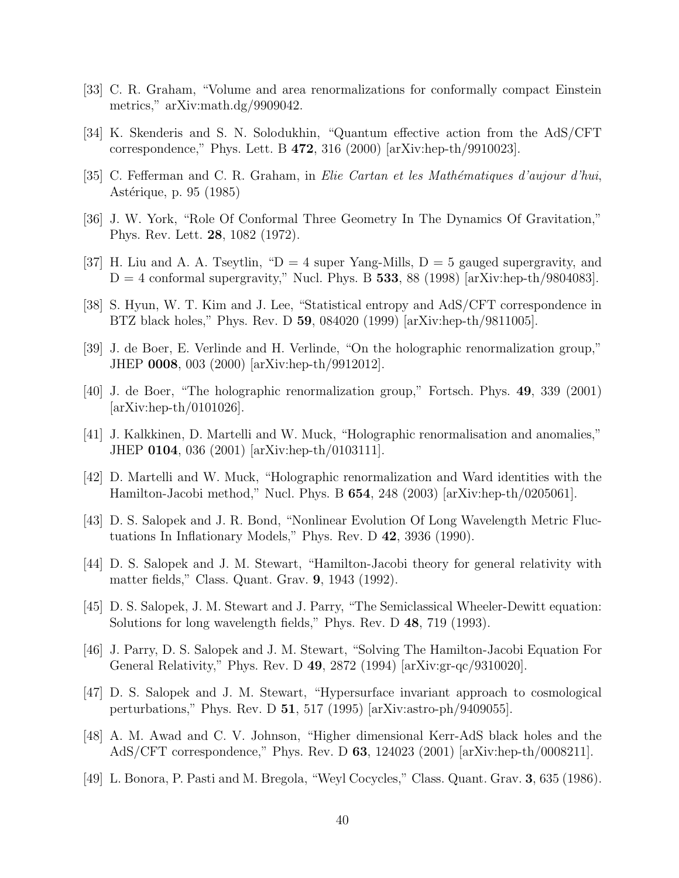[33] C. R. Graham, "Volume and area renormalizations for conformally compact Einstein metrics," arXiv:math.dg/9909042.

[34] K. Skenderis and S. N. Solodukhin, "Quantum effective action from the AdS/CFT correspondence," Phys. Lett. B **472**, 316 (2000) [arXiv:hep-th/9910023].

[35] C. Fefferman and C. R. Graham, in *Elie Cartan et les Mathématiques d'aujour d'hui*, Astérique, p. 95 (1985)

[36] J. W. York, "Role Of Conformal Three Geometry In The Dynamics Of Gravitation," Phys. Rev. Lett. **28**, 1082 (1972).

[37] H. Liu and A. A. Tseytlin, "D = 4 super Yang-Mills, D = 5 gauged supergravity, and D = 4 conformal supergravity," Nucl. Phys. B **533**, 88 (1998) [arXiv:hep-th/9804083].

[38] S. Hyun, W. T. Kim and J. Lee, "Statistical entropy and AdS/CFT correspondence in BTZ black holes," Phys. Rev. D **59**, 084020 (1999) [arXiv:hep-th/9811005].

[39] J. de Boer, E. Verlinde and H. Verlinde, "On the holographic renormalization group," JHEP **0008**, 003 (2000) [arXiv:hep-th/9912012].

[40] J. de Boer, "The holographic renormalization group," Fortsch. Phys. **49**, 339 (2001) [arXiv:hep-th/0101026].

[41] J. Kalkkinen, D. Martelli and W. Muck, "Holographic renormalisation and anomalies," JHEP **0104**, 036 (2001) [arXiv:hep-th/0103111].

[42] D. Martelli and W. Muck, "Holographic renormalization and Ward identities with the Hamilton-Jacobi method," Nucl. Phys. B **654**, 248 (2003) [arXiv:hep-th/0205061].

[43] D. S. Salopek and J. R. Bond, "Nonlinear Evolution Of Long Wavelength Metric Fluctuations In Inflationary Models," Phys. Rev. D **42**, 3936 (1990).

[44] D. S. Salopek and J. M. Stewart, "Hamilton-Jacobi theory for general relativity with matter fields," Class. Quant. Grav. **9**, 1943 (1992).

[45] D. S. Salopek, J. M. Stewart and J. Parry, "The Semiclassical Wheeler-Dewitt equation: Solutions for long wavelength fields," Phys. Rev. D **48**, 719 (1993).

[46] J. Parry, D. S. Salopek and J. M. Stewart, "Solving The Hamilton-Jacobi Equation For General Relativity," Phys. Rev. D **49**, 2872 (1994) [arXiv:gr-qc/9310020].

[47] D. S. Salopek and J. M. Stewart, "Hypersurface invariant approach to cosmological perturbations," Phys. Rev. D **51**, 517 (1995) [arXiv:astro-ph/9409055].

[48] A. M. Awad and C. V. Johnson, "Higher dimensional Kerr-AdS black holes and the AdS/CFT correspondence," Phys. Rev. D **63**, 124023 (2001) [arXiv:hep-th/0008211].

[49] L. Bonora, P. Pasti and M. Bregola, "Weyl Cocycles," Class. Quant. Grav. **3**, 635 (1986).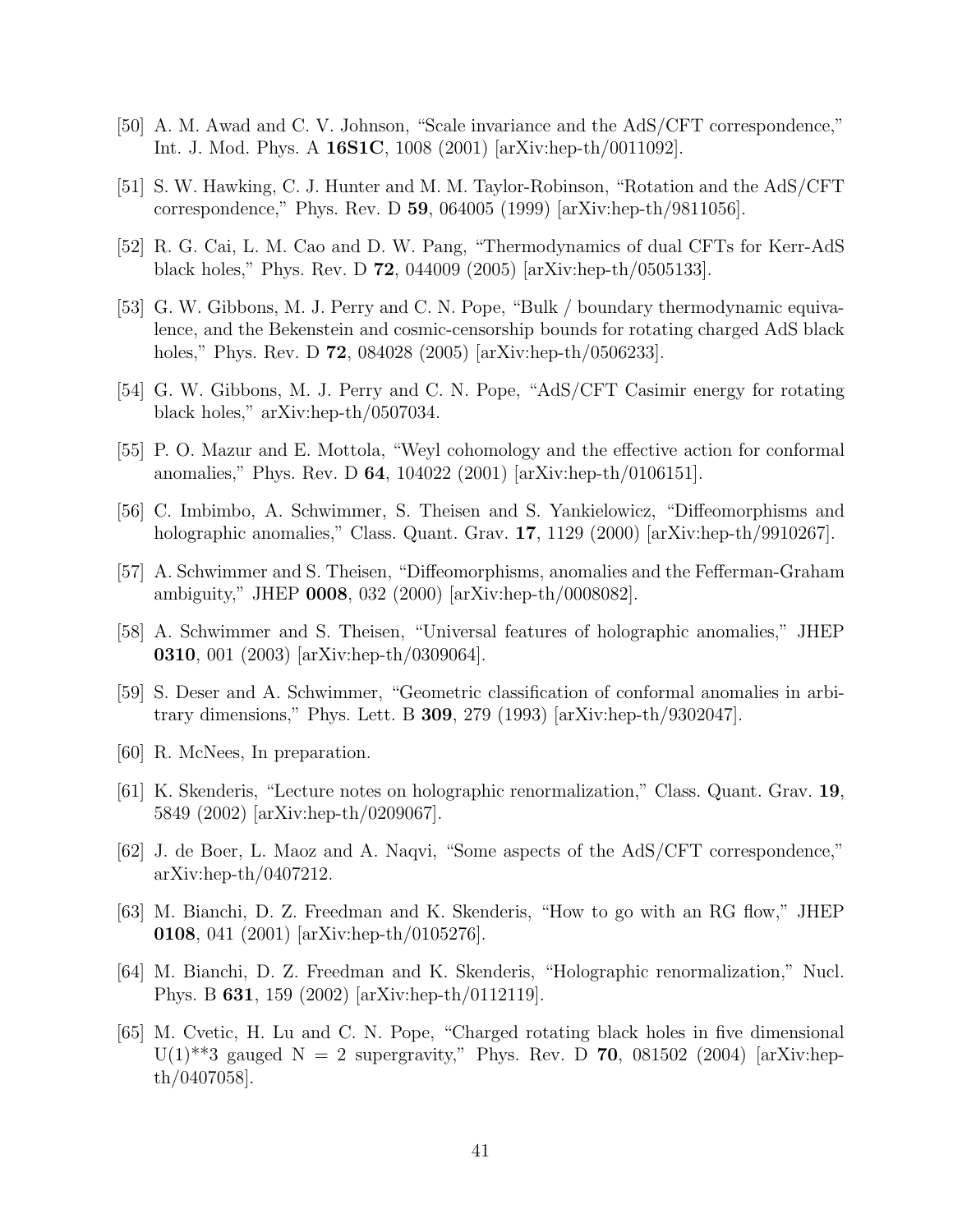[50] A. M. Awad and C. V. Johnson, "Scale invariance and the AdS/CFT correspondence," Int. J. Mod. Phys. A **16S1C**, 1008 (2001) [arXiv:hep-th/0011092].

[51] S. W. Hawking, C. J. Hunter and M. M. Taylor-Robinson, "Rotation and the AdS/CFT correspondence," Phys. Rev. D **59**, 064005 (1999) [arXiv:hep-th/9811056].

[52] R. G. Cai, L. M. Cao and D. W. Pang, "Thermodynamics of dual CFTs for Kerr-AdS black holes," Phys. Rev. D **72**, 044009 (2005) [arXiv:hep-th/0505133].

[53] G. W. Gibbons, M. J. Perry and C. N. Pope, "Bulk / boundary thermodynamic equivalence, and the Bekenstein and cosmic-censorship bounds for rotating charged AdS black holes," Phys. Rev. D **72**, 084028 (2005) [arXiv:hep-th/0506233].

[54] G. W. Gibbons, M. J. Perry and C. N. Pope, "AdS/CFT Casimir energy for rotating black holes," arXiv:hep-th/0507034.

[55] P. O. Mazur and E. Mottola, "Weyl cohomology and the effective action for conformal anomalies," Phys. Rev. D **64**, 104022 (2001) [arXiv:hep-th/0106151].

[56] C. Imbimbo, A. Schwimmer, S. Theisen and S. Yankielowicz, "Diffeomorphisms and holographic anomalies," Class. Quant. Grav. **17**, 1129 (2000) [arXiv:hep-th/9910267].

[57] A. Schwimmer and S. Theisen, "Diffeomorphisms, anomalies and the Fefferman-Graham ambiguity," JHEP **0008**, 032 (2000) [arXiv:hep-th/0008082].

[58] A. Schwimmer and S. Theisen, "Universal features of holographic anomalies," JHEP **0310**, 001 (2003) [arXiv:hep-th/0309064].

[59] S. Deser and A. Schwimmer, "Geometric classification of conformal anomalies in arbitrary dimensions," Phys. Lett. B **309**, 279 (1993) [arXiv:hep-th/9302047].

[60] R. McNees, In preparation.

[61] K. Skenderis, "Lecture notes on holographic renormalization," Class. Quant. Grav. **19**, 5849 (2002) [arXiv:hep-th/0209067].

[62] J. de Boer, L. Maoz and A. Naqvi, "Some aspects of the AdS/CFT correspondence," arXiv:hep-th/0407212.

[63] M. Bianchi, D. Z. Freedman and K. Skenderis, "How to go with an RG flow," JHEP **0108**, 041 (2001) [arXiv:hep-th/0105276].

[64] M. Bianchi, D. Z. Freedman and K. Skenderis, "Holographic renormalization," Nucl. Phys. B **631**, 159 (2002) [arXiv:hep-th/0112119].

[65] M. Cvetic, H. Lu and C. N. Pope, "Charged rotating black holes in five dimensional U(1)**3 gauged N = 2 supergravity," Phys. Rev. D **70**, 081502 (2004) [arXiv:hep-th/0407058].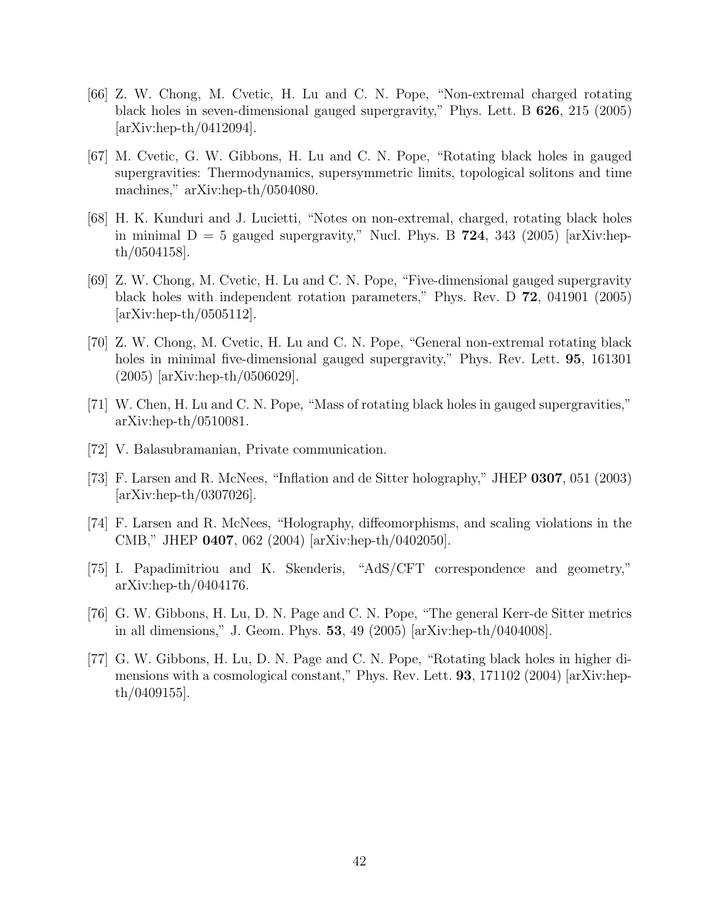[66] Z. W. Chong, M. Cvetic, H. Lu and C. N. Pope, "Non-extremal charged rotating black holes in seven-dimensional gauged supergravity," Phys. Lett. B **626**, 215 (2005) [arXiv:hep-th/0412094].

[67] M. Cvetic, G. W. Gibbons, H. Lu and C. N. Pope, "Rotating black holes in gauged supergravities: Thermodynamics, supersymmetric limits, topological solitons and time machines," arXiv:hep-th/0504080.

[68] H. K. Kunduri and J. Lucietti, "Notes on non-extremal, charged, rotating black holes in minimal D = 5 gauged supergravity," Nucl. Phys. B **724**, 343 (2005) [arXiv:hep-th/0504158].

[69] Z. W. Chong, M. Cvetic, H. Lu and C. N. Pope, "Five-dimensional gauged supergravity black holes with independent rotation parameters," Phys. Rev. D **72**, 041901 (2005) [arXiv:hep-th/0505112].

[70] Z. W. Chong, M. Cvetic, H. Lu and C. N. Pope, "General non-extremal rotating black holes in minimal five-dimensional gauged supergravity," Phys. Rev. Lett. **95**, 161301 (2005) [arXiv:hep-th/0506029].

[71] W. Chen, H. Lu and C. N. Pope, "Mass of rotating black holes in gauged supergravities," arXiv:hep-th/0510081.

[72] V. Balasubramanian, Private communication.

[73] F. Larsen and R. McNees, "Inflation and de Sitter holography," JHEP **0307**, 051 (2003) [arXiv:hep-th/0307026].

[74] F. Larsen and R. McNees, "Holography, diffeomorphisms, and scaling violations in the CMB," JHEP **0407**, 062 (2004) [arXiv:hep-th/0402050].

[75] I. Papadimitriou and K. Skenderis, "AdS/CFT correspondence and geometry," arXiv:hep-th/0404176.

[76] G. W. Gibbons, H. Lu, D. N. Page and C. N. Pope, "The general Kerr-de Sitter metrics in all dimensions," J. Geom. Phys. **53**, 49 (2005) [arXiv:hep-th/0404008].

[77] G. W. Gibbons, H. Lu, D. N. Page and C. N. Pope, "Rotating black holes in higher dimensions with a cosmological constant," Phys. Rev. Lett. **93**, 171102 (2004) [arXiv:hep-th/0409155].